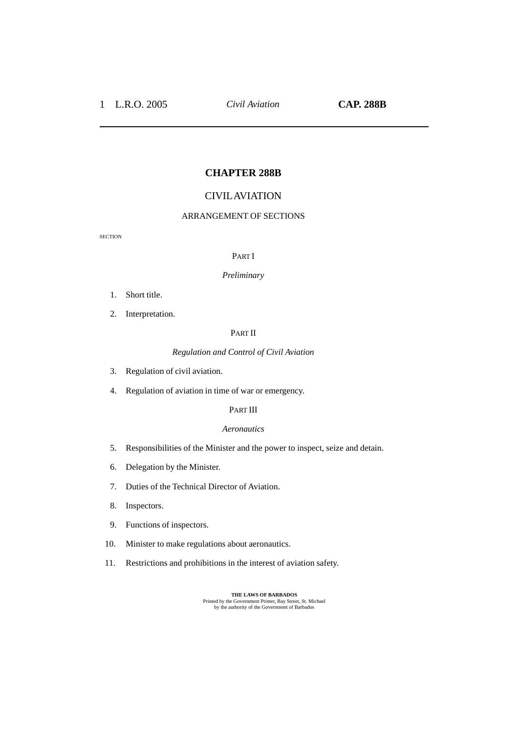# CHAPTER 288B

## CIVIL AVIATION

### ARRANGEMENT OF SECTIONS

SECTION

PART I

*Preliminary*

1. Short title.
2. Interpretation.

PART II

*Regulation and Control of Civil Aviation*

3. Regulation of civil aviation.
4. Regulation of aviation in time of war or emergency.

PART III

*Aeronautics*

5. Responsibilities of the Minister and the power to inspect, seize and detain.
6. Delegation by the Minister.
7. Duties of the Technical Director of Aviation.
8. Inspectors.
9. Functions of inspectors.
10. Minister to make regulations about aeronautics.
11. Restrictions and prohibitions in the interest of aviation safety.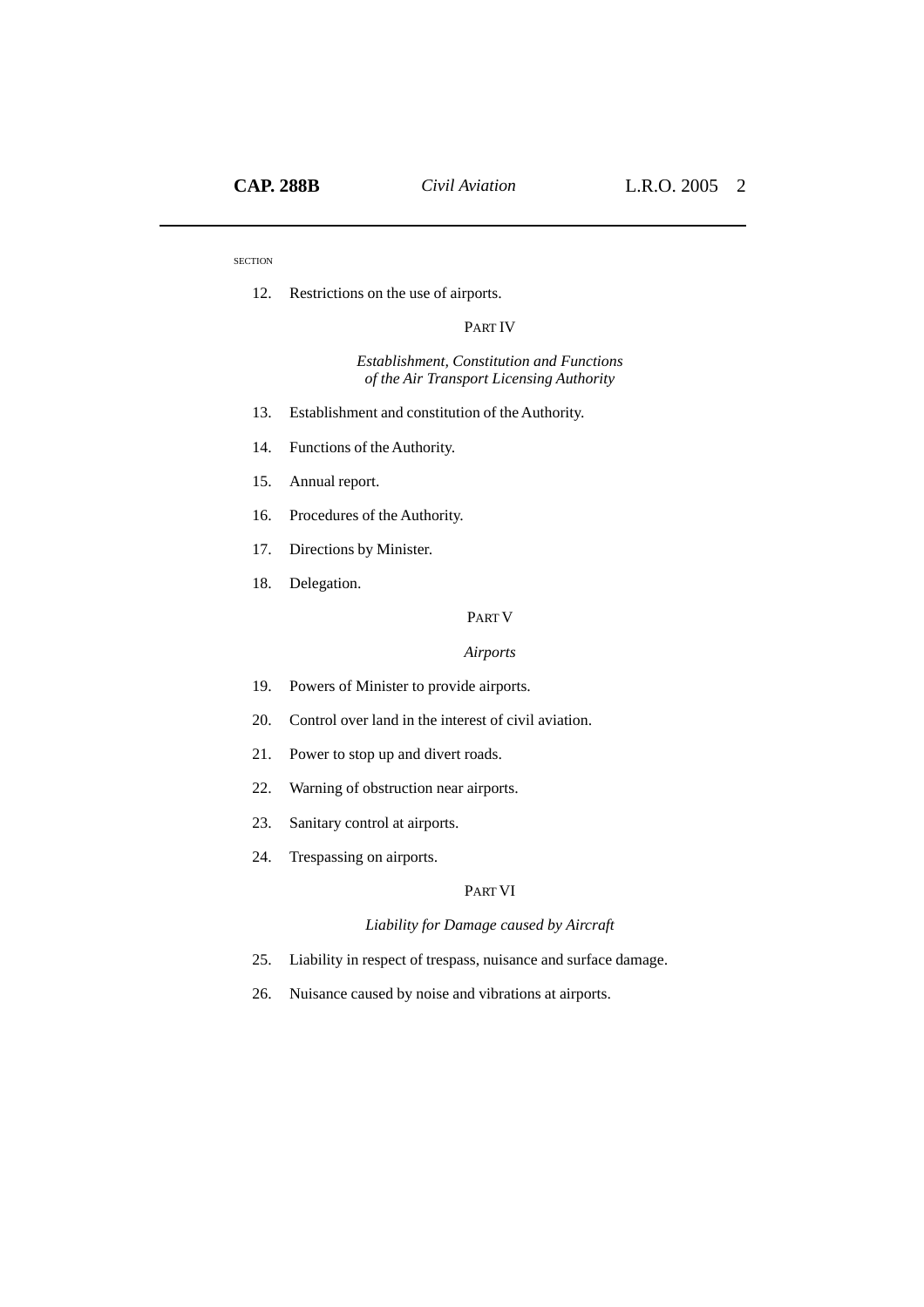SECTION

12. Restrictions on the use of airports.

PART IV

*Establishment, Constitution and Functions of the Air Transport Licensing Authority*

13. Establishment and constitution of the Authority.
14. Functions of the Authority.
15. Annual report.
16. Procedures of the Authority.
17. Directions by Minister.
18. Delegation.

PART V

*Airports*

19. Powers of Minister to provide airports.
20. Control over land in the interest of civil aviation.
21. Power to stop up and divert roads.
22. Warning of obstruction near airports.
23. Sanitary control at airports.
24. Trespassing on airports.

PART VI

*Liability for Damage caused by Aircraft*

25. Liability in respect of trespass, nuisance and surface damage.
26. Nuisance caused by noise and vibrations at airports.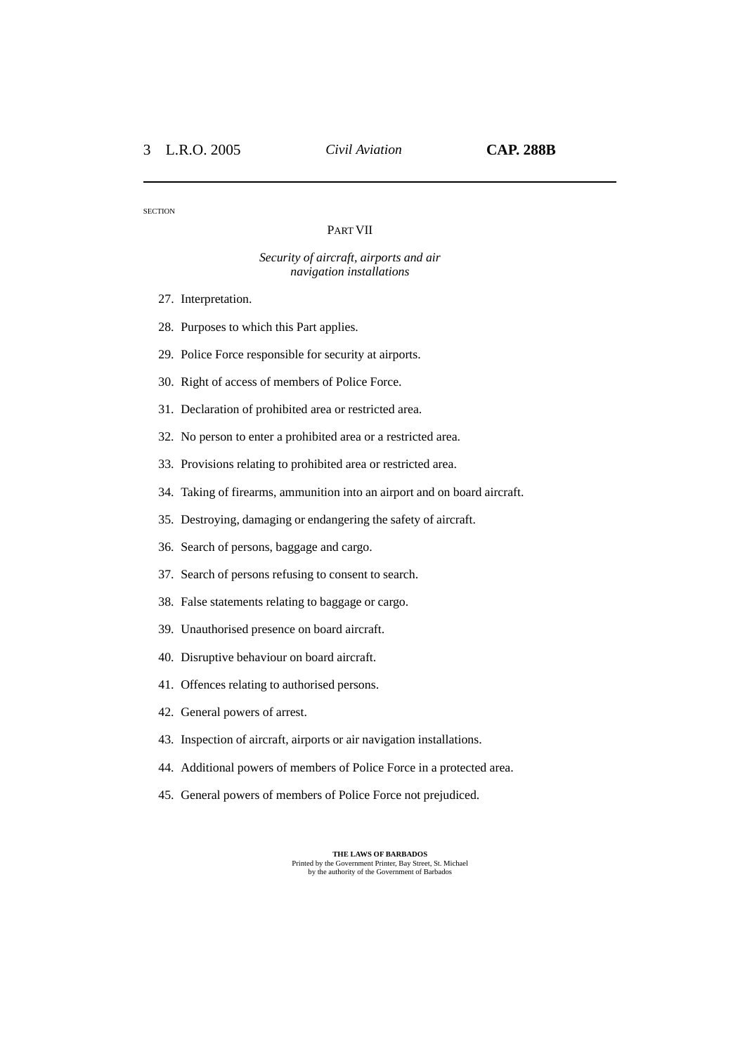SECTION

PART VII

*Security of aircraft, airports and air navigation installations*

27. Interpretation.

28. Purposes to which this Part applies.

29. Police Force responsible for security at airports.

30. Right of access of members of Police Force.

31. Declaration of prohibited area or restricted area.

32. No person to enter a prohibited area or a restricted area.

33. Provisions relating to prohibited area or restricted area.

34. Taking of firearms, ammunition into an airport and on board aircraft.

35. Destroying, damaging or endangering the safety of aircraft.

36. Search of persons, baggage and cargo.

37. Search of persons refusing to consent to search.

38. False statements relating to baggage or cargo.

39. Unauthorised presence on board aircraft.

40. Disruptive behaviour on board aircraft.

41. Offences relating to authorised persons.

42. General powers of arrest.

43. Inspection of aircraft, airports or air navigation installations.

44. Additional powers of members of Police Force in a protected area.

45. General powers of members of Police Force not prejudiced.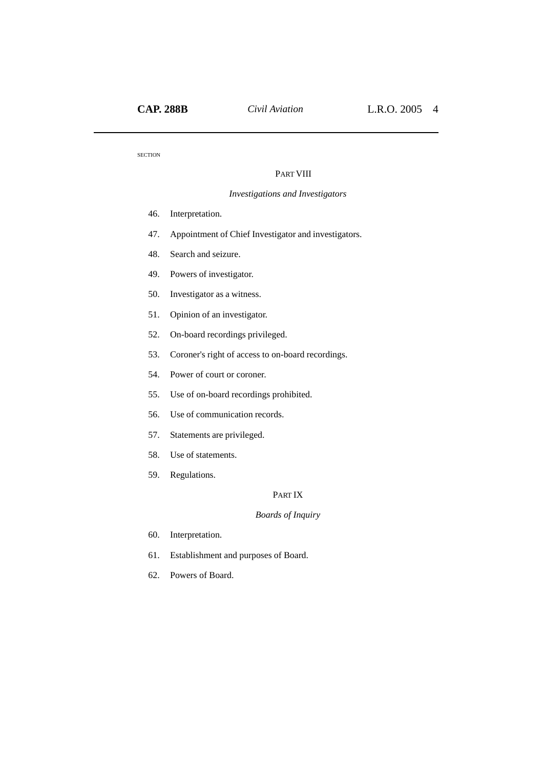SECTION

PART VIII

*Investigations and Investigators*

46. Interpretation.

47. Appointment of Chief Investigator and investigators.

48. Search and seizure.

49. Powers of investigator.

50. Investigator as a witness.

51. Opinion of an investigator.

52. On-board recordings privileged.

53. Coroner's right of access to on-board recordings.

54. Power of court or coroner.

55. Use of on-board recordings prohibited.

56. Use of communication records.

57. Statements are privileged.

58. Use of statements.

59. Regulations.

PART IX

*Boards of Inquiry*

60. Interpretation.

61. Establishment and purposes of Board.

62. Powers of Board.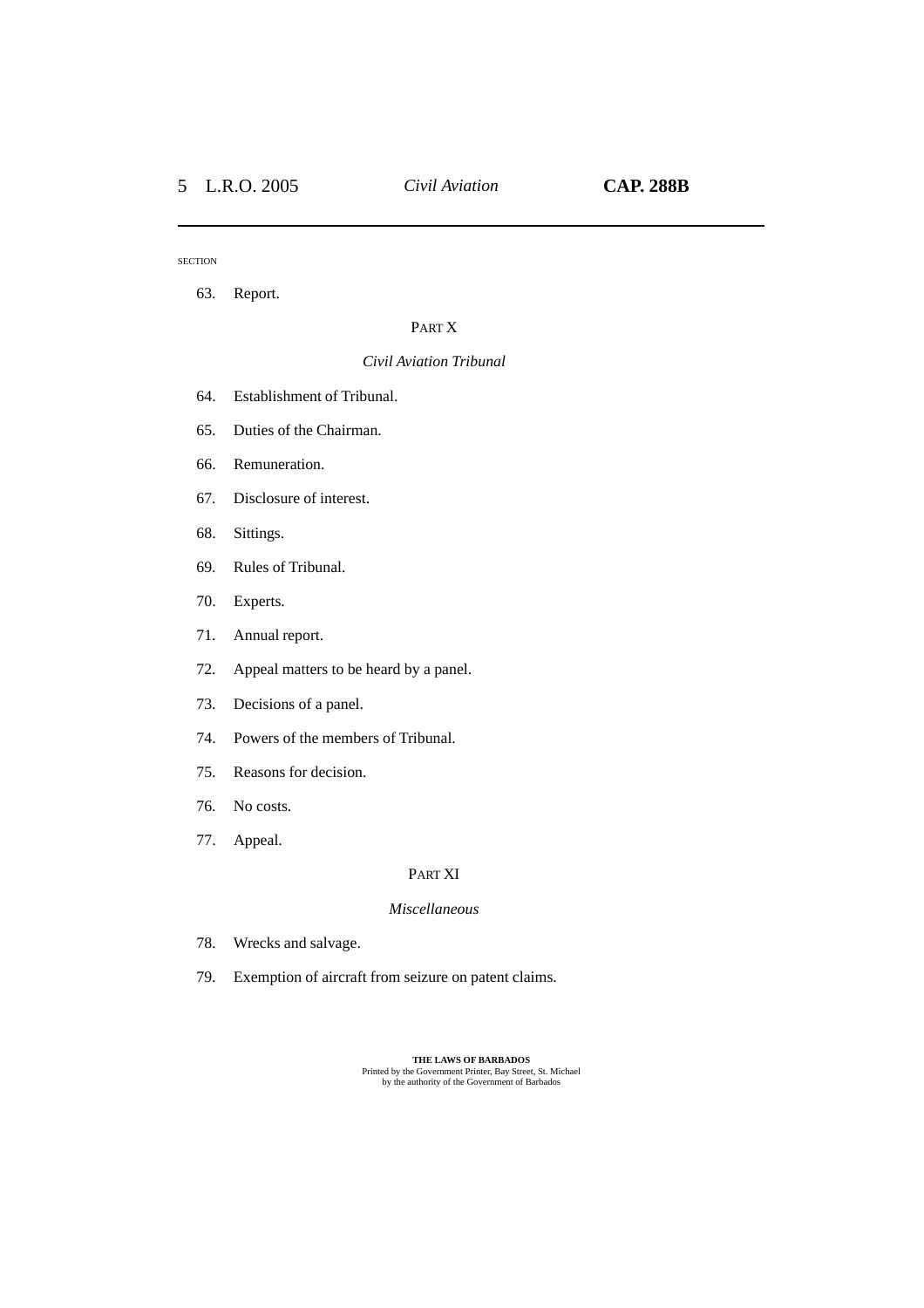SECTION

63. Report.

PART X

*Civil Aviation Tribunal*

64. Establishment of Tribunal.

65. Duties of the Chairman.

66. Remuneration.

67. Disclosure of interest.

68. Sittings.

69. Rules of Tribunal.

70. Experts.

71. Annual report.

72. Appeal matters to be heard by a panel.

73. Decisions of a panel.

74. Powers of the members of Tribunal.

75. Reasons for decision.

76. No costs.

77. Appeal.

PART XI

*Miscellaneous*

78. Wrecks and salvage.

79. Exemption of aircraft from seizure on patent claims.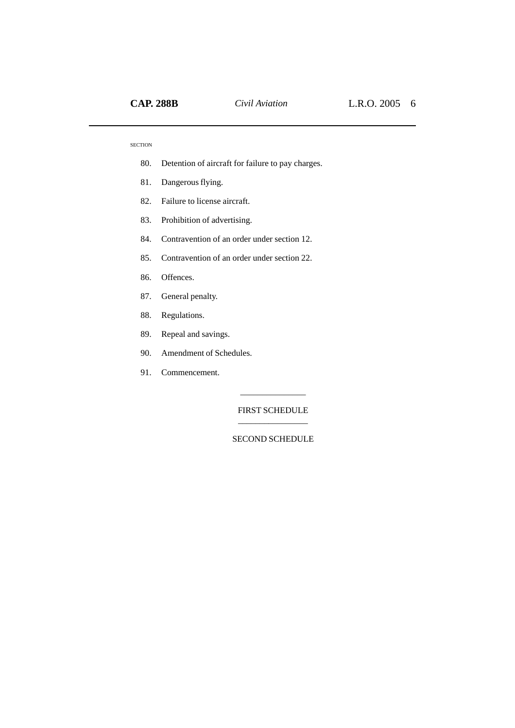SECTION

80. Detention of aircraft for failure to pay charges.

81. Dangerous flying.

82. Failure to license aircraft.

83. Prohibition of advertising.

84. Contravention of an order under section 12.

85. Contravention of an order under section 22.

86. Offences.

87. General penalty.

88. Regulations.

89. Repeal and savings.

90. Amendment of Schedules.

91. Commencement.

---

FIRST SCHEDULE

---

SECOND SCHEDULE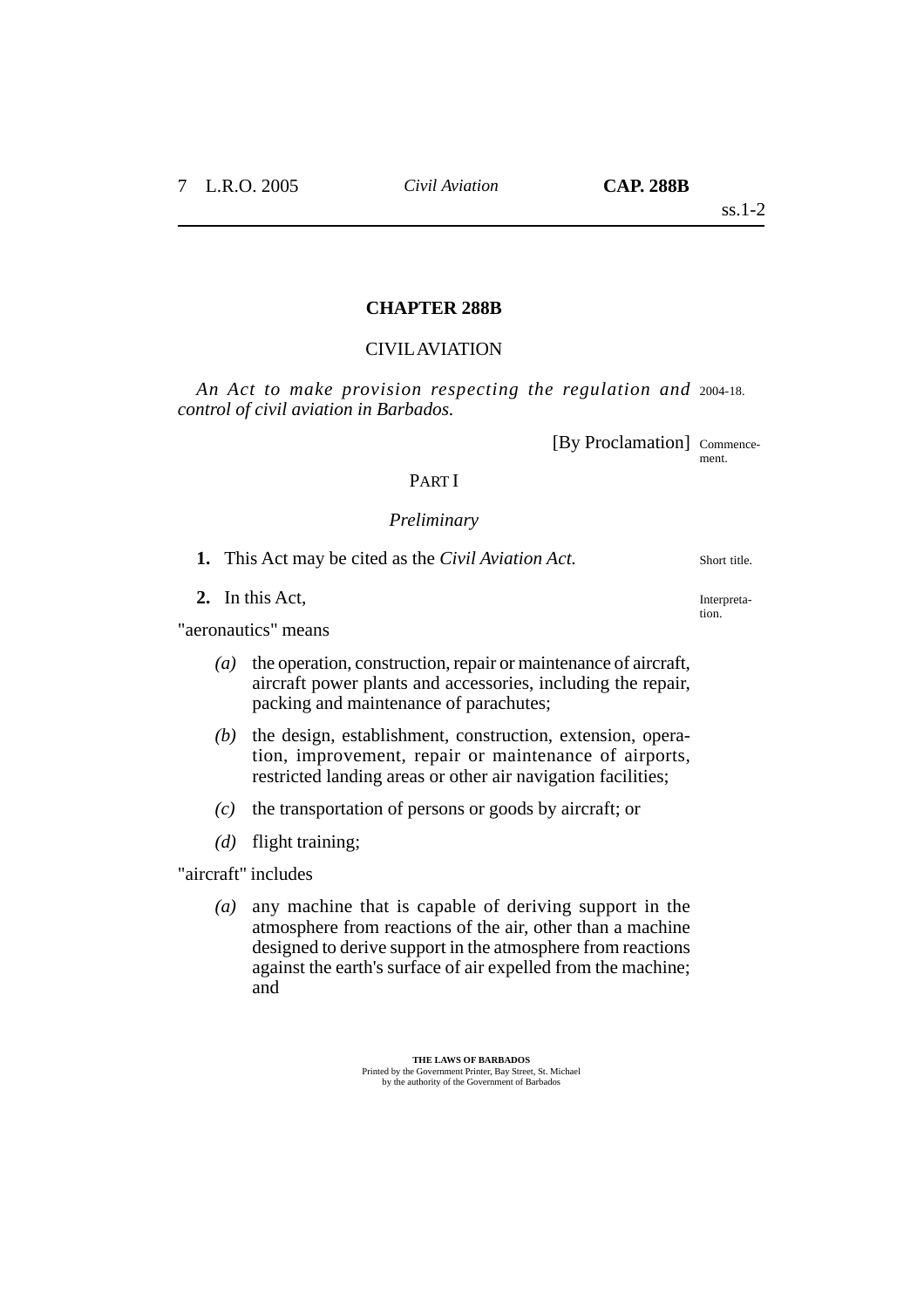# CHAPTER 288B

## CIVIL AVIATION

*An Act to make provision respecting the regulation and control of civil aviation in Barbados.* 2004-18.

[By Proclamation] Commencement.

## PART I

### *Preliminary*

**1.** This Act may be cited as the *Civil Aviation Act.* Short title.

**2.** In this Act, Interpretation.

"aeronautics" means

- *(a)* the operation, construction, repair or maintenance of aircraft, aircraft power plants and accessories, including the repair, packing and maintenance of parachutes;
- *(b)* the design, establishment, construction, extension, operation, improvement, repair or maintenance of airports, restricted landing areas or other air navigation facilities;
- *(c)* the transportation of persons or goods by aircraft; or
- *(d)* flight training;

"aircraft" includes

- *(a)* any machine that is capable of deriving support in the atmosphere from reactions of the air, other than a machine designed to derive support in the atmosphere from reactions against the earth's surface of air expelled from the machine; and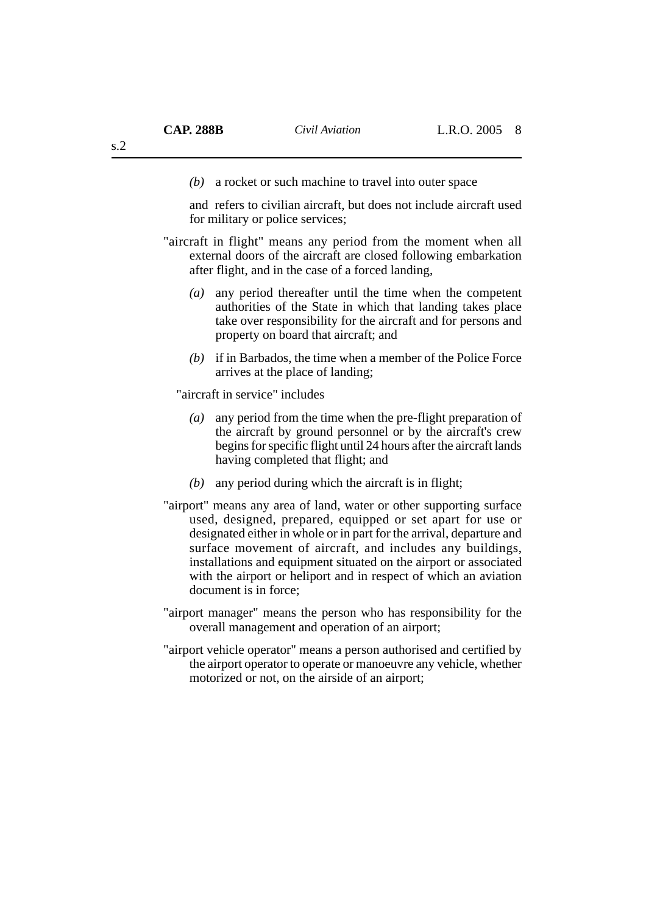(*b*) a rocket or such machine to travel into outer space

and refers to civilian aircraft, but does not include aircraft used for military or police services;

"aircraft in flight" means any period from the moment when all external doors of the aircraft are closed following embarkation after flight, and in the case of a forced landing,

(*a*) any period thereafter until the time when the competent authorities of the State in which that landing takes place take over responsibility for the aircraft and for persons and property on board that aircraft; and

(*b*) if in Barbados, the time when a member of the Police Force arrives at the place of landing;

"aircraft in service" includes

(*a*) any period from the time when the pre-flight preparation of the aircraft by ground personnel or by the aircraft's crew begins for specific flight until 24 hours after the aircraft lands having completed that flight; and

(*b*) any period during which the aircraft is in flight;

"airport" means any area of land, water or other supporting surface used, designed, prepared, equipped or set apart for use or designated either in whole or in part for the arrival, departure and surface movement of aircraft, and includes any buildings, installations and equipment situated on the airport or associated with the airport or heliport and in respect of which an aviation document is in force;

"airport manager" means the person who has responsibility for the overall management and operation of an airport;

"airport vehicle operator" means a person authorised and certified by the airport operator to operate or manoeuvre any vehicle, whether motorized or not, on the airside of an airport;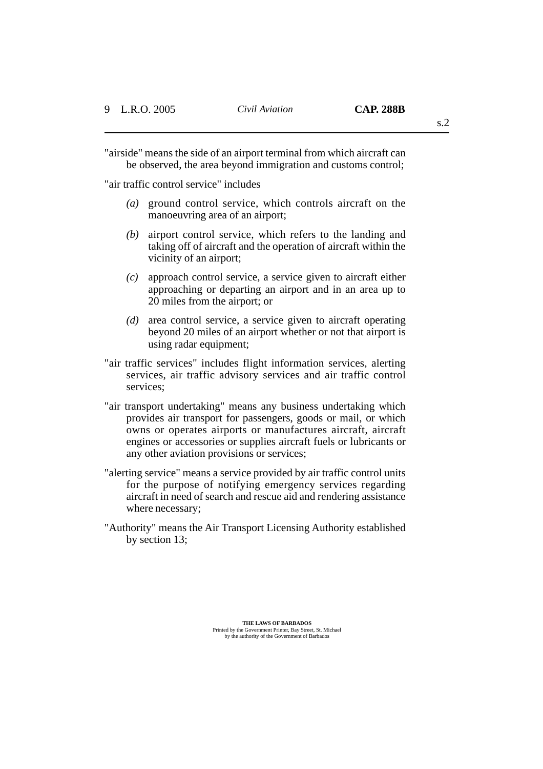"airside" means the side of an airport terminal from which aircraft can be observed, the area beyond immigration and customs control;

"air traffic control service" includes

- *(a)* ground control service, which controls aircraft on the manoeuvring area of an airport;
- *(b)* airport control service, which refers to the landing and taking off of aircraft and the operation of aircraft within the vicinity of an airport;
- *(c)* approach control service, a service given to aircraft either approaching or departing an airport and in an area up to 20 miles from the airport; or
- *(d)* area control service, a service given to aircraft operating beyond 20 miles of an airport whether or not that airport is using radar equipment;

"air traffic services" includes flight information services, alerting services, air traffic advisory services and air traffic control services;

"air transport undertaking" means any business undertaking which provides air transport for passengers, goods or mail, or which owns or operates airports or manufactures aircraft, aircraft engines or accessories or supplies aircraft fuels or lubricants or any other aviation provisions or services;

"alerting service" means a service provided by air traffic control units for the purpose of notifying emergency services regarding aircraft in need of search and rescue aid and rendering assistance where necessary;

"Authority" means the Air Transport Licensing Authority established by section 13;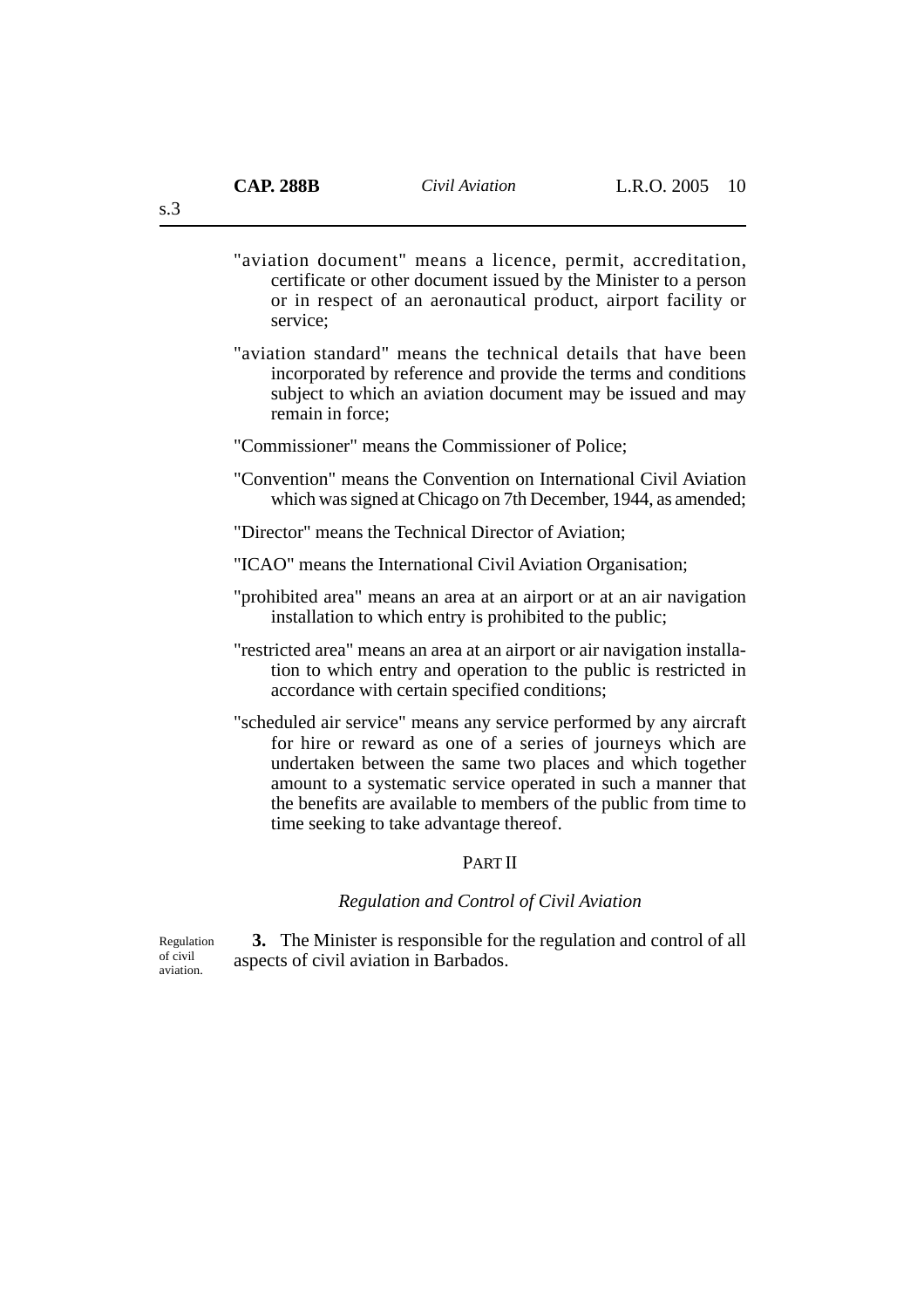"aviation document" means a licence, permit, accreditation, certificate or other document issued by the Minister to a person or in respect of an aeronautical product, airport facility or service;

"aviation standard" means the technical details that have been incorporated by reference and provide the terms and conditions subject to which an aviation document may be issued and may remain in force;

"Commissioner" means the Commissioner of Police;

"Convention" means the Convention on International Civil Aviation which was signed at Chicago on 7th December, 1944, as amended;

"Director" means the Technical Director of Aviation;

"ICAO" means the International Civil Aviation Organisation;

"prohibited area" means an area at an airport or at an air navigation installation to which entry is prohibited to the public;

"restricted area" means an area at an airport or air navigation installation to which entry and operation to the public is restricted in accordance with certain specified conditions;

"scheduled air service" means any service performed by any aircraft for hire or reward as one of a series of journeys which are undertaken between the same two places and which together amount to a systematic service operated in such a manner that the benefits are available to members of the public from time to time seeking to take advantage thereof.

## PART II

### *Regulation and Control of Civil Aviation*

Regulation of civil aviation.

**3.** The Minister is responsible for the regulation and control of all aspects of civil aviation in Barbados.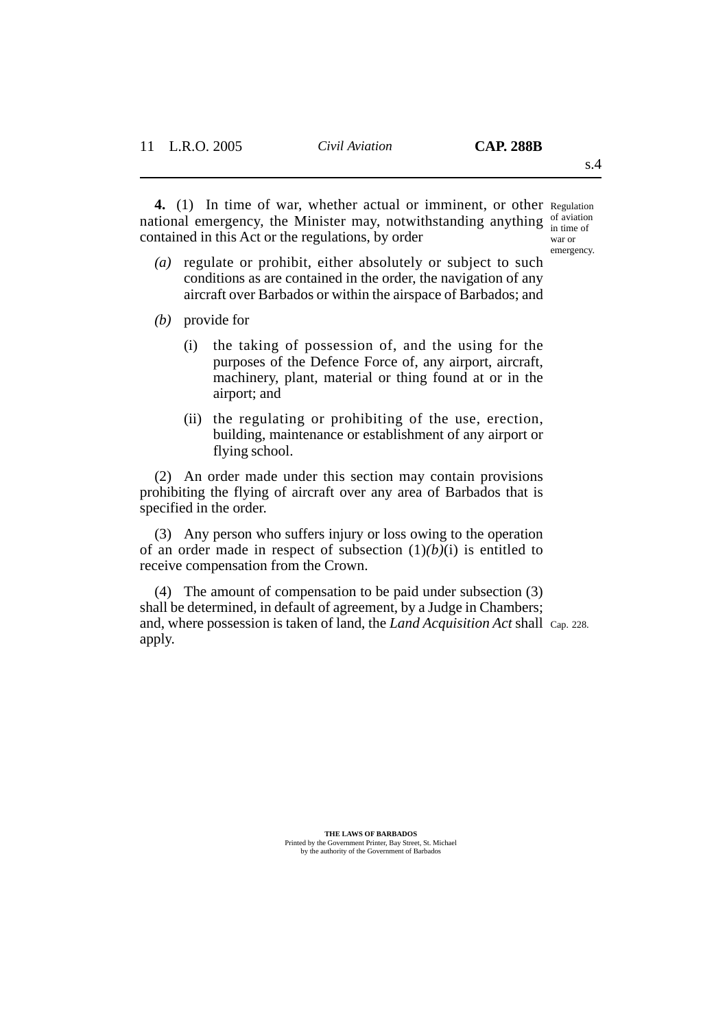**4.** (1) In time of war, whether actual or imminent, or other national emergency, the Minister may, notwithstanding anything contained in this Act or the regulations, by order

Regulation of aviation in time of war or emergency.

- *(a)* regulate or prohibit, either absolutely or subject to such conditions as are contained in the order, the navigation of any aircraft over Barbados or within the airspace of Barbados; and
- *(b)* provide for
  - (i) the taking of possession of, and the using for the purposes of the Defence Force of, any airport, aircraft, machinery, plant, material or thing found at or in the airport; and
  - (ii) the regulating or prohibiting of the use, erection, building, maintenance or establishment of any airport or flying school.

(2) An order made under this section may contain provisions prohibiting the flying of aircraft over any area of Barbados that is specified in the order.

(3) Any person who suffers injury or loss owing to the operation of an order made in respect of subsection (1)*(b)*(i) is entitled to receive compensation from the Crown.

(4) The amount of compensation to be paid under subsection (3) shall be determined, in default of agreement, by a Judge in Chambers; and, where possession is taken of land, the *Land Acquisition Act* shall apply.

Cap. 228.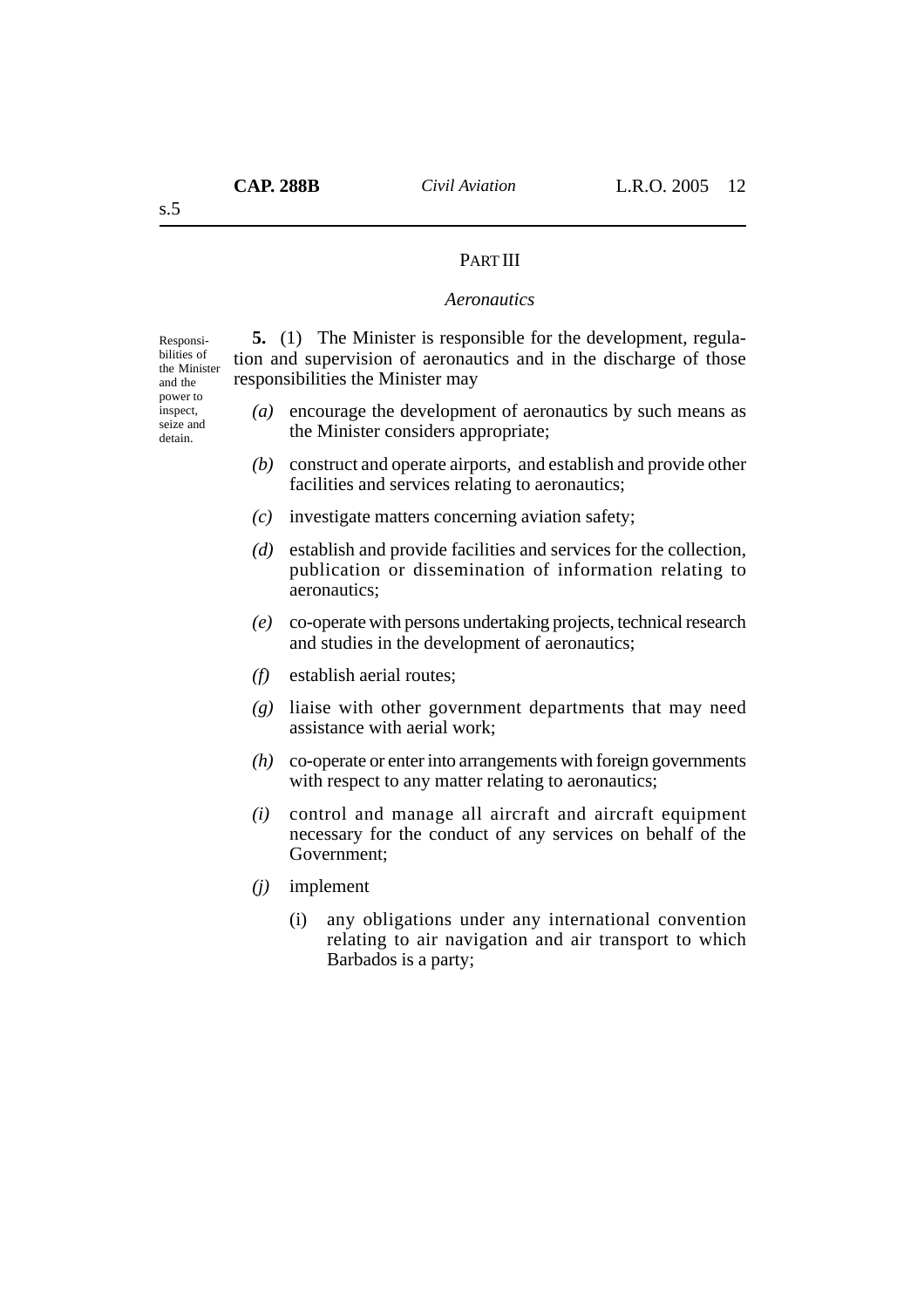PART III

*Aeronautics*

Responsibilities of the Minister and the power to inspect, seize and detain.

**5.** (1) The Minister is responsible for the development, regulation and supervision of aeronautics and in the discharge of those responsibilities the Minister may

*(a)* encourage the development of aeronautics by such means as the Minister considers appropriate;

*(b)* construct and operate airports, and establish and provide other facilities and services relating to aeronautics;

*(c)* investigate matters concerning aviation safety;

*(d)* establish and provide facilities and services for the collection, publication or dissemination of information relating to aeronautics;

*(e)* co-operate with persons undertaking projects, technical research and studies in the development of aeronautics;

*(f)* establish aerial routes;

*(g)* liaise with other government departments that may need assistance with aerial work;

*(h)* co-operate or enter into arrangements with foreign governments with respect to any matter relating to aeronautics;

*(i)* control and manage all aircraft and aircraft equipment necessary for the conduct of any services on behalf of the Government;

*(j)* implement

(i) any obligations under any international convention relating to air navigation and air transport to which Barbados is a party;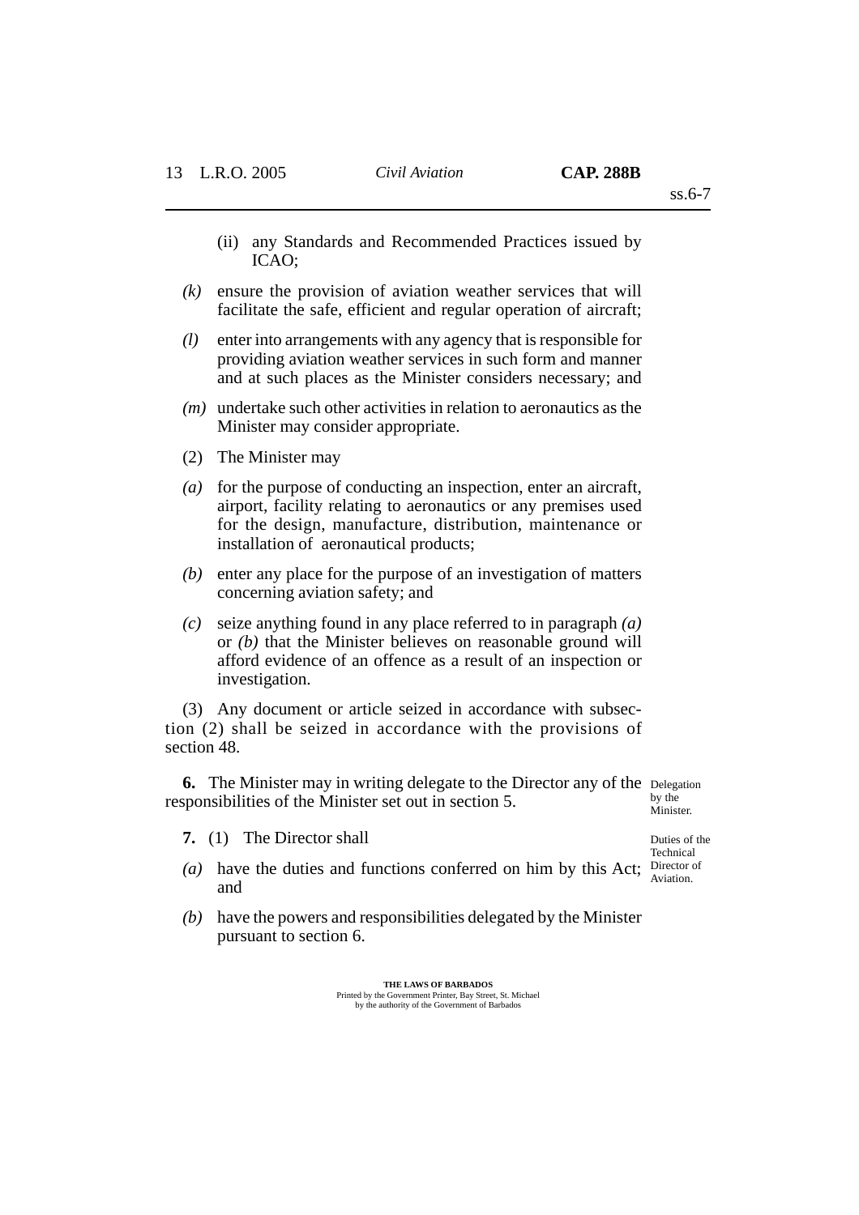(ii) any Standards and Recommended Practices issued by ICAO;

*(k)* ensure the provision of aviation weather services that will facilitate the safe, efficient and regular operation of aircraft;

*(l)* enter into arrangements with any agency that is responsible for providing aviation weather services in such form and manner and at such places as the Minister considers necessary; and

*(m)* undertake such other activities in relation to aeronautics as the Minister may consider appropriate.

(2) The Minister may

*(a)* for the purpose of conducting an inspection, enter an aircraft, airport, facility relating to aeronautics or any premises used for the design, manufacture, distribution, maintenance or installation of aeronautical products;

*(b)* enter any place for the purpose of an investigation of matters concerning aviation safety; and

*(c)* seize anything found in any place referred to in paragraph *(a)* or *(b)* that the Minister believes on reasonable ground will afford evidence of an offence as a result of an inspection or investigation.

(3) Any document or article seized in accordance with subsection (2) shall be seized in accordance with the provisions of section 48.

Delegation by the Minister.

**6.** The Minister may in writing delegate to the Director any of the responsibilities of the Minister set out in section 5.

Duties of the Technical Director of Aviation.

**7.** (1) The Director shall

*(a)* have the duties and functions conferred on him by this Act; and

*(b)* have the powers and responsibilities delegated by the Minister pursuant to section 6.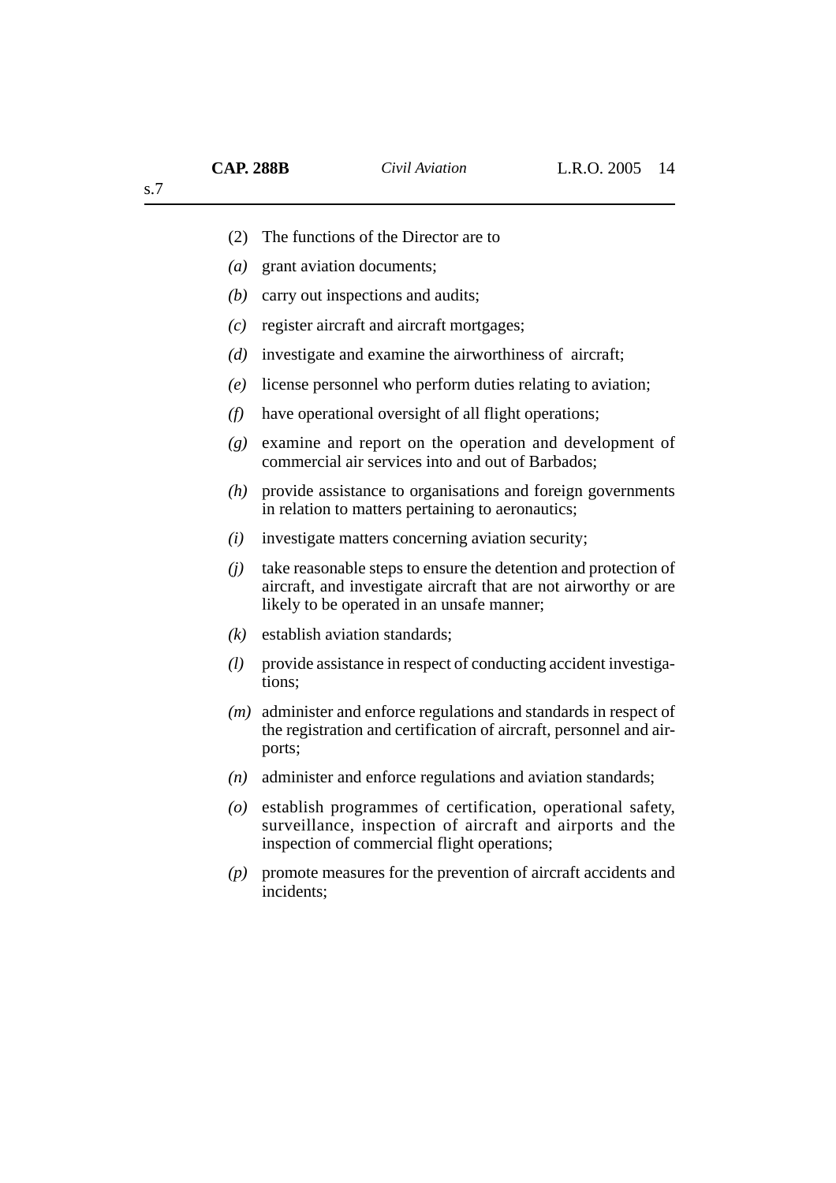(2) The functions of the Director are to

*(a)* grant aviation documents;

*(b)* carry out inspections and audits;

*(c)* register aircraft and aircraft mortgages;

*(d)* investigate and examine the airworthiness of aircraft;

*(e)* license personnel who perform duties relating to aviation;

*(f)* have operational oversight of all flight operations;

*(g)* examine and report on the operation and development of commercial air services into and out of Barbados;

*(h)* provide assistance to organisations and foreign governments in relation to matters pertaining to aeronautics;

*(i)* investigate matters concerning aviation security;

*(j)* take reasonable steps to ensure the detention and protection of aircraft, and investigate aircraft that are not airworthy or are likely to be operated in an unsafe manner;

*(k)* establish aviation standards;

*(l)* provide assistance in respect of conducting accident investigations;

*(m)* administer and enforce regulations and standards in respect of the registration and certification of aircraft, personnel and airports;

*(n)* administer and enforce regulations and aviation standards;

*(o)* establish programmes of certification, operational safety, surveillance, inspection of aircraft and airports and the inspection of commercial flight operations;

*(p)* promote measures for the prevention of aircraft accidents and incidents;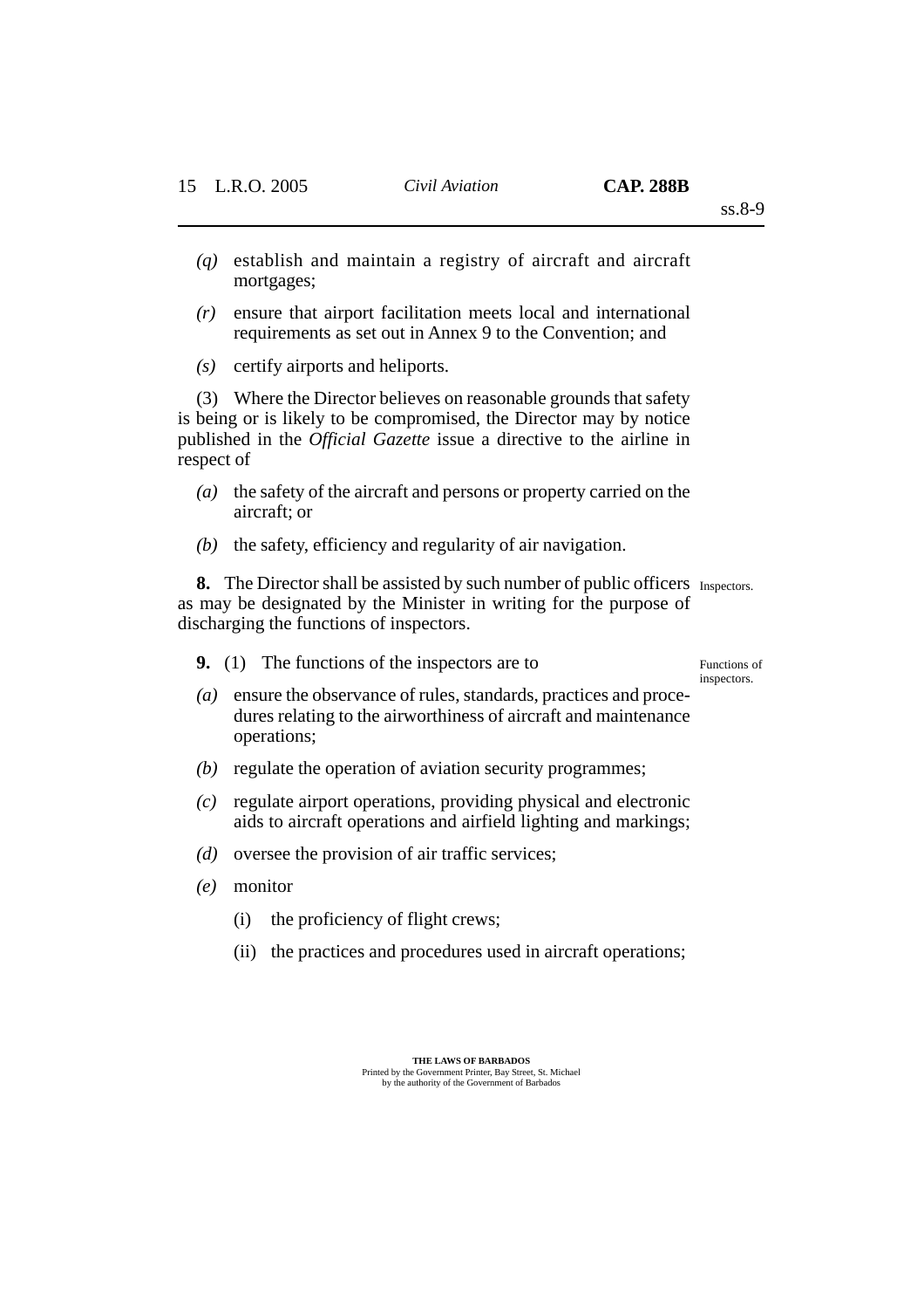*(q)* establish and maintain a registry of aircraft and aircraft mortgages;

*(r)* ensure that airport facilitation meets local and international requirements as set out in Annex 9 to the Convention; and

*(s)* certify airports and heliports.

(3) Where the Director believes on reasonable grounds that safety is being or is likely to be compromised, the Director may by notice published in the *Official Gazette* issue a directive to the airline in respect of

*(a)* the safety of the aircraft and persons or property carried on the aircraft; or

*(b)* the safety, efficiency and regularity of air navigation.

Inspectors.

**8.** The Director shall be assisted by such number of public officers as may be designated by the Minister in writing for the purpose of discharging the functions of inspectors.

Functions of inspectors.

**9.** (1) The functions of the inspectors are to

*(a)* ensure the observance of rules, standards, practices and procedures relating to the airworthiness of aircraft and maintenance operations;

*(b)* regulate the operation of aviation security programmes;

*(c)* regulate airport operations, providing physical and electronic aids to aircraft operations and airfield lighting and markings;

*(d)* oversee the provision of air traffic services;

*(e)* monitor

(i) the proficiency of flight crews;

(ii) the practices and procedures used in aircraft operations;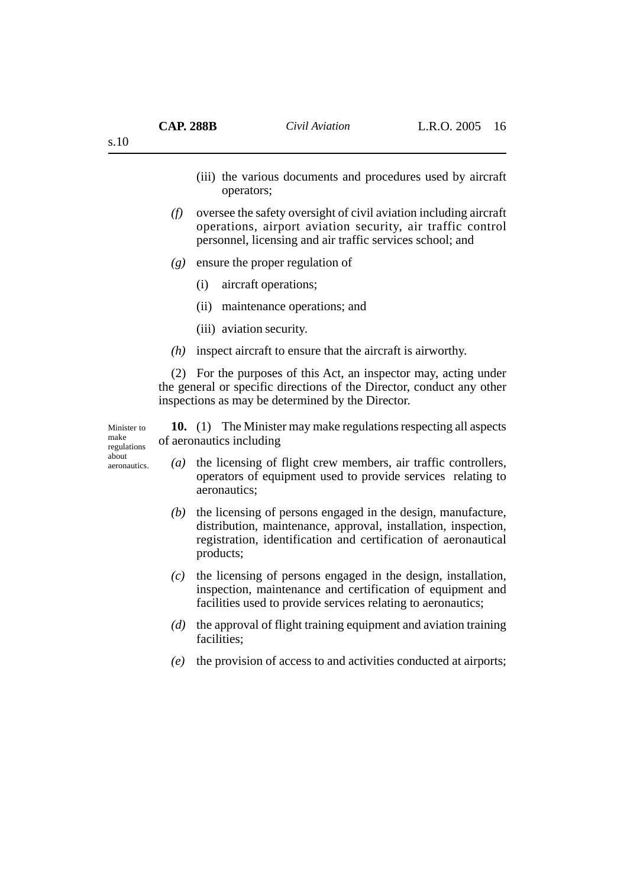(iii) the various documents and procedures used by aircraft operators;

*(f)* oversee the safety oversight of civil aviation including aircraft operations, airport aviation security, air traffic control personnel, licensing and air traffic services school; and

*(g)* ensure the proper regulation of

(i) aircraft operations;

(ii) maintenance operations; and

(iii) aviation security.

*(h)* inspect aircraft to ensure that the aircraft is airworthy.

(2) For the purposes of this Act, an inspector may, acting under the general or specific directions of the Director, conduct any other inspections as may be determined by the Director.

Minister to make regulations about aeronautics.

**10.** (1) The Minister may make regulations respecting all aspects of aeronautics including

*(a)* the licensing of flight crew members, air traffic controllers, operators of equipment used to provide services relating to aeronautics;

*(b)* the licensing of persons engaged in the design, manufacture, distribution, maintenance, approval, installation, inspection, registration, identification and certification of aeronautical products;

*(c)* the licensing of persons engaged in the design, installation, inspection, maintenance and certification of equipment and facilities used to provide services relating to aeronautics;

*(d)* the approval of flight training equipment and aviation training facilities;

*(e)* the provision of access to and activities conducted at airports;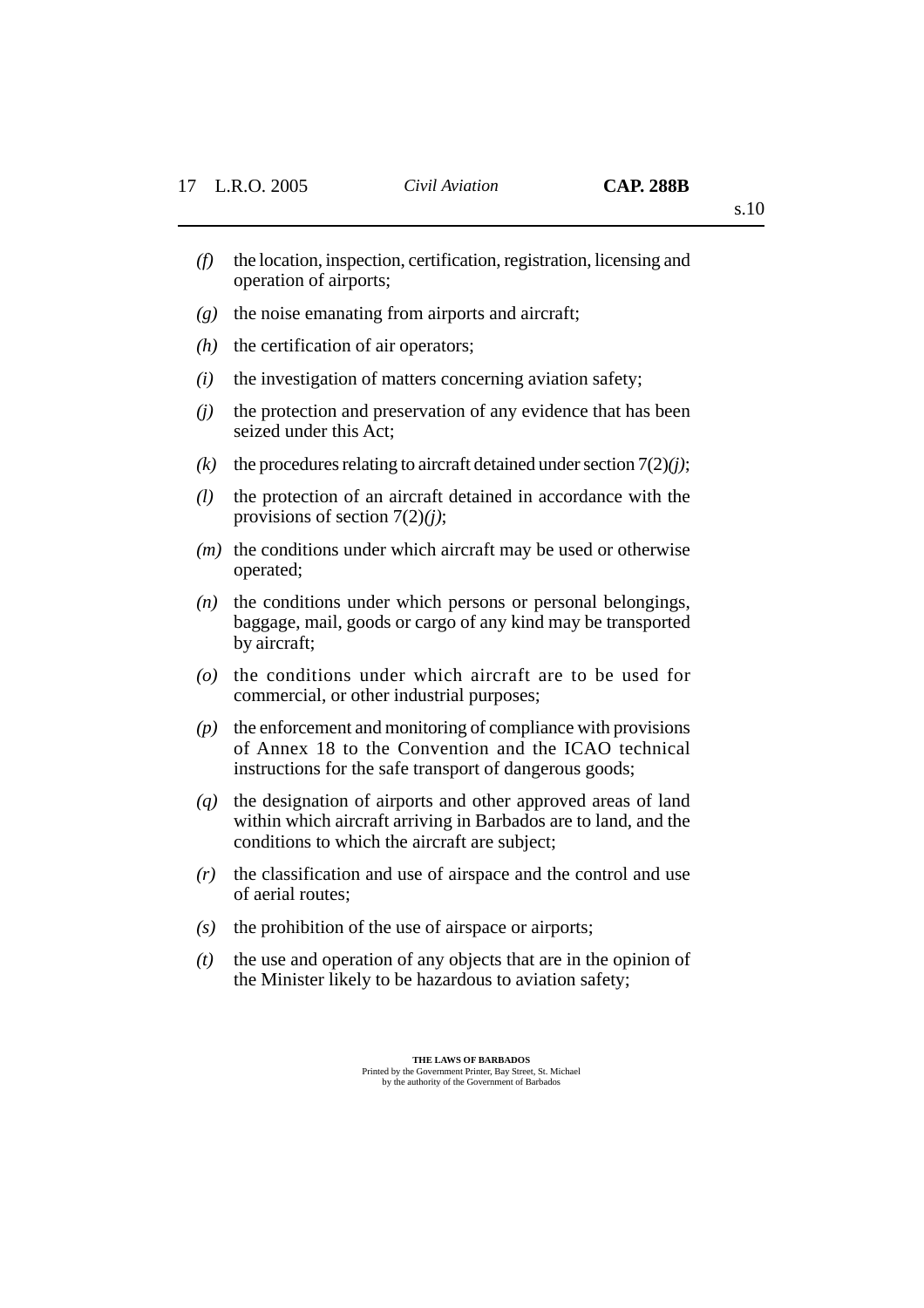*(f)* the location, inspection, certification, registration, licensing and operation of airports;

*(g)* the noise emanating from airports and aircraft;

*(h)* the certification of air operators;

*(i)* the investigation of matters concerning aviation safety;

*(j)* the protection and preservation of any evidence that has been seized under this Act;

*(k)* the procedures relating to aircraft detained under section 7(2)*(j)*;

*(l)* the protection of an aircraft detained in accordance with the provisions of section 7(2)*(j)*;

*(m)* the conditions under which aircraft may be used or otherwise operated;

*(n)* the conditions under which persons or personal belongings, baggage, mail, goods or cargo of any kind may be transported by aircraft;

*(o)* the conditions under which aircraft are to be used for commercial, or other industrial purposes;

*(p)* the enforcement and monitoring of compliance with provisions of Annex 18 to the Convention and the ICAO technical instructions for the safe transport of dangerous goods;

*(q)* the designation of airports and other approved areas of land within which aircraft arriving in Barbados are to land, and the conditions to which the aircraft are subject;

*(r)* the classification and use of airspace and the control and use of aerial routes;

*(s)* the prohibition of the use of airspace or airports;

*(t)* the use and operation of any objects that are in the opinion of the Minister likely to be hazardous to aviation safety;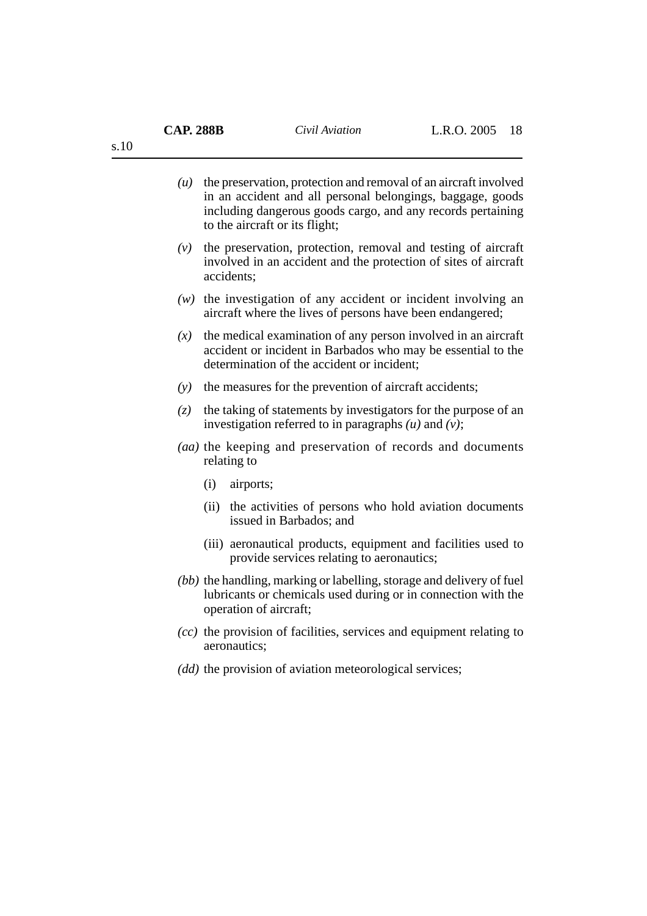*(u)* the preservation, protection and removal of an aircraft involved in an accident and all personal belongings, baggage, goods including dangerous goods cargo, and any records pertaining to the aircraft or its flight;

*(v)* the preservation, protection, removal and testing of aircraft involved in an accident and the protection of sites of aircraft accidents;

*(w)* the investigation of any accident or incident involving an aircraft where the lives of persons have been endangered;

*(x)* the medical examination of any person involved in an aircraft accident or incident in Barbados who may be essential to the determination of the accident or incident;

*(y)* the measures for the prevention of aircraft accidents;

*(z)* the taking of statements by investigators for the purpose of an investigation referred to in paragraphs *(u)* and *(v)*;

*(aa)* the keeping and preservation of records and documents relating to

- (i) airports;
- (ii) the activities of persons who hold aviation documents issued in Barbados; and
- (iii) aeronautical products, equipment and facilities used to provide services relating to aeronautics;

*(bb)* the handling, marking or labelling, storage and delivery of fuel lubricants or chemicals used during or in connection with the operation of aircraft;

*(cc)* the provision of facilities, services and equipment relating to aeronautics;

*(dd)* the provision of aviation meteorological services;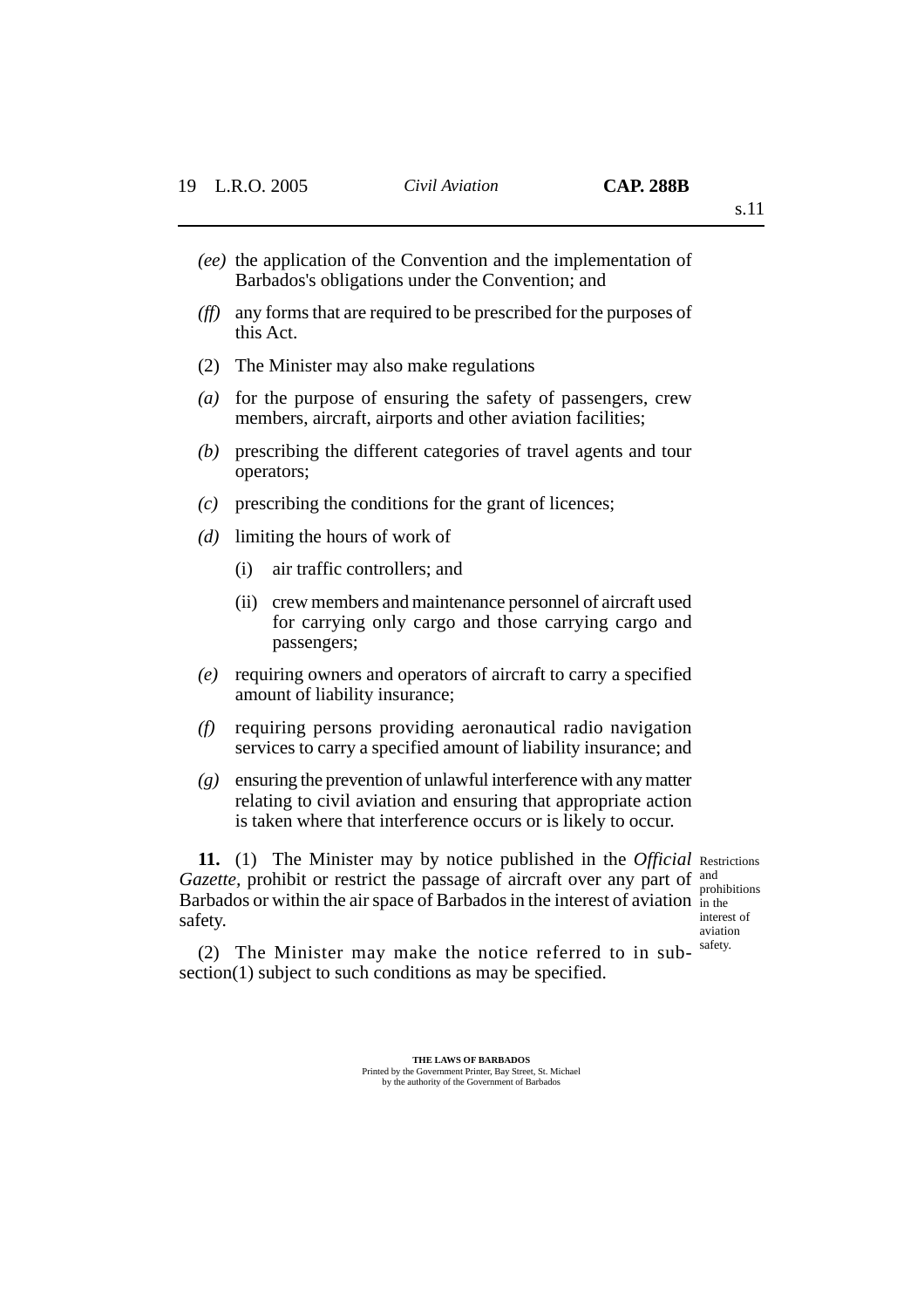*(ee)* the application of the Convention and the implementation of Barbados's obligations under the Convention; and

*(ff)* any forms that are required to be prescribed for the purposes of this Act.

(2) The Minister may also make regulations

*(a)* for the purpose of ensuring the safety of passengers, crew members, aircraft, airports and other aviation facilities;

*(b)* prescribing the different categories of travel agents and tour operators;

*(c)* prescribing the conditions for the grant of licences;

*(d)* limiting the hours of work of

(i) air traffic controllers; and

(ii) crew members and maintenance personnel of aircraft used for carrying only cargo and those carrying cargo and passengers;

*(e)* requiring owners and operators of aircraft to carry a specified amount of liability insurance;

*(f)* requiring persons providing aeronautical radio navigation services to carry a specified amount of liability insurance; and

*(g)* ensuring the prevention of unlawful interference with any matter relating to civil aviation and ensuring that appropriate action is taken where that interference occurs or is likely to occur.

Restrictions and prohibitions in the interest of aviation safety.

**11.** (1) The Minister may by notice published in the *Official Gazette*, prohibit or restrict the passage of aircraft over any part of Barbados or within the air space of Barbados in the interest of aviation safety.

(2) The Minister may make the notice referred to in sub-section(1) subject to such conditions as may be specified.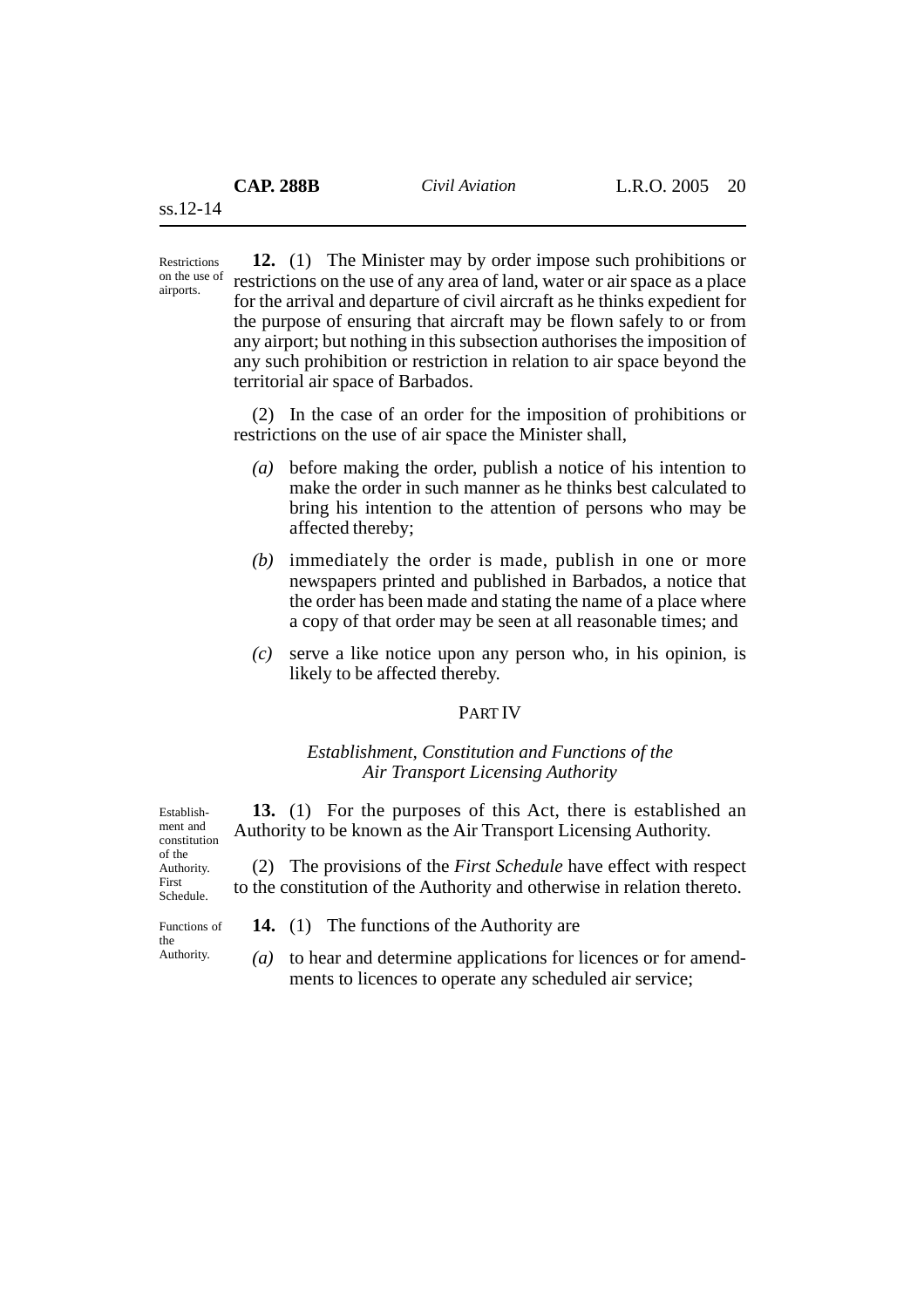Restrictions on the use of airports.

**12.** (1) The Minister may by order impose such prohibitions or restrictions on the use of any area of land, water or air space as a place for the arrival and departure of civil aircraft as he thinks expedient for the purpose of ensuring that aircraft may be flown safely to or from any airport; but nothing in this subsection authorises the imposition of any such prohibition or restriction in relation to air space beyond the territorial air space of Barbados.

(2) In the case of an order for the imposition of prohibitions or restrictions on the use of air space the Minister shall,

*(a)* before making the order, publish a notice of his intention to make the order in such manner as he thinks best calculated to bring his intention to the attention of persons who may be affected thereby;

*(b)* immediately the order is made, publish in one or more newspapers printed and published in Barbados, a notice that the order has been made and stating the name of a place where a copy of that order may be seen at all reasonable times; and

*(c)* serve a like notice upon any person who, in his opinion, is likely to be affected thereby.

## PART IV

### *Establishment, Constitution and Functions of the Air Transport Licensing Authority*

Establishment and constitution of the Authority. First Schedule.

**13.** (1) For the purposes of this Act, there is established an Authority to be known as the Air Transport Licensing Authority.

(2) The provisions of the *First Schedule* have effect with respect to the constitution of the Authority and otherwise in relation thereto.

Functions of the Authority.

**14.** (1) The functions of the Authority are

*(a)* to hear and determine applications for licences or for amendments to licences to operate any scheduled air service;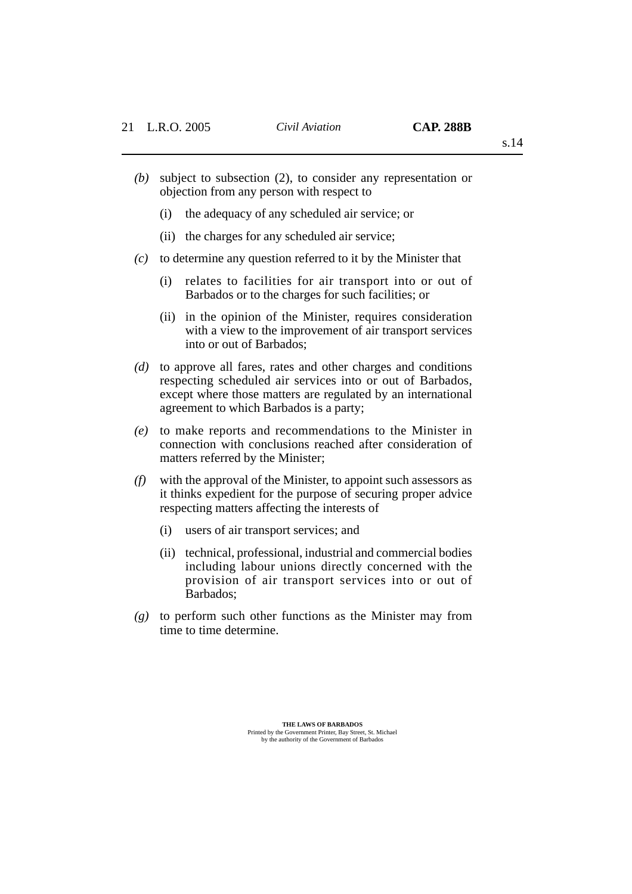*(b)* subject to subsection (2), to consider any representation or objection from any person with respect to

   (i) the adequacy of any scheduled air service; or

   (ii) the charges for any scheduled air service;

*(c)* to determine any question referred to it by the Minister that

   (i) relates to facilities for air transport into or out of Barbados or to the charges for such facilities; or

   (ii) in the opinion of the Minister, requires consideration with a view to the improvement of air transport services into or out of Barbados;

*(d)* to approve all fares, rates and other charges and conditions respecting scheduled air services into or out of Barbados, except where those matters are regulated by an international agreement to which Barbados is a party;

*(e)* to make reports and recommendations to the Minister in connection with conclusions reached after consideration of matters referred by the Minister;

*(f)* with the approval of the Minister, to appoint such assessors as it thinks expedient for the purpose of securing proper advice respecting matters affecting the interests of

   (i) users of air transport services; and

   (ii) technical, professional, industrial and commercial bodies including labour unions directly concerned with the provision of air transport services into or out of Barbados;

*(g)* to perform such other functions as the Minister may from time to time determine.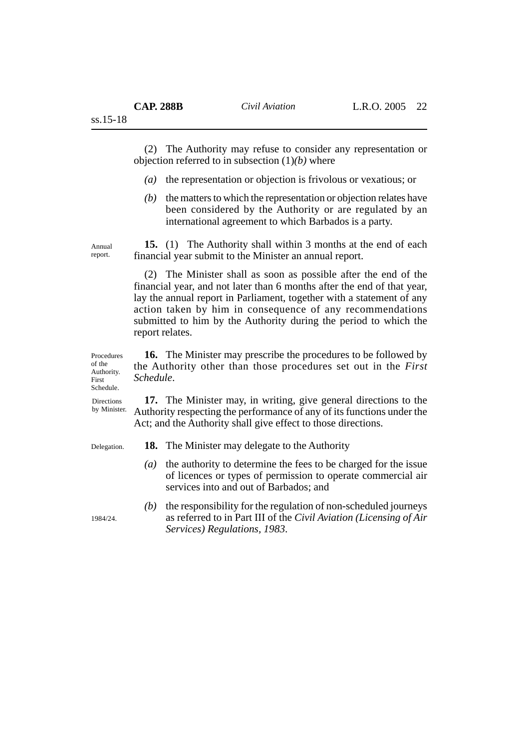(2) The Authority may refuse to consider any representation or objection referred to in subsection (1)*(b)* where

*(a)* the representation or objection is frivolous or vexatious; or

*(b)* the matters to which the representation or objection relates have been considered by the Authority or are regulated by an international agreement to which Barbados is a party.

Annual report.

**15.** (1) The Authority shall within 3 months at the end of each financial year submit to the Minister an annual report.

(2) The Minister shall as soon as possible after the end of the financial year, and not later than 6 months after the end of that year, lay the annual report in Parliament, together with a statement of any action taken by him in consequence of any recommendations submitted to him by the Authority during the period to which the report relates.

Procedures of the Authority. First Schedule.

**16.** The Minister may prescribe the procedures to be followed by the Authority other than those procedures set out in the *First Schedule*.

Directions by Minister.

**17.** The Minister may, in writing, give general directions to the Authority respecting the performance of any of its functions under the Act; and the Authority shall give effect to those directions.

Delegation.

**18.** The Minister may delegate to the Authority

*(a)* the authority to determine the fees to be charged for the issue of licences or types of permission to operate commercial air services into and out of Barbados; and

*(b)* the responsibility for the regulation of non-scheduled journeys as referred to in Part III of the *Civil Aviation (Licensing of Air Services) Regulations, 1983*.

1984/24.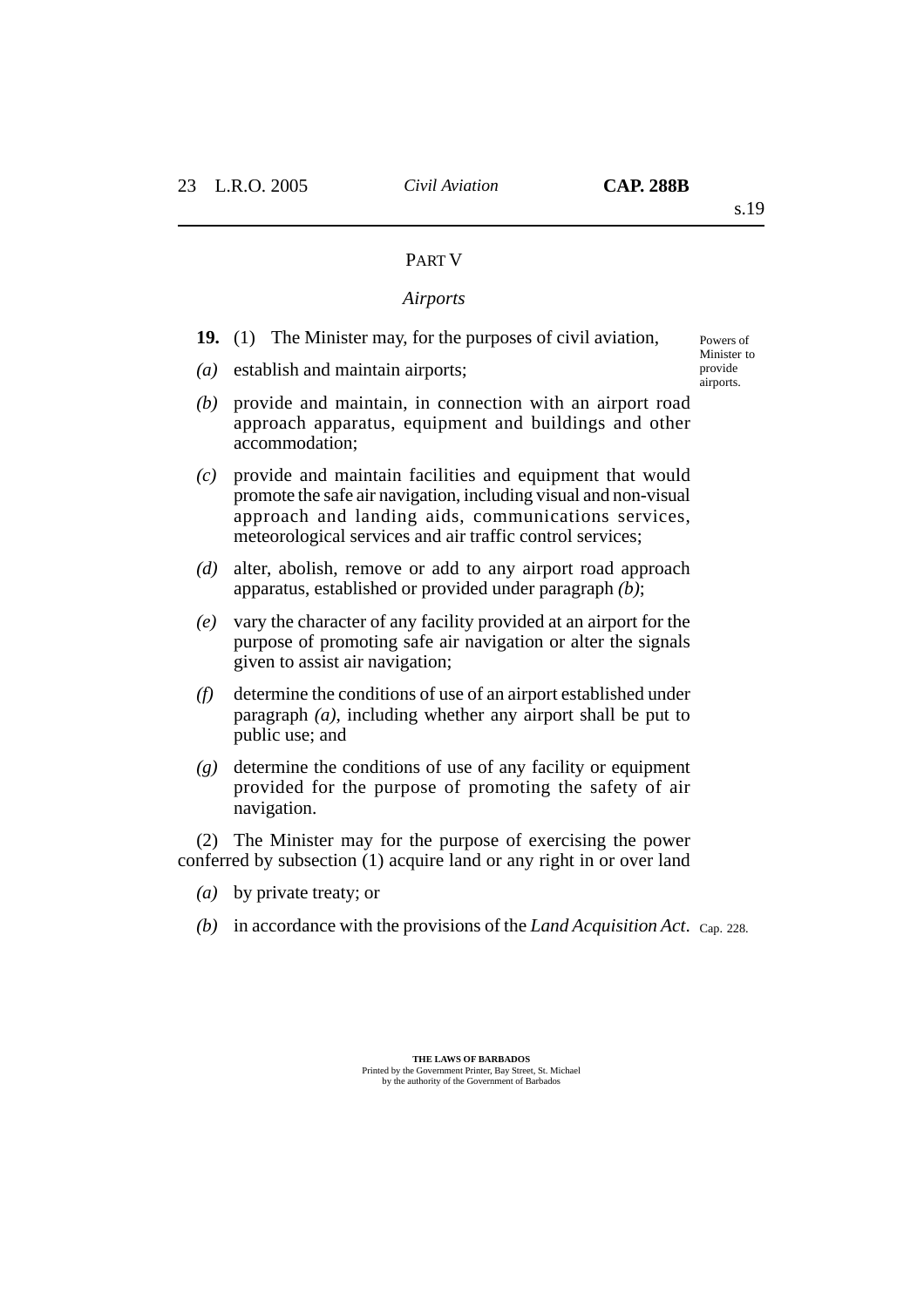PART V

## *Airports*

**19.** (1) The Minister may, for the purposes of civil aviation,

Powers of Minister to provide airports.

*(a)* establish and maintain airports;

*(b)* provide and maintain, in connection with an airport road approach apparatus, equipment and buildings and other accommodation;

*(c)* provide and maintain facilities and equipment that would promote the safe air navigation, including visual and non-visual approach and landing aids, communications services, meteorological services and air traffic control services;

*(d)* alter, abolish, remove or add to any airport road approach apparatus, established or provided under paragraph *(b)*;

*(e)* vary the character of any facility provided at an airport for the purpose of promoting safe air navigation or alter the signals given to assist air navigation;

*(f)* determine the conditions of use of an airport established under paragraph *(a)*, including whether any airport shall be put to public use; and

*(g)* determine the conditions of use of any facility or equipment provided for the purpose of promoting the safety of air navigation.

(2) The Minister may for the purpose of exercising the power conferred by subsection (1) acquire land or any right in or over land

*(a)* by private treaty; or

*(b)* in accordance with the provisions of the *Land Acquisition Act*. Cap. 228.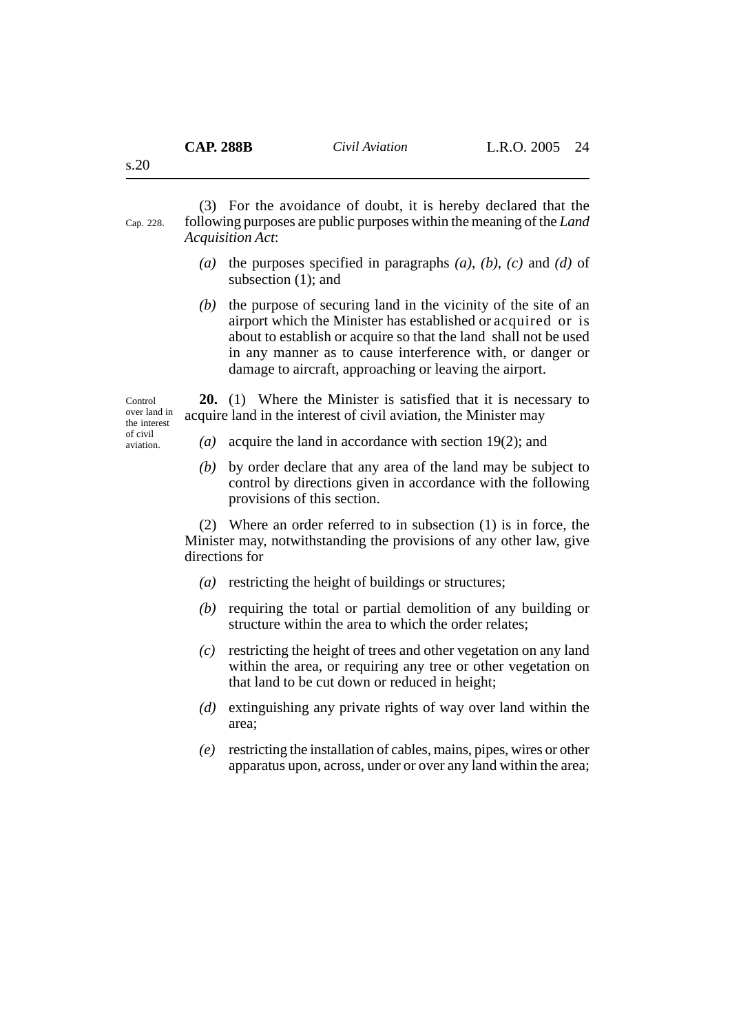Cap. 228.

(3) For the avoidance of doubt, it is hereby declared that the following purposes are public purposes within the meaning of the *Land Acquisition Act*:

*(a)* the purposes specified in paragraphs *(a)*, *(b)*, *(c)* and *(d)* of subsection (1); and

*(b)* the purpose of securing land in the vicinity of the site of an airport which the Minister has established or acquired or is about to establish or acquire so that the land shall not be used in any manner as to cause interference with, or danger or damage to aircraft, approaching or leaving the airport.

Control over land in the interest of civil aviation.

**20.** (1) Where the Minister is satisfied that it is necessary to acquire land in the interest of civil aviation, the Minister may

*(a)* acquire the land in accordance with section 19(2); and

*(b)* by order declare that any area of the land may be subject to control by directions given in accordance with the following provisions of this section.

(2) Where an order referred to in subsection (1) is in force, the Minister may, notwithstanding the provisions of any other law, give directions for

*(a)* restricting the height of buildings or structures;

*(b)* requiring the total or partial demolition of any building or structure within the area to which the order relates;

*(c)* restricting the height of trees and other vegetation on any land within the area, or requiring any tree or other vegetation on that land to be cut down or reduced in height;

*(d)* extinguishing any private rights of way over land within the area;

*(e)* restricting the installation of cables, mains, pipes, wires or other apparatus upon, across, under or over any land within the area;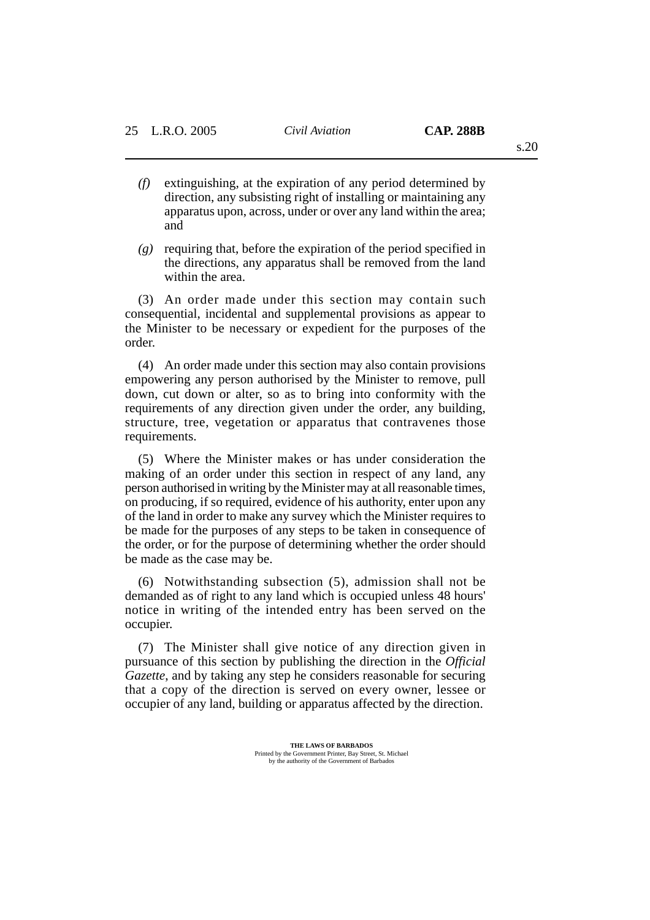*(f)* extinguishing, at the expiration of any period determined by direction, any subsisting right of installing or maintaining any apparatus upon, across, under or over any land within the area; and

*(g)* requiring that, before the expiration of the period specified in the directions, any apparatus shall be removed from the land within the area.

(3) An order made under this section may contain such consequential, incidental and supplemental provisions as appear to the Minister to be necessary or expedient for the purposes of the order.

(4) An order made under this section may also contain provisions empowering any person authorised by the Minister to remove, pull down, cut down or alter, so as to bring into conformity with the requirements of any direction given under the order, any building, structure, tree, vegetation or apparatus that contravenes those requirements.

(5) Where the Minister makes or has under consideration the making of an order under this section in respect of any land, any person authorised in writing by the Minister may at all reasonable times, on producing, if so required, evidence of his authority, enter upon any of the land in order to make any survey which the Minister requires to be made for the purposes of any steps to be taken in consequence of the order, or for the purpose of determining whether the order should be made as the case may be.

(6) Notwithstanding subsection (5), admission shall not be demanded as of right to any land which is occupied unless 48 hours' notice in writing of the intended entry has been served on the occupier.

(7) The Minister shall give notice of any direction given in pursuance of this section by publishing the direction in the *Official Gazette*, and by taking any step he considers reasonable for securing that a copy of the direction is served on every owner, lessee or occupier of any land, building or apparatus affected by the direction.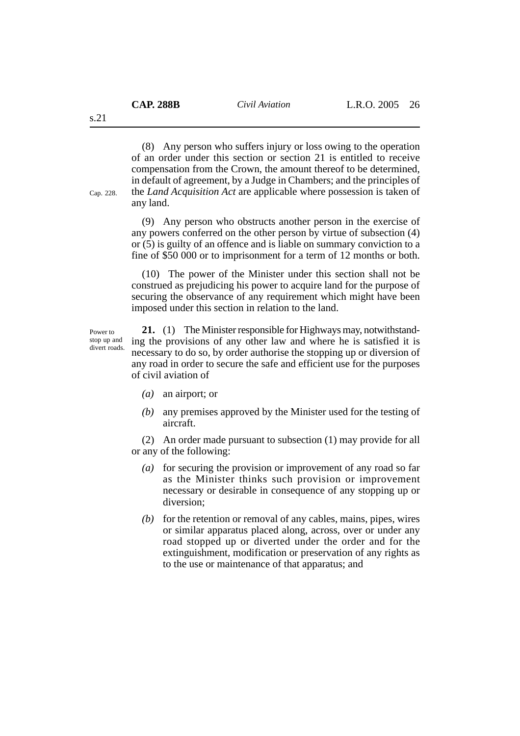(8) Any person who suffers injury or loss owing to the operation of an order under this section or section 21 is entitled to receive compensation from the Crown, the amount thereof to be determined, in default of agreement, by a Judge in Chambers; and the principles of the *Land Acquisition Act* are applicable where possession is taken of any land.

Cap. 228.

(9) Any person who obstructs another person in the exercise of any powers conferred on the other person by virtue of subsection (4) or (5) is guilty of an offence and is liable on summary conviction to a fine of $50 000 or to imprisonment for a term of 12 months or both.

(10) The power of the Minister under this section shall not be construed as prejudicing his power to acquire land for the purpose of securing the observance of any requirement which might have been imposed under this section in relation to the land.

Power to stop up and divert roads.

**21.** (1) The Minister responsible for Highways may, notwithstanding the provisions of any other law and where he is satisfied it is necessary to do so, by order authorise the stopping up or diversion of any road in order to secure the safe and efficient use for the purposes of civil aviation of

*(a)* an airport; or

*(b)* any premises approved by the Minister used for the testing of aircraft.

(2) An order made pursuant to subsection (1) may provide for all or any of the following:

*(a)* for securing the provision or improvement of any road so far as the Minister thinks such provision or improvement necessary or desirable in consequence of any stopping up or diversion;

*(b)* for the retention or removal of any cables, mains, pipes, wires or similar apparatus placed along, across, over or under any road stopped up or diverted under the order and for the extinguishment, modification or preservation of any rights as to the use or maintenance of that apparatus; and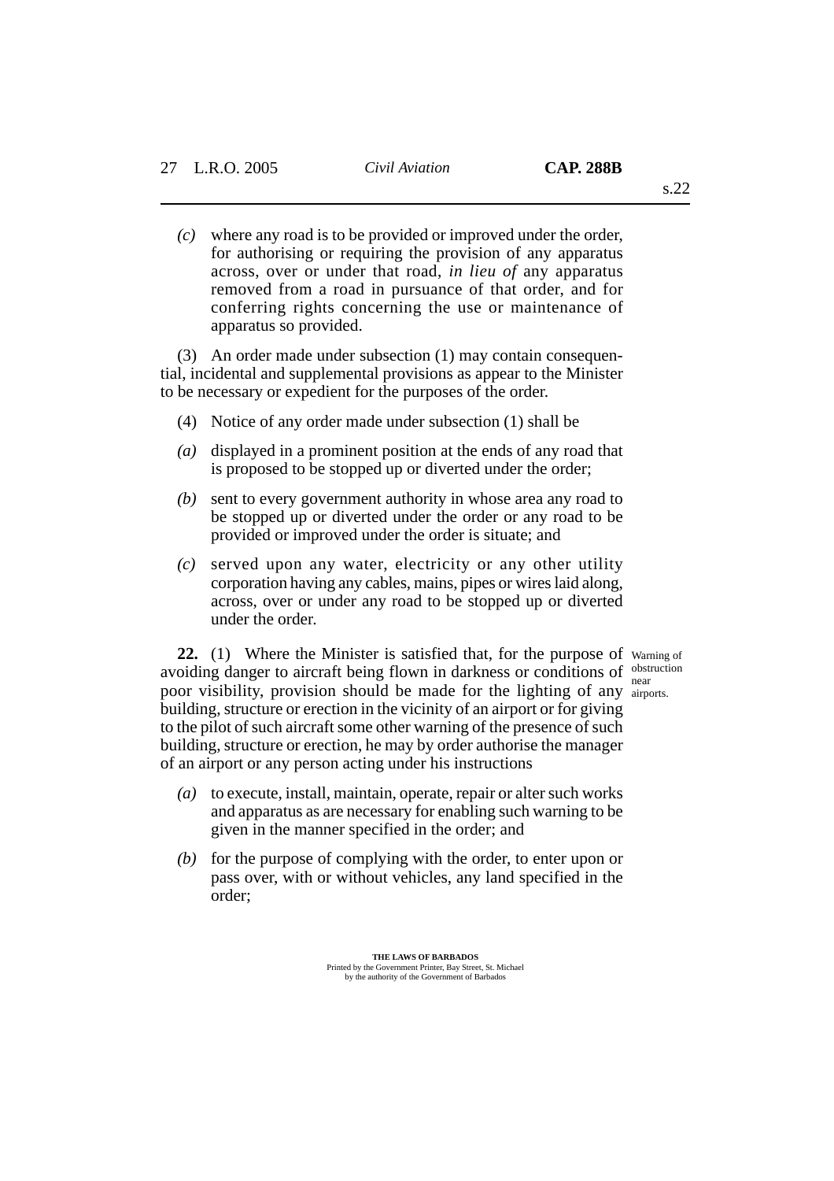*(c)* where any road is to be provided or improved under the order, for authorising or requiring the provision of any apparatus across, over or under that road, *in lieu of* any apparatus removed from a road in pursuance of that order, and for conferring rights concerning the use or maintenance of apparatus so provided.

(3) An order made under subsection (1) may contain consequential, incidental and supplemental provisions as appear to the Minister to be necessary or expedient for the purposes of the order.

(4) Notice of any order made under subsection (1) shall be

*(a)* displayed in a prominent position at the ends of any road that is proposed to be stopped up or diverted under the order;

*(b)* sent to every government authority in whose area any road to be stopped up or diverted under the order or any road to be provided or improved under the order is situate; and

*(c)* served upon any water, electricity or any other utility corporation having any cables, mains, pipes or wires laid along, across, over or under any road to be stopped up or diverted under the order.

Warning of obstruction near airports.

**22.** (1) Where the Minister is satisfied that, for the purpose of avoiding danger to aircraft being flown in darkness or conditions of poor visibility, provision should be made for the lighting of any building, structure or erection in the vicinity of an airport or for giving to the pilot of such aircraft some other warning of the presence of such building, structure or erection, he may by order authorise the manager of an airport or any person acting under his instructions

*(a)* to execute, install, maintain, operate, repair or alter such works and apparatus as are necessary for enabling such warning to be given in the manner specified in the order; and

*(b)* for the purpose of complying with the order, to enter upon or pass over, with or without vehicles, any land specified in the order;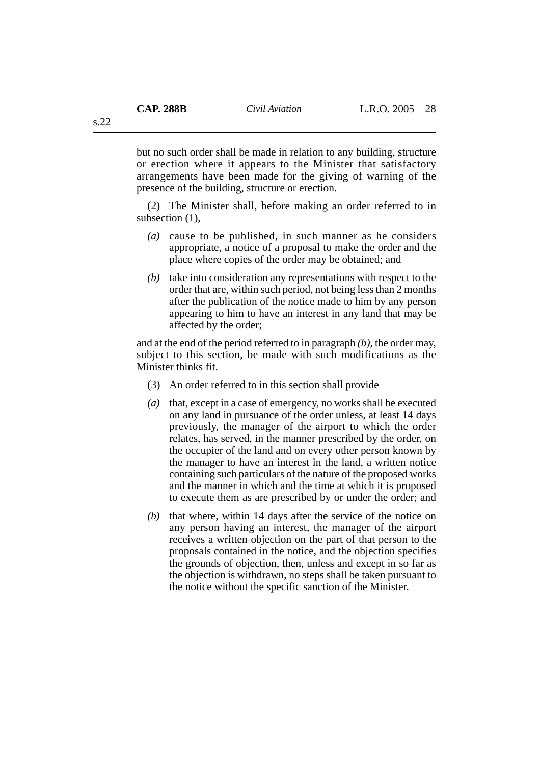but no such order shall be made in relation to any building, structure or erection where it appears to the Minister that satisfactory arrangements have been made for the giving of warning of the presence of the building, structure or erection.

(2) The Minister shall, before making an order referred to in subsection (1),

*(a)* cause to be published, in such manner as he considers appropriate, a notice of a proposal to make the order and the place where copies of the order may be obtained; and

*(b)* take into consideration any representations with respect to the order that are, within such period, not being less than 2 months after the publication of the notice made to him by any person appearing to him to have an interest in any land that may be affected by the order;

and at the end of the period referred to in paragraph *(b)*, the order may, subject to this section, be made with such modifications as the Minister thinks fit.

(3) An order referred to in this section shall provide

*(a)* that, except in a case of emergency, no works shall be executed on any land in pursuance of the order unless, at least 14 days previously, the manager of the airport to which the order relates, has served, in the manner prescribed by the order, on the occupier of the land and on every other person known by the manager to have an interest in the land, a written notice containing such particulars of the nature of the proposed works and the manner in which and the time at which it is proposed to execute them as are prescribed by or under the order; and

*(b)* that where, within 14 days after the service of the notice on any person having an interest, the manager of the airport receives a written objection on the part of that person to the proposals contained in the notice, and the objection specifies the grounds of objection, then, unless and except in so far as the objection is withdrawn, no steps shall be taken pursuant to the notice without the specific sanction of the Minister.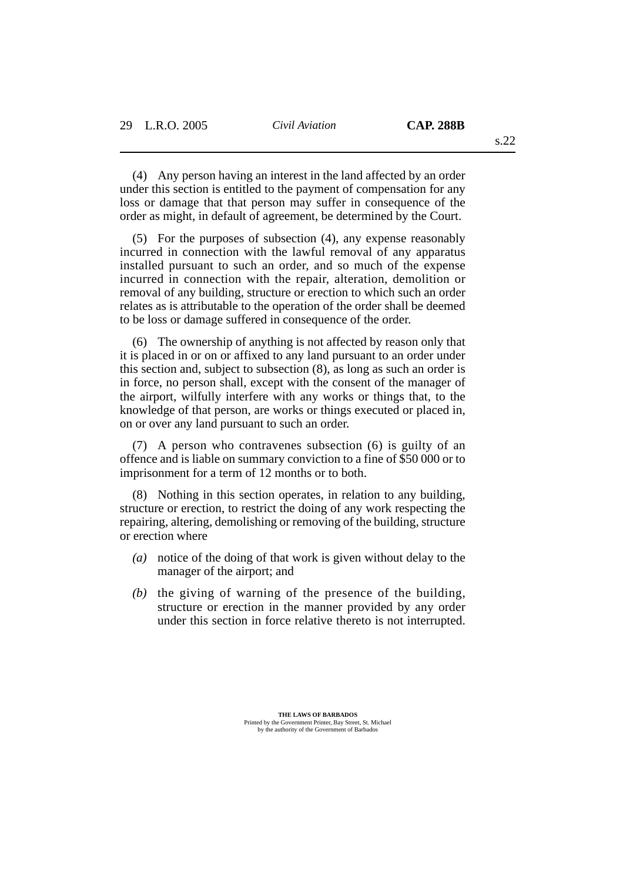(4) Any person having an interest in the land affected by an order under this section is entitled to the payment of compensation for any loss or damage that that person may suffer in consequence of the order as might, in default of agreement, be determined by the Court.

(5) For the purposes of subsection (4), any expense reasonably incurred in connection with the lawful removal of any apparatus installed pursuant to such an order, and so much of the expense incurred in connection with the repair, alteration, demolition or removal of any building, structure or erection to which such an order relates as is attributable to the operation of the order shall be deemed to be loss or damage suffered in consequence of the order.

(6) The ownership of anything is not affected by reason only that it is placed in or on or affixed to any land pursuant to an order under this section and, subject to subsection (8), as long as such an order is in force, no person shall, except with the consent of the manager of the airport, wilfully interfere with any works or things that, to the knowledge of that person, are works or things executed or placed in, on or over any land pursuant to such an order.

(7) A person who contravenes subsection (6) is guilty of an offence and is liable on summary conviction to a fine of $50 000 or to imprisonment for a term of 12 months or to both.

(8) Nothing in this section operates, in relation to any building, structure or erection, to restrict the doing of any work respecting the repairing, altering, demolishing or removing of the building, structure or erection where

- *(a)* notice of the doing of that work is given without delay to the manager of the airport; and
- *(b)* the giving of warning of the presence of the building, structure or erection in the manner provided by any order under this section in force relative thereto is not interrupted.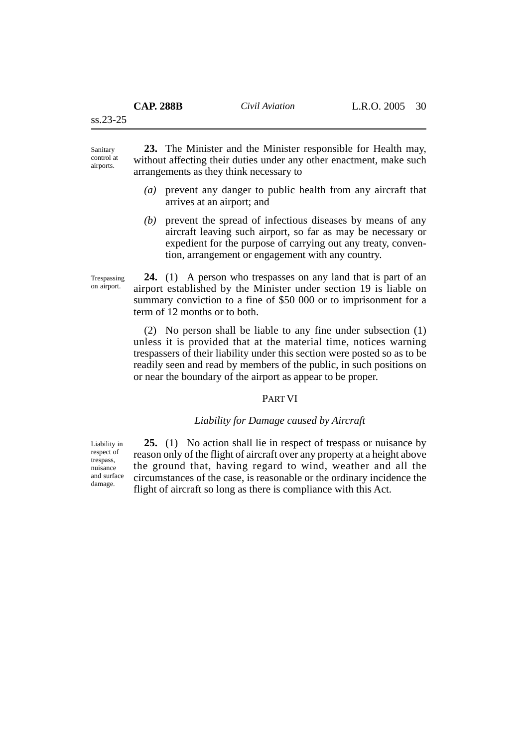Sanitary control at airports.

**23.** The Minister and the Minister responsible for Health may, without affecting their duties under any other enactment, make such arrangements as they think necessary to

*(a)* prevent any danger to public health from any aircraft that arrives at an airport; and

*(b)* prevent the spread of infectious diseases by means of any aircraft leaving such airport, so far as may be necessary or expedient for the purpose of carrying out any treaty, convention, arrangement or engagement with any country.

Trespassing on airport.

**24.** (1) A person who trespasses on any land that is part of an airport established by the Minister under section 19 is liable on summary conviction to a fine of $50 000 or to imprisonment for a term of 12 months or to both.

(2) No person shall be liable to any fine under subsection (1) unless it is provided that at the material time, notices warning trespassers of their liability under this section were posted so as to be readily seen and read by members of the public, in such positions on or near the boundary of the airport as appear to be proper.

## PART VI

### *Liability for Damage caused by Aircraft*

Liability in respect of trespass, nuisance and surface damage.

**25.** (1) No action shall lie in respect of trespass or nuisance by reason only of the flight of aircraft over any property at a height above the ground that, having regard to wind, weather and all the circumstances of the case, is reasonable or the ordinary incidence the flight of aircraft so long as there is compliance with this Act.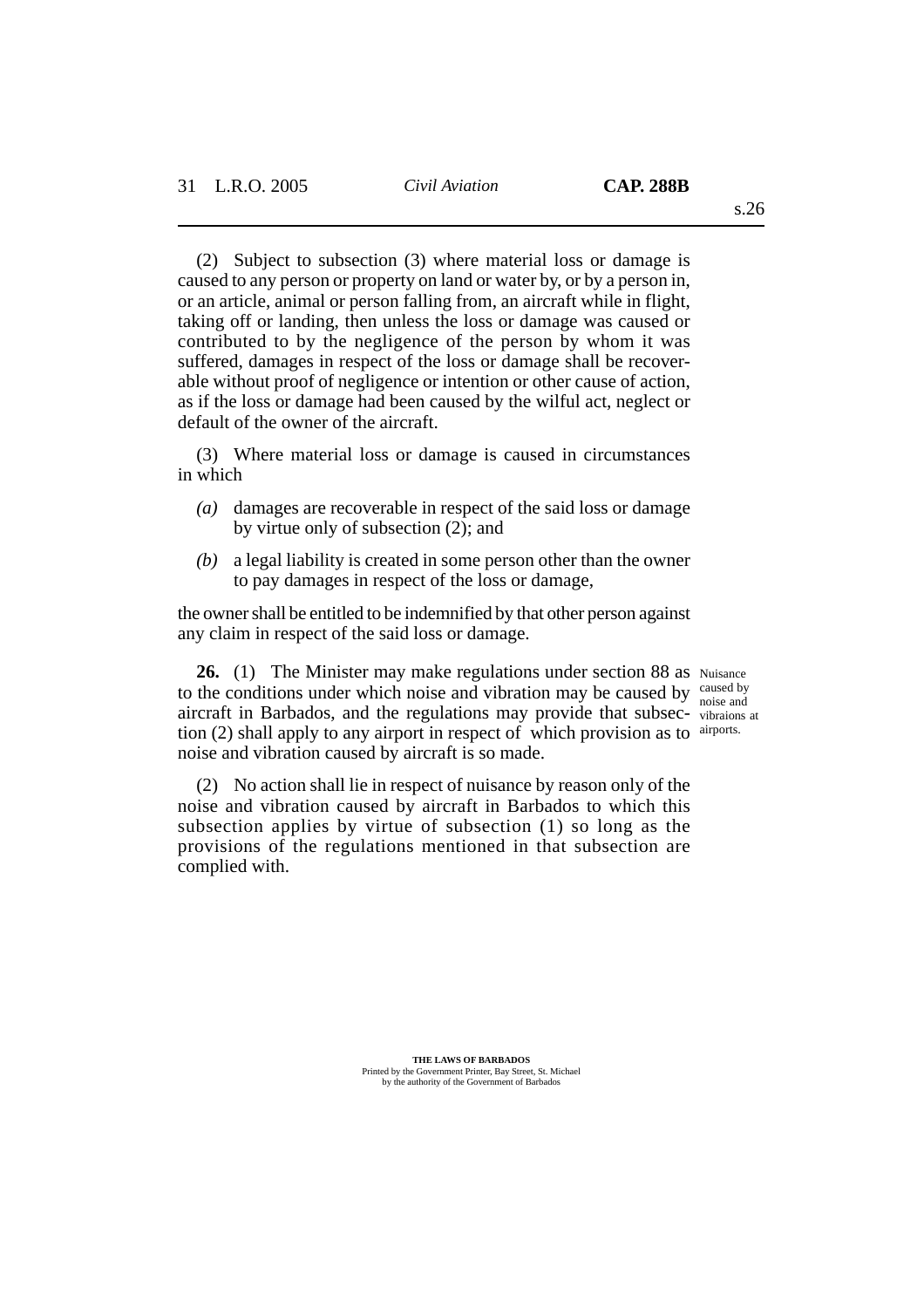(2) Subject to subsection (3) where material loss or damage is caused to any person or property on land or water by, or by a person in, or an article, animal or person falling from, an aircraft while in flight, taking off or landing, then unless the loss or damage was caused or contributed to by the negligence of the person by whom it was suffered, damages in respect of the loss or damage shall be recoverable without proof of negligence or intention or other cause of action, as if the loss or damage had been caused by the wilful act, neglect or default of the owner of the aircraft.

(3) Where material loss or damage is caused in circumstances in which

*(a)* damages are recoverable in respect of the said loss or damage by virtue only of subsection (2); and

*(b)* a legal liability is created in some person other than the owner to pay damages in respect of the loss or damage,

the owner shall be entitled to be indemnified by that other person against any claim in respect of the said loss or damage.

Nuisance caused by noise and vibraions at airports.

**26.** (1) The Minister may make regulations under section 88 as to the conditions under which noise and vibration may be caused by aircraft in Barbados, and the regulations may provide that subsection (2) shall apply to any airport in respect of which provision as to noise and vibration caused by aircraft is so made.

(2) No action shall lie in respect of nuisance by reason only of the noise and vibration caused by aircraft in Barbados to which this subsection applies by virtue of subsection (1) so long as the provisions of the regulations mentioned in that subsection are complied with.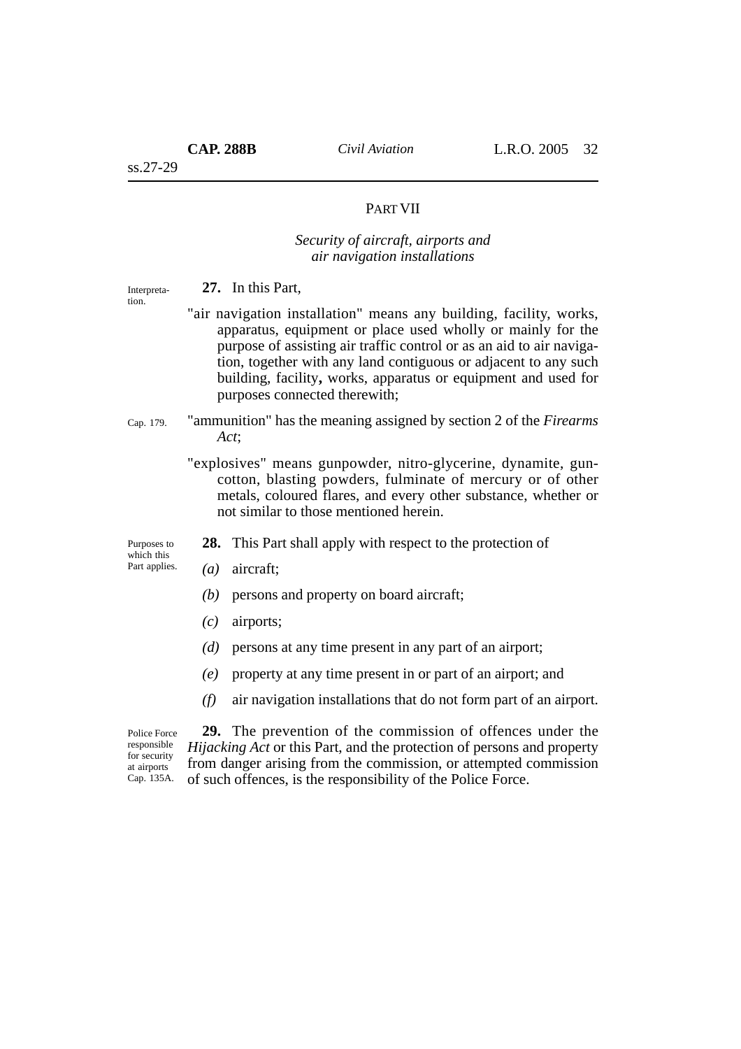## PART VII

### *Security of aircraft, airports and air navigation installations*

Interpretation.

**27.** In this Part,

"air navigation installation" means any building, facility, works, apparatus, equipment or place used wholly or mainly for the purpose of assisting air traffic control or as an aid to air navigation, together with any land contiguous or adjacent to any such building, facility**,** works, apparatus or equipment and used for purposes connected therewith;

Cap. 179.

"ammunition" has the meaning assigned by section 2 of the *Firearms Act*;

"explosives" means gunpowder, nitro-glycerine, dynamite, guncotton, blasting powders, fulminate of mercury or of other metals, coloured flares, and every other substance, whether or not similar to those mentioned herein.

Purposes to which this Part applies.

**28.** This Part shall apply with respect to the protection of

*(a)* aircraft;

*(b)* persons and property on board aircraft;

*(c)* airports;

*(d)* persons at any time present in any part of an airport;

*(e)* property at any time present in or part of an airport; and

*(f)* air navigation installations that do not form part of an airport.

Police Force responsible for security at airports Cap. 135A.

**29.** The prevention of the commission of offences under the *Hijacking Act* or this Part, and the protection of persons and property from danger arising from the commission, or attempted commission of such offences, is the responsibility of the Police Force.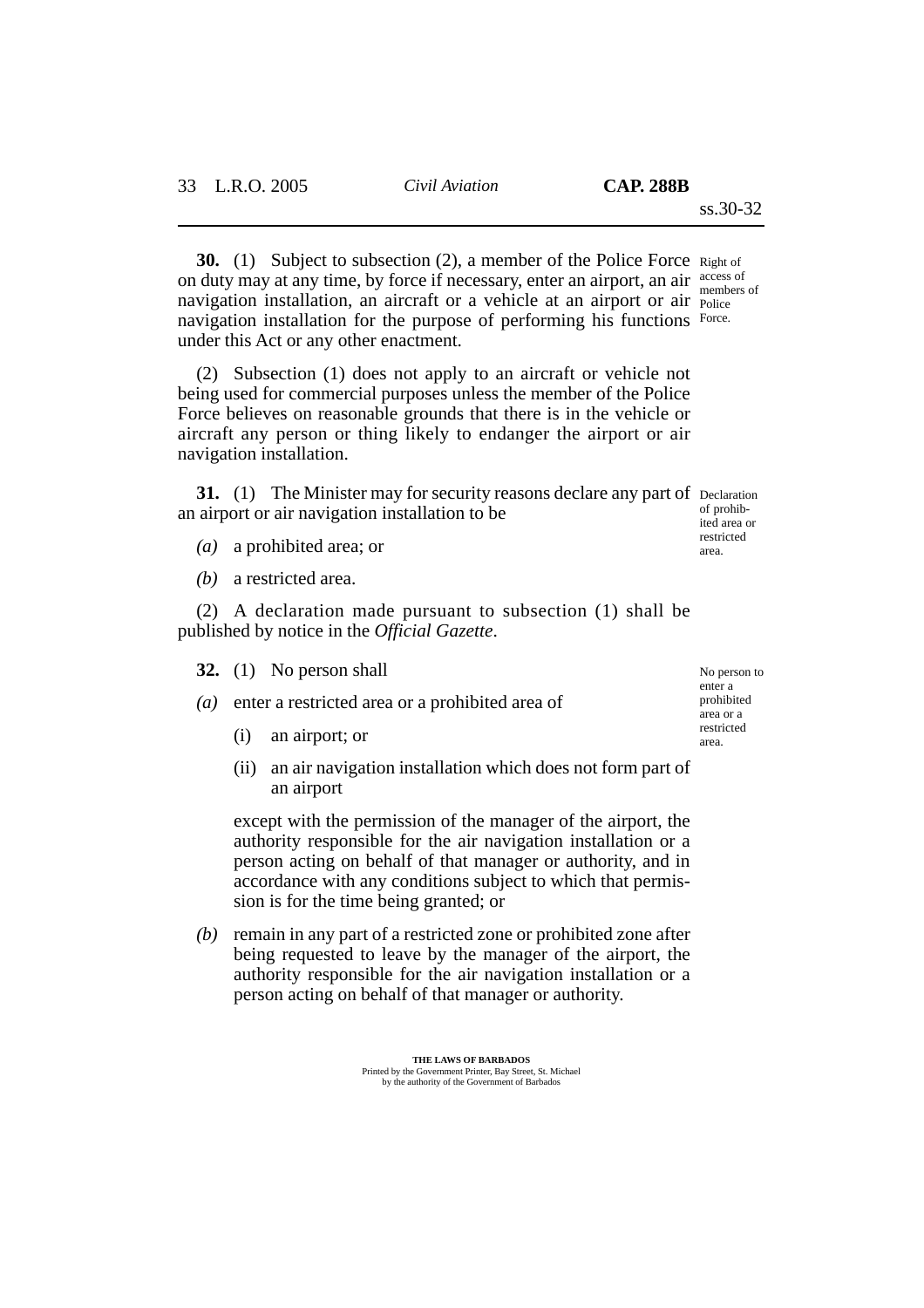**30.** (1) Subject to subsection (2), a member of the Police Force on duty may at any time, by force if necessary, enter an airport, an air navigation installation, an aircraft or a vehicle at an airport or air navigation installation for the purpose of performing his functions under this Act or any other enactment.

*Right of access of members of Police Force.*

(2) Subsection (1) does not apply to an aircraft or vehicle not being used for commercial purposes unless the member of the Police Force believes on reasonable grounds that there is in the vehicle or aircraft any person or thing likely to endanger the airport or air navigation installation.

**31.** (1) The Minister may for security reasons declare any part of an airport or air navigation installation to be

*Declaration of prohibited area or restricted area.*

*(a)* a prohibited area; or

*(b)* a restricted area.

(2) A declaration made pursuant to subsection (1) shall be published by notice in the *Official Gazette*.

**32.** (1) No person shall

*No person to enter a prohibited area or a restricted area.*

*(a)* enter a restricted area or a prohibited area of

(i) an airport; or

(ii) an air navigation installation which does not form part of an airport

except with the permission of the manager of the airport, the authority responsible for the air navigation installation or a person acting on behalf of that manager or authority, and in accordance with any conditions subject to which that permission is for the time being granted; or

*(b)* remain in any part of a restricted zone or prohibited zone after being requested to leave by the manager of the airport, the authority responsible for the air navigation installation or a person acting on behalf of that manager or authority.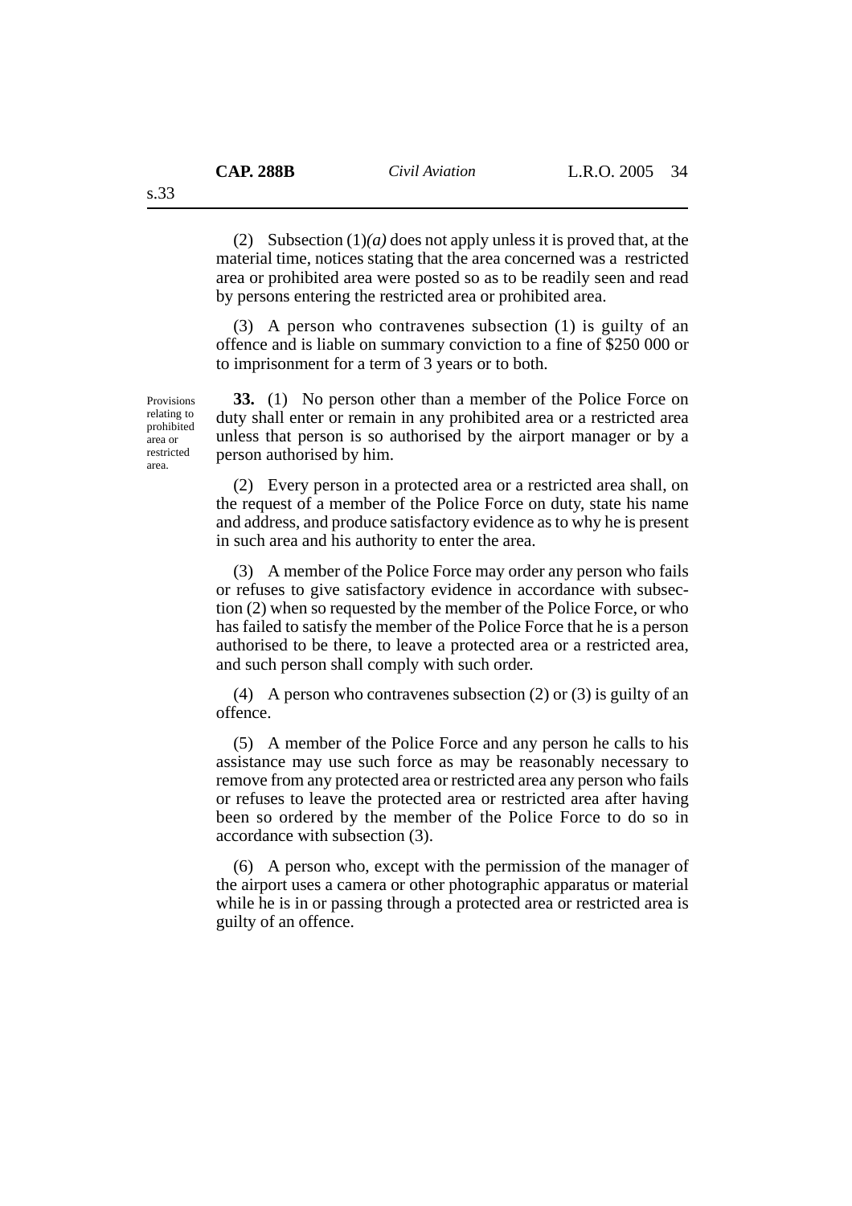(2) Subsection (1)*(a)* does not apply unless it is proved that, at the material time, notices stating that the area concerned was a restricted area or prohibited area were posted so as to be readily seen and read by persons entering the restricted area or prohibited area.

(3) A person who contravenes subsection (1) is guilty of an offence and is liable on summary conviction to a fine of $250 000 or to imprisonment for a term of 3 years or to both.

Provisions relating to prohibited area or restricted area.

**33.** (1) No person other than a member of the Police Force on duty shall enter or remain in any prohibited area or a restricted area unless that person is so authorised by the airport manager or by a person authorised by him.

(2) Every person in a protected area or a restricted area shall, on the request of a member of the Police Force on duty, state his name and address, and produce satisfactory evidence as to why he is present in such area and his authority to enter the area.

(3) A member of the Police Force may order any person who fails or refuses to give satisfactory evidence in accordance with subsection (2) when so requested by the member of the Police Force, or who has failed to satisfy the member of the Police Force that he is a person authorised to be there, to leave a protected area or a restricted area, and such person shall comply with such order.

(4) A person who contravenes subsection (2) or (3) is guilty of an offence.

(5) A member of the Police Force and any person he calls to his assistance may use such force as may be reasonably necessary to remove from any protected area or restricted area any person who fails or refuses to leave the protected area or restricted area after having been so ordered by the member of the Police Force to do so in accordance with subsection (3).

(6) A person who, except with the permission of the manager of the airport uses a camera or other photographic apparatus or material while he is in or passing through a protected area or restricted area is guilty of an offence.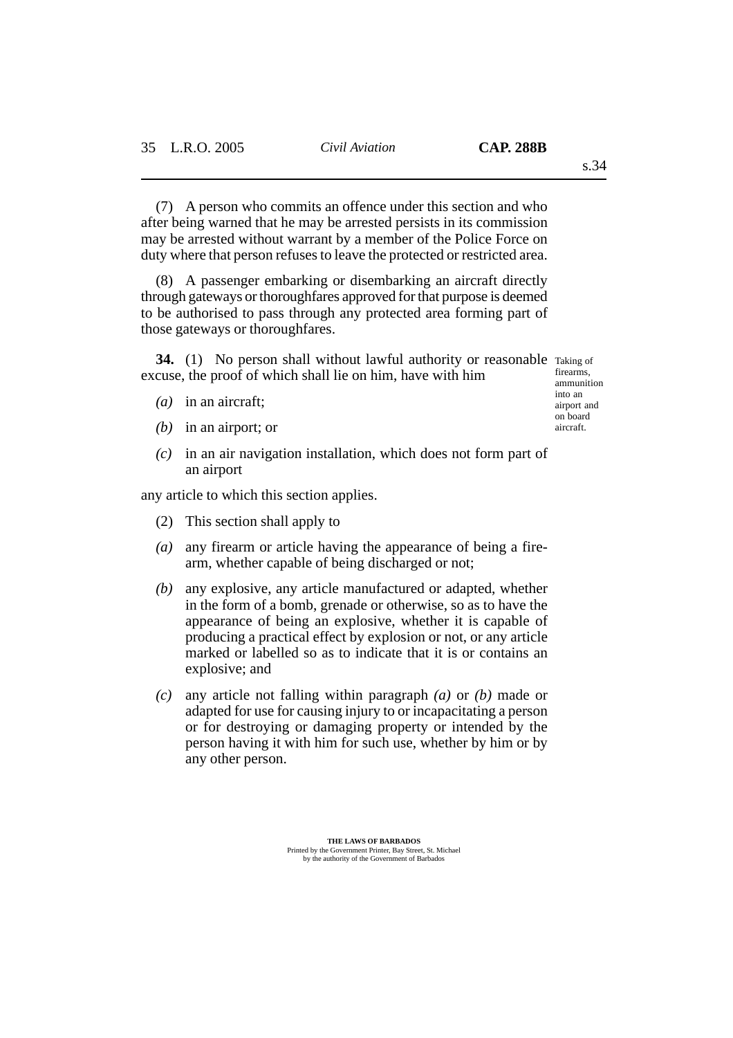(7) A person who commits an offence under this section and who after being warned that he may be arrested persists in its commission may be arrested without warrant by a member of the Police Force on duty where that person refuses to leave the protected or restricted area.

(8) A passenger embarking or disembarking an aircraft directly through gateways or thoroughfares approved for that purpose is deemed to be authorised to pass through any protected area forming part of those gateways or thoroughfares.

*Taking of firearms, ammunition into an airport and on board aircraft.*

**34.** (1) No person shall without lawful authority or reasonable excuse, the proof of which shall lie on him, have with him

*(a)* in an aircraft;

*(b)* in an airport; or

*(c)* in an air navigation installation, which does not form part of an airport

any article to which this section applies.

(2) This section shall apply to

*(a)* any firearm or article having the appearance of being a fire-arm, whether capable of being discharged or not;

*(b)* any explosive, any article manufactured or adapted, whether in the form of a bomb, grenade or otherwise, so as to have the appearance of being an explosive, whether it is capable of producing a practical effect by explosion or not, or any article marked or labelled so as to indicate that it is or contains an explosive; and

*(c)* any article not falling within paragraph *(a)* or *(b)* made or adapted for use for causing injury to or incapacitating a person or for destroying or damaging property or intended by the person having it with him for such use, whether by him or by any other person.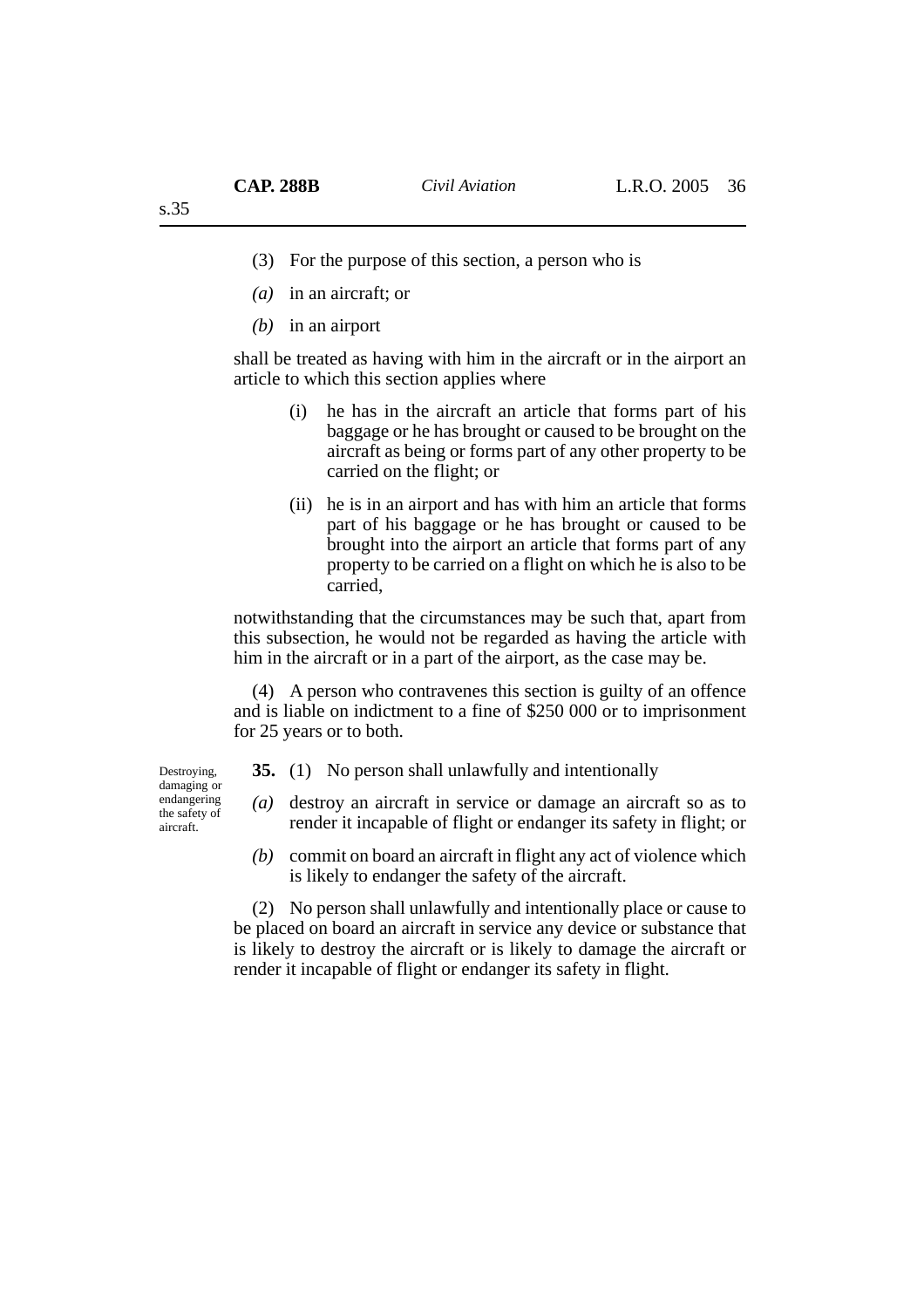(3) For the purpose of this section, a person who is

*(a)* in an aircraft; or

*(b)* in an airport

shall be treated as having with him in the aircraft or in the airport an article to which this section applies where

(i) he has in the aircraft an article that forms part of his baggage or he has brought or caused to be brought on the aircraft as being or forms part of any other property to be carried on the flight; or

(ii) he is in an airport and has with him an article that forms part of his baggage or he has brought or caused to be brought into the airport an article that forms part of any property to be carried on a flight on which he is also to be carried,

notwithstanding that the circumstances may be such that, apart from this subsection, he would not be regarded as having the article with him in the aircraft or in a part of the airport, as the case may be.

(4) A person who contravenes this section is guilty of an offence and is liable on indictment to a fine of $250 000 or to imprisonment for 25 years or to both.

Destroying, damaging or endangering the safety of aircraft.

**35.** (1) No person shall unlawfully and intentionally

*(a)* destroy an aircraft in service or damage an aircraft so as to render it incapable of flight or endanger its safety in flight; or

*(b)* commit on board an aircraft in flight any act of violence which is likely to endanger the safety of the aircraft.

(2) No person shall unlawfully and intentionally place or cause to be placed on board an aircraft in service any device or substance that is likely to destroy the aircraft or is likely to damage the aircraft or render it incapable of flight or endanger its safety in flight.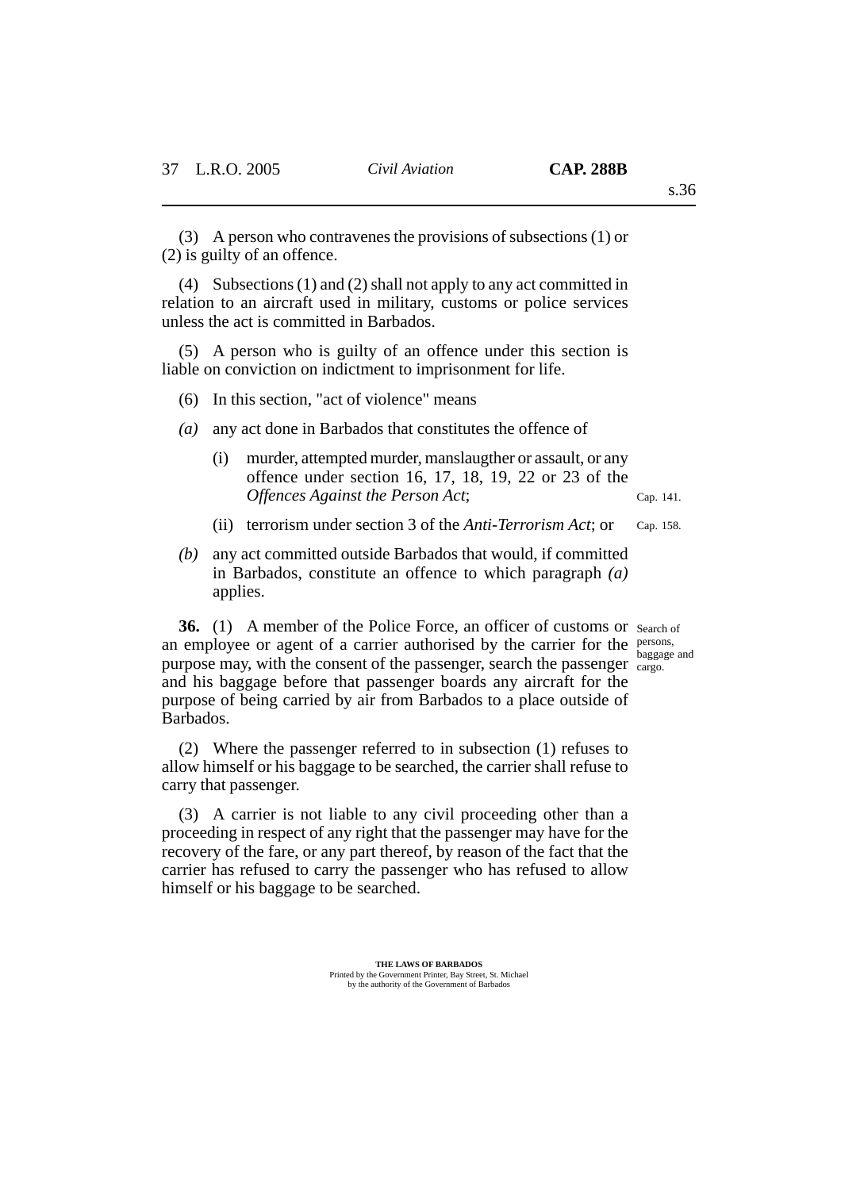(3) A person who contravenes the provisions of subsections (1) or (2) is guilty of an offence.

(4) Subsections (1) and (2) shall not apply to any act committed in relation to an aircraft used in military, customs or police services unless the act is committed in Barbados.

(5) A person who is guilty of an offence under this section is liable on conviction on indictment to imprisonment for life.

(6) In this section, "act of violence" means

*(a)* any act done in Barbados that constitutes the offence of

(i) murder, attempted murder, manslaugther or assault, or any offence under section 16, 17, 18, 19, 22 or 23 of the *Offences Against the Person Act*; Cap. 141.

(ii) terrorism under section 3 of the *Anti-Terrorism Act*; or Cap. 158.

*(b)* any act committed outside Barbados that would, if committed in Barbados, constitute an offence to which paragraph *(a)* applies.

Search of persons, baggage and cargo.

**36.** (1) A member of the Police Force, an officer of customs or an employee or agent of a carrier authorised by the carrier for the purpose may, with the consent of the passenger, search the passenger and his baggage before that passenger boards any aircraft for the purpose of being carried by air from Barbados to a place outside of Barbados.

(2) Where the passenger referred to in subsection (1) refuses to allow himself or his baggage to be searched, the carrier shall refuse to carry that passenger.

(3) A carrier is not liable to any civil proceeding other than a proceeding in respect of any right that the passenger may have for the recovery of the fare, or any part thereof, by reason of the fact that the carrier has refused to carry the passenger who has refused to allow himself or his baggage to be searched.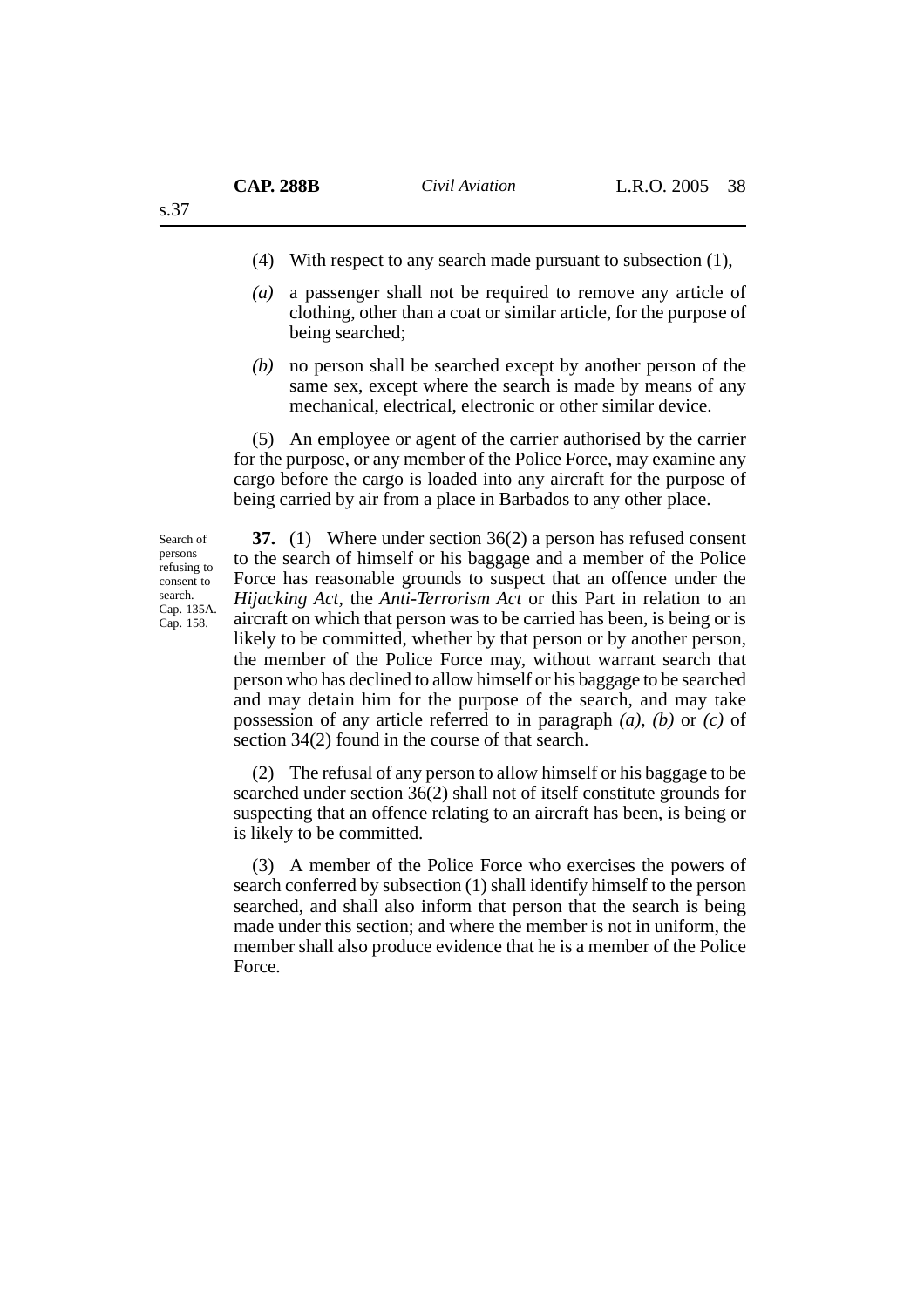(4) With respect to any search made pursuant to subsection (1),

*(a)* a passenger shall not be required to remove any article of clothing, other than a coat or similar article, for the purpose of being searched;

*(b)* no person shall be searched except by another person of the same sex, except where the search is made by means of any mechanical, electrical, electronic or other similar device.

(5) An employee or agent of the carrier authorised by the carrier for the purpose, or any member of the Police Force, may examine any cargo before the cargo is loaded into any aircraft for the purpose of being carried by air from a place in Barbados to any other place.

Search of persons refusing to consent to search. Cap. 135A. Cap. 158.

**37.** (1) Where under section 36(2) a person has refused consent to the search of himself or his baggage and a member of the Police Force has reasonable grounds to suspect that an offence under the *Hijacking Act,* the *Anti-Terrorism Act* or this Part in relation to an aircraft on which that person was to be carried has been, is being or is likely to be committed, whether by that person or by another person, the member of the Police Force may, without warrant search that person who has declined to allow himself or his baggage to be searched and may detain him for the purpose of the search, and may take possession of any article referred to in paragraph *(a)*, *(b)* or *(c)* of section 34(2) found in the course of that search.

(2) The refusal of any person to allow himself or his baggage to be searched under section 36(2) shall not of itself constitute grounds for suspecting that an offence relating to an aircraft has been, is being or is likely to be committed.

(3) A member of the Police Force who exercises the powers of search conferred by subsection (1) shall identify himself to the person searched, and shall also inform that person that the search is being made under this section; and where the member is not in uniform, the member shall also produce evidence that he is a member of the Police Force.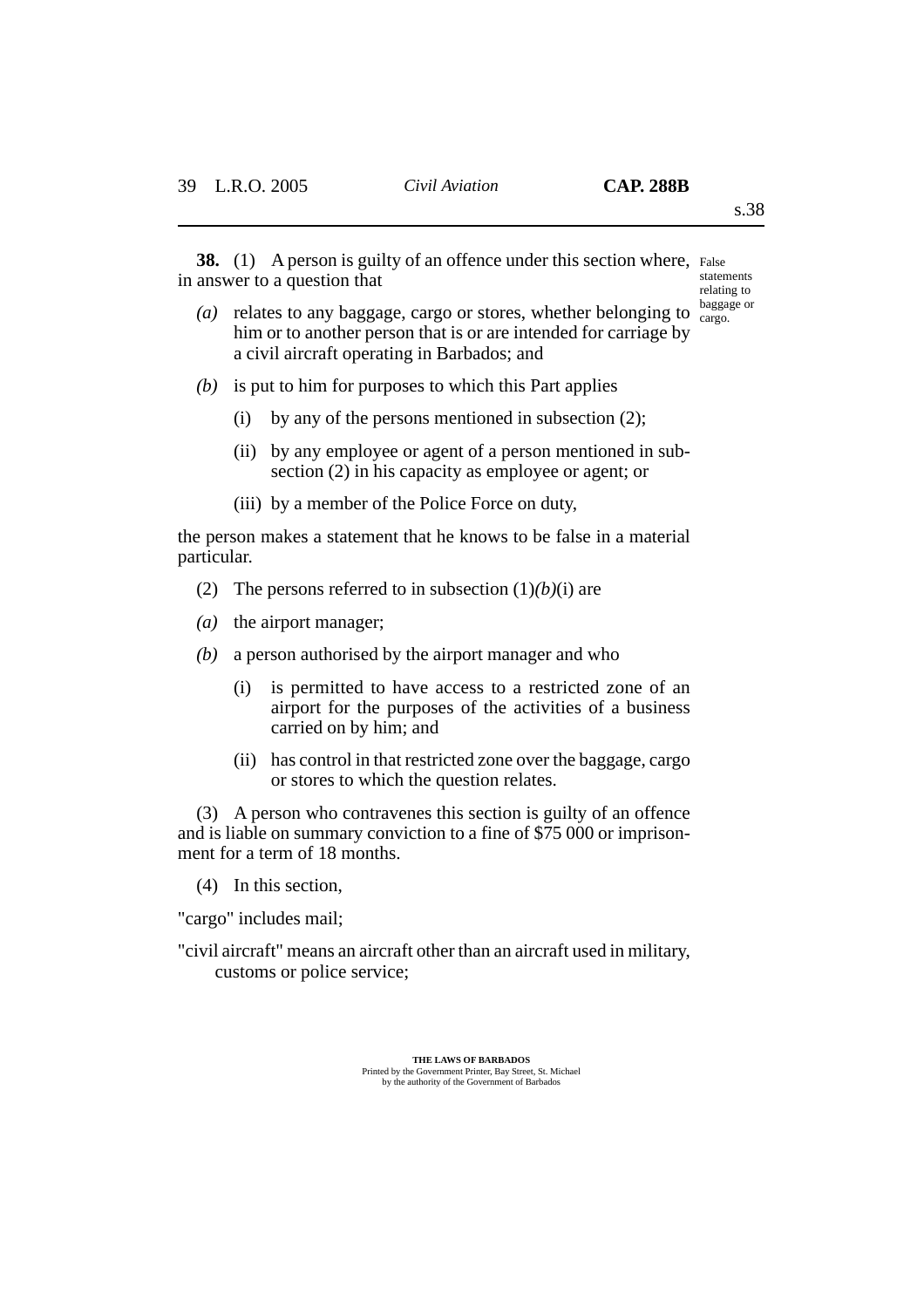**38.** (1) A person is guilty of an offence under this section where, in answer to a question that

False statements relating to baggage or cargo.

- *(a)* relates to any baggage, cargo or stores, whether belonging to him or to another person that is or are intended for carriage by a civil aircraft operating in Barbados; and
- *(b)* is put to him for purposes to which this Part applies
  - (i) by any of the persons mentioned in subsection (2);
  - (ii) by any employee or agent of a person mentioned in subsection (2) in his capacity as employee or agent; or
  - (iii) by a member of the Police Force on duty,

the person makes a statement that he knows to be false in a material particular.

(2) The persons referred to in subsection (1)*(b)*(i) are

- *(a)* the airport manager;
- *(b)* a person authorised by the airport manager and who
  - (i) is permitted to have access to a restricted zone of an airport for the purposes of the activities of a business carried on by him; and
  - (ii) has control in that restricted zone over the baggage, cargo or stores to which the question relates.

(3) A person who contravenes this section is guilty of an offence and is liable on summary conviction to a fine of $75 000 or imprisonment for a term of 18 months.

(4) In this section,

"cargo" includes mail;

"civil aircraft" means an aircraft other than an aircraft used in military, customs or police service;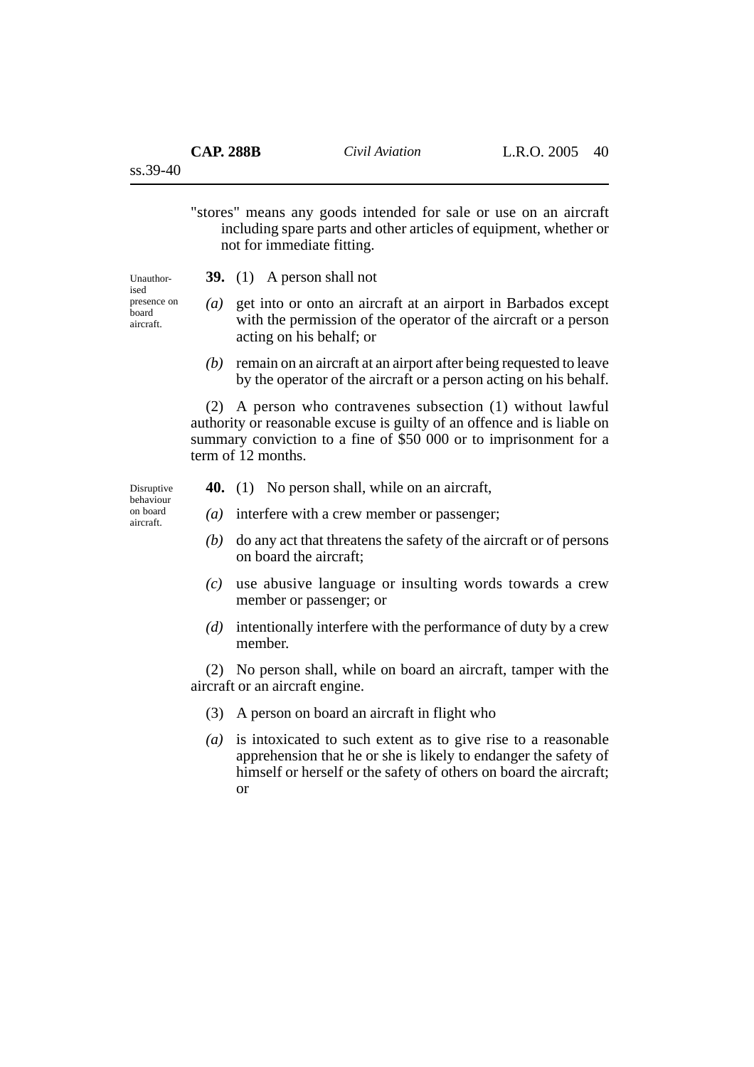"stores" means any goods intended for sale or use on an aircraft including spare parts and other articles of equipment, whether or not for immediate fitting.

Unauthorised presence on board aircraft.

**39.** (1) A person shall not

*(a)* get into or onto an aircraft at an airport in Barbados except with the permission of the operator of the aircraft or a person acting on his behalf; or

*(b)* remain on an aircraft at an airport after being requested to leave by the operator of the aircraft or a person acting on his behalf.

(2) A person who contravenes subsection (1) without lawful authority or reasonable excuse is guilty of an offence and is liable on summary conviction to a fine of $50 000 or to imprisonment for a term of 12 months.

Disruptive behaviour on board aircraft.

**40.** (1) No person shall, while on an aircraft,

*(a)* interfere with a crew member or passenger;

*(b)* do any act that threatens the safety of the aircraft or of persons on board the aircraft;

*(c)* use abusive language or insulting words towards a crew member or passenger; or

*(d)* intentionally interfere with the performance of duty by a crew member.

(2) No person shall, while on board an aircraft, tamper with the aircraft or an aircraft engine.

(3) A person on board an aircraft in flight who

*(a)* is intoxicated to such extent as to give rise to a reasonable apprehension that he or she is likely to endanger the safety of himself or herself or the safety of others on board the aircraft; or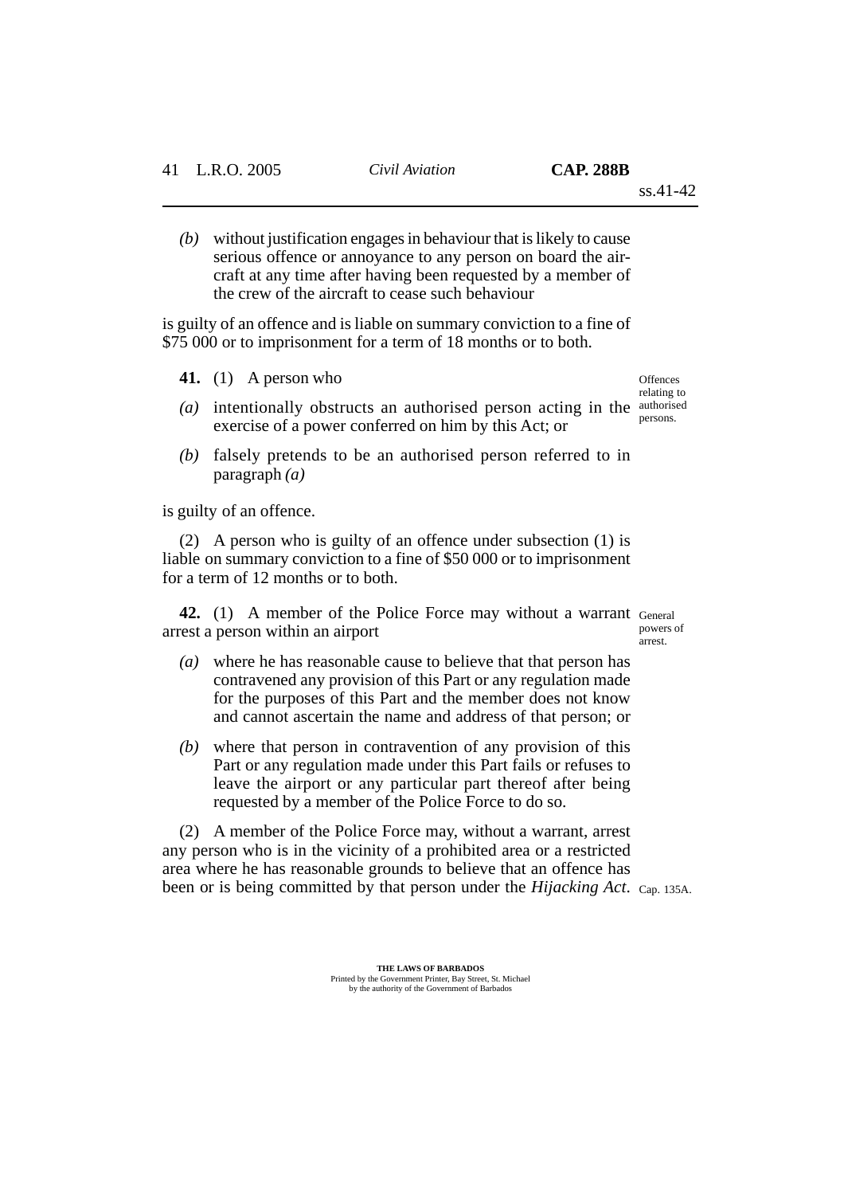*(b)* without justification engages in behaviour that is likely to cause serious offence or annoyance to any person on board the aircraft at any time after having been requested by a member of the crew of the aircraft to cease such behaviour

is guilty of an offence and is liable on summary conviction to a fine of $75 000 or to imprisonment for a term of 18 months or to both.

Offences relating to authorised persons.

**41.** (1) A person who

*(a)* intentionally obstructs an authorised person acting in the exercise of a power conferred on him by this Act; or

*(b)* falsely pretends to be an authorised person referred to in paragraph *(a)*

is guilty of an offence.

(2) A person who is guilty of an offence under subsection (1) is liable on summary conviction to a fine of $50 000 or to imprisonment for a term of 12 months or to both.

General powers of arrest.

**42.** (1) A member of the Police Force may without a warrant arrest a person within an airport

*(a)* where he has reasonable cause to believe that that person has contravened any provision of this Part or any regulation made for the purposes of this Part and the member does not know and cannot ascertain the name and address of that person; or

*(b)* where that person in contravention of any provision of this Part or any regulation made under this Part fails or refuses to leave the airport or any particular part thereof after being requested by a member of the Police Force to do so.

(2) A member of the Police Force may, without a warrant, arrest any person who is in the vicinity of a prohibited area or a restricted area where he has reasonable grounds to believe that an offence has been or is being committed by that person under the *Hijacking Act*. Cap. 135A.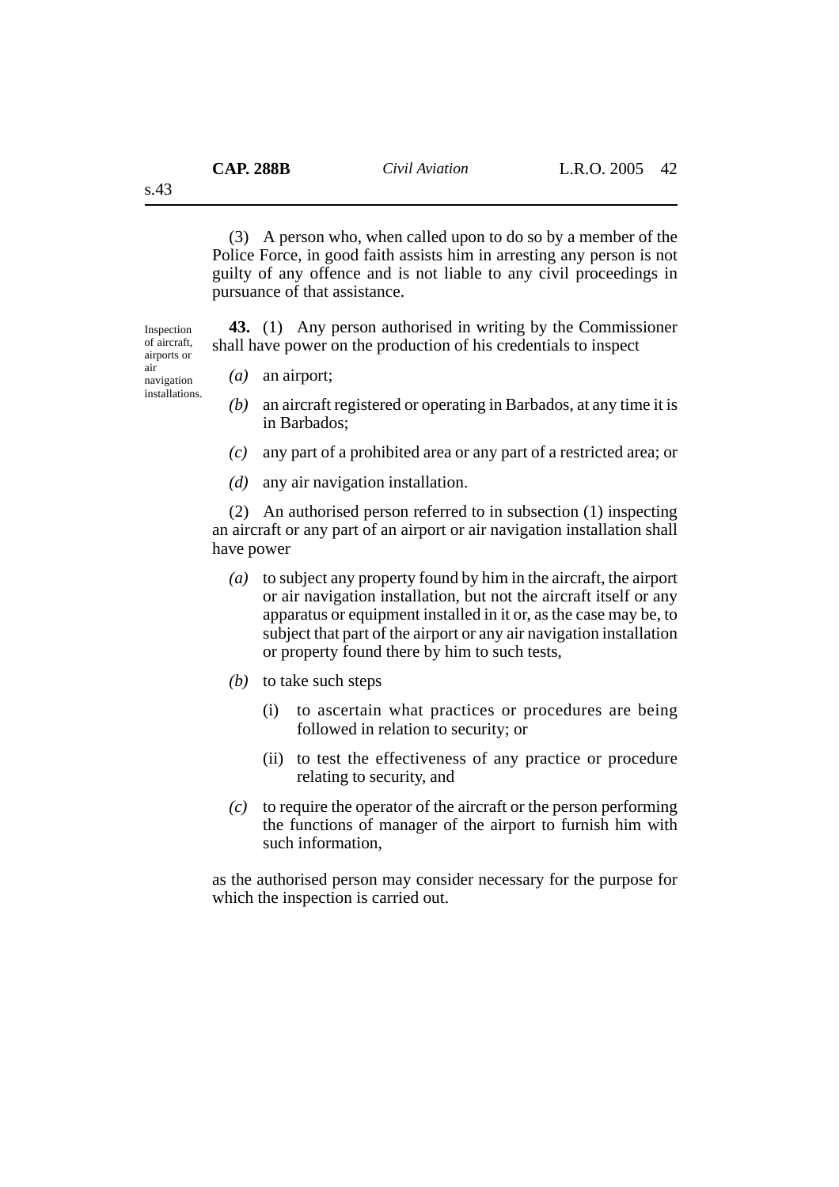(3) A person who, when called upon to do so by a member of the Police Force, in good faith assists him in arresting any person is not guilty of any offence and is not liable to any civil proceedings in pursuance of that assistance.

Inspection of aircraft, airports or air navigation installations.

**43.** (1) Any person authorised in writing by the Commissioner shall have power on the production of his credentials to inspect

*(a)* an airport;

*(b)* an aircraft registered or operating in Barbados, at any time it is in Barbados;

*(c)* any part of a prohibited area or any part of a restricted area; or

*(d)* any air navigation installation.

(2) An authorised person referred to in subsection (1) inspecting an aircraft or any part of an airport or air navigation installation shall have power

*(a)* to subject any property found by him in the aircraft, the airport or air navigation installation, but not the aircraft itself or any apparatus or equipment installed in it or, as the case may be, to subject that part of the airport or any air navigation installation or property found there by him to such tests,

*(b)* to take such steps

(i) to ascertain what practices or procedures are being followed in relation to security; or

(ii) to test the effectiveness of any practice or procedure relating to security, and

*(c)* to require the operator of the aircraft or the person performing the functions of manager of the airport to furnish him with such information,

as the authorised person may consider necessary for the purpose for which the inspection is carried out.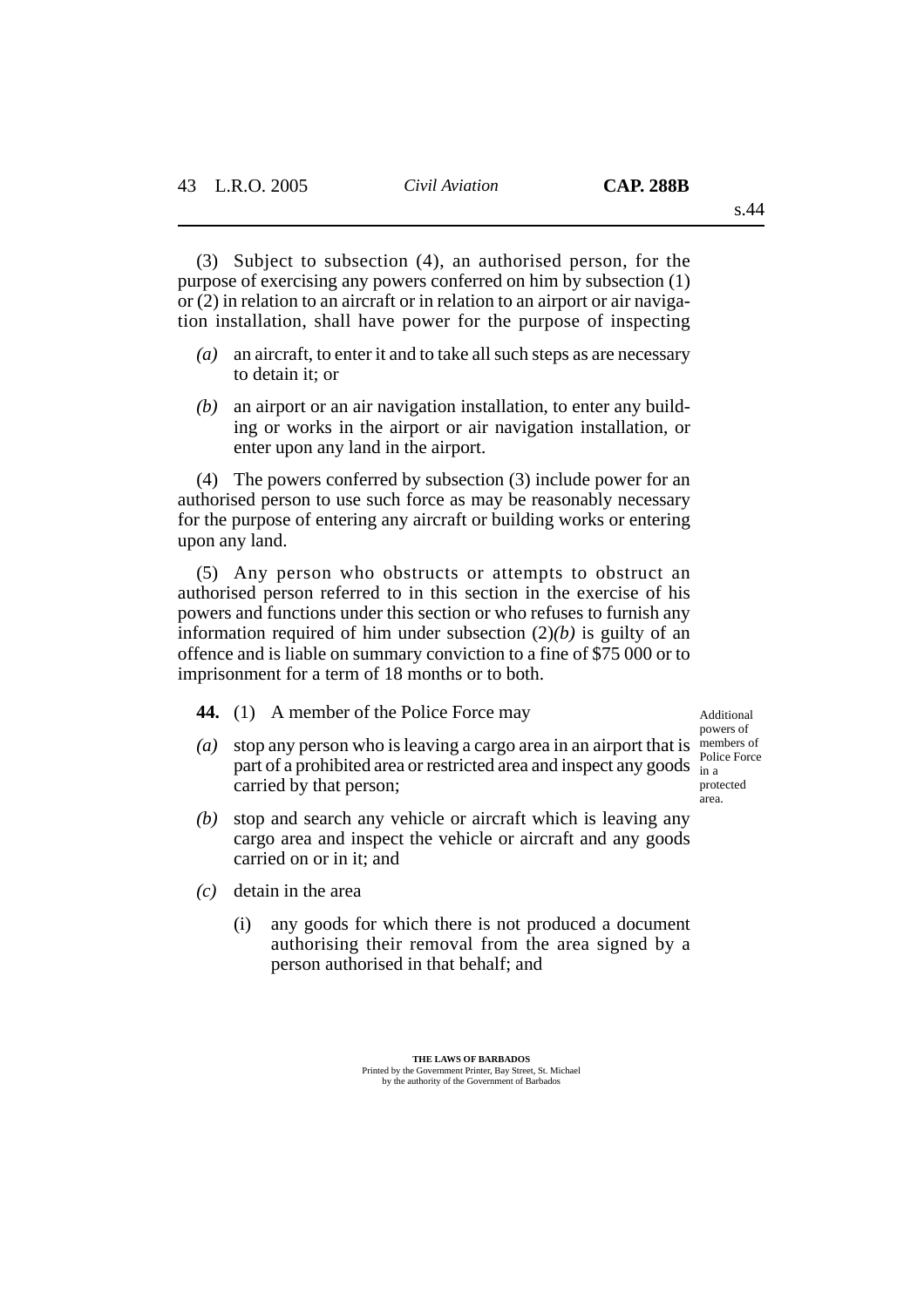(3) Subject to subsection (4), an authorised person, for the purpose of exercising any powers conferred on him by subsection (1) or (2) in relation to an aircraft or in relation to an airport or air navigation installation, shall have power for the purpose of inspecting

*(a)* an aircraft, to enter it and to take all such steps as are necessary to detain it; or

*(b)* an airport or an air navigation installation, to enter any building or works in the airport or air navigation installation, or enter upon any land in the airport.

(4) The powers conferred by subsection (3) include power for an authorised person to use such force as may be reasonably necessary for the purpose of entering any aircraft or building works or entering upon any land.

(5) Any person who obstructs or attempts to obstruct an authorised person referred to in this section in the exercise of his powers and functions under this section or who refuses to furnish any information required of him under subsection (2)*(b)* is guilty of an offence and is liable on summary conviction to a fine of $75 000 or to imprisonment for a term of 18 months or to both.

Additional powers of members of Police Force in a protected area.

**44.** (1) A member of the Police Force may

*(a)* stop any person who is leaving a cargo area in an airport that is part of a prohibited area or restricted area and inspect any goods carried by that person;

*(b)* stop and search any vehicle or aircraft which is leaving any cargo area and inspect the vehicle or aircraft and any goods carried on or in it; and

*(c)* detain in the area

(i) any goods for which there is not produced a document authorising their removal from the area signed by a person authorised in that behalf; and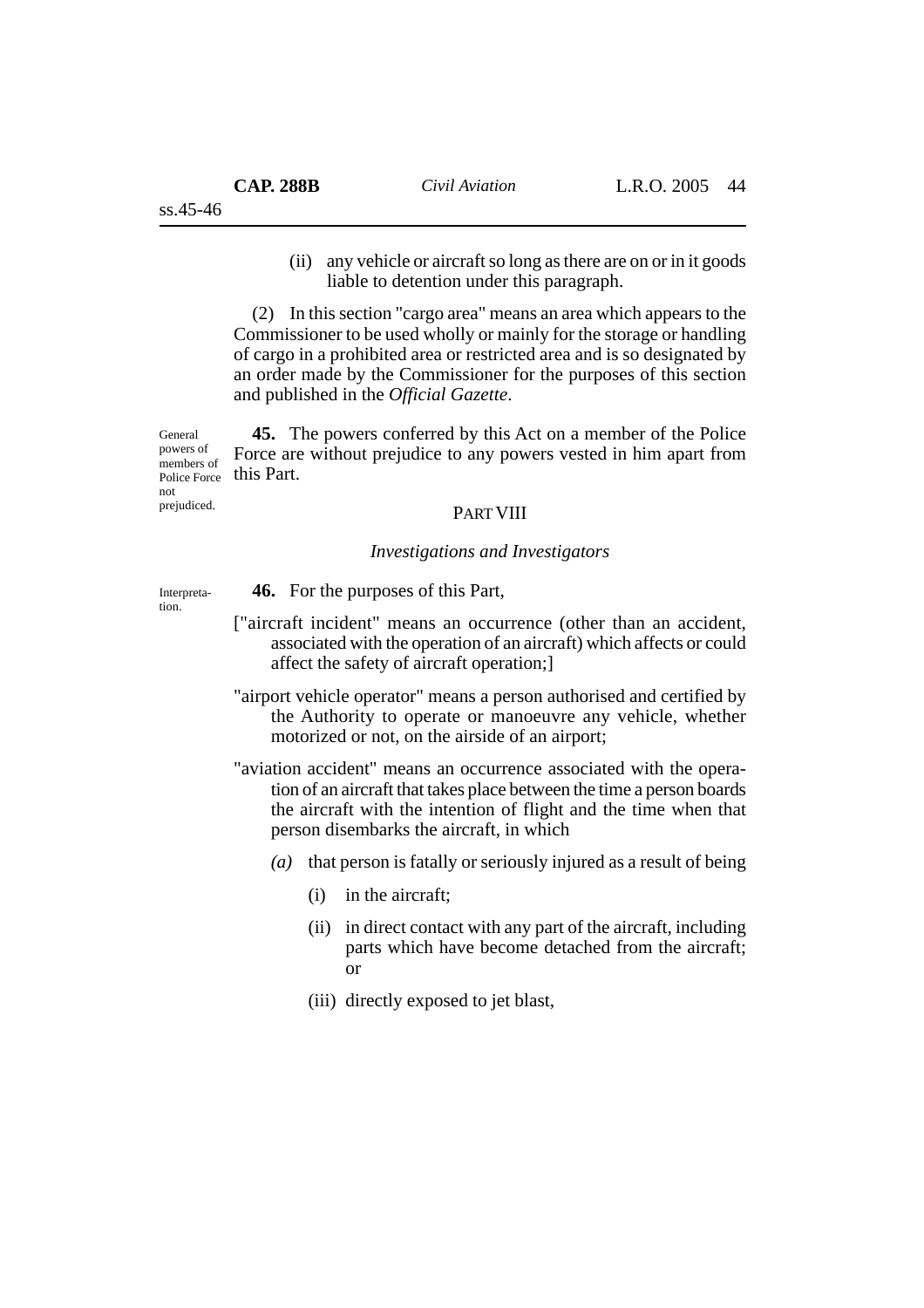(ii) any vehicle or aircraft so long as there are on or in it goods liable to detention under this paragraph.

(2) In this section "cargo area" means an area which appears to the Commissioner to be used wholly or mainly for the storage or handling of cargo in a prohibited area or restricted area and is so designated by an order made by the Commissioner for the purposes of this section and published in the *Official Gazette*.

General powers of members of Police Force not prejudiced.

**45.** The powers conferred by this Act on a member of the Police Force are without prejudice to any powers vested in him apart from this Part.

## PART VIII

### *Investigations and Investigators*

Interpretation.

**46.** For the purposes of this Part,

["aircraft incident" means an occurrence (other than an accident, associated with the operation of an aircraft) which affects or could affect the safety of aircraft operation;]

"airport vehicle operator" means a person authorised and certified by the Authority to operate or manoeuvre any vehicle, whether motorized or not, on the airside of an airport;

"aviation accident" means an occurrence associated with the operation of an aircraft that takes place between the time a person boards the aircraft with the intention of flight and the time when that person disembarks the aircraft, in which

*(a)* that person is fatally or seriously injured as a result of being

(i) in the aircraft;

(ii) in direct contact with any part of the aircraft, including parts which have become detached from the aircraft; or

(iii) directly exposed to jet blast,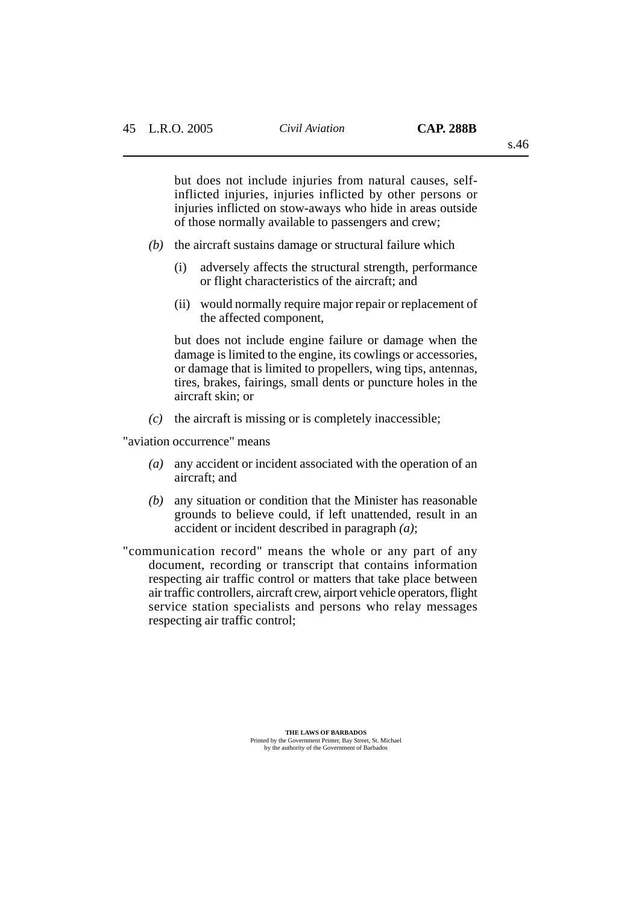but does not include injuries from natural causes, self-inflicted injuries, injuries inflicted by other persons or injuries inflicted on stow-aways who hide in areas outside of those normally available to passengers and crew;

*(b)* the aircraft sustains damage or structural failure which

(i) adversely affects the structural strength, performance or flight characteristics of the aircraft; and

(ii) would normally require major repair or replacement of the affected component,

but does not include engine failure or damage when the damage is limited to the engine, its cowlings or accessories, or damage that is limited to propellers, wing tips, antennas, tires, brakes, fairings, small dents or puncture holes in the aircraft skin; or

*(c)* the aircraft is missing or is completely inaccessible;

"aviation occurrence" means

*(a)* any accident or incident associated with the operation of an aircraft; and

*(b)* any situation or condition that the Minister has reasonable grounds to believe could, if left unattended, result in an accident or incident described in paragraph *(a)*;

"communication record" means the whole or any part of any document, recording or transcript that contains information respecting air traffic control or matters that take place between air traffic controllers, aircraft crew, airport vehicle operators, flight service station specialists and persons who relay messages respecting air traffic control;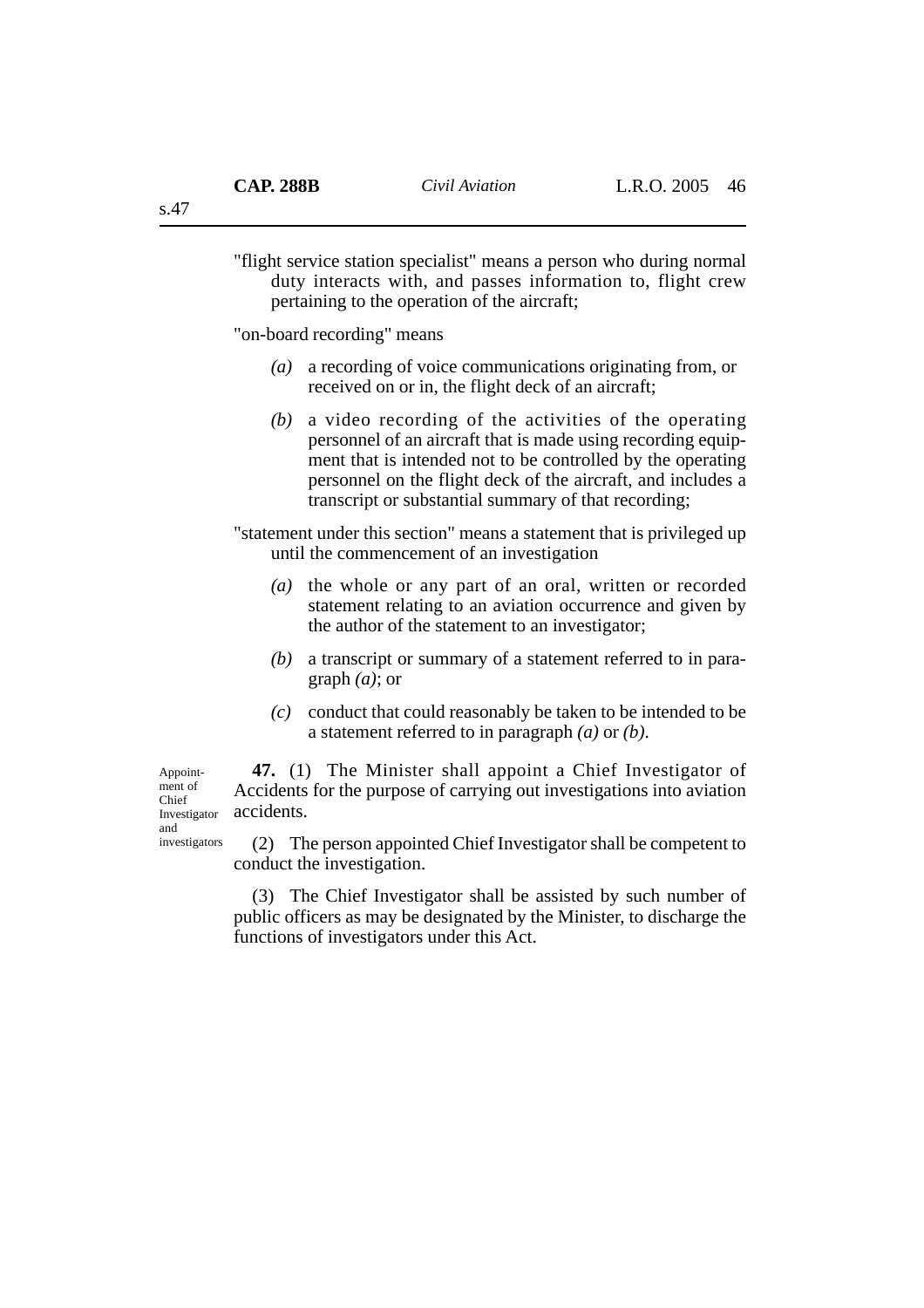"flight service station specialist" means a person who during normal duty interacts with, and passes information to, flight crew pertaining to the operation of the aircraft;

"on-board recording" means

*(a)* a recording of voice communications originating from, or received on or in, the flight deck of an aircraft;

*(b)* a video recording of the activities of the operating personnel of an aircraft that is made using recording equipment that is intended not to be controlled by the operating personnel on the flight deck of the aircraft, and includes a transcript or substantial summary of that recording;

"statement under this section" means a statement that is privileged up until the commencement of an investigation

*(a)* the whole or any part of an oral, written or recorded statement relating to an aviation occurrence and given by the author of the statement to an investigator;

*(b)* a transcript or summary of a statement referred to in paragraph *(a)*; or

*(c)* conduct that could reasonably be taken to be intended to be a statement referred to in paragraph *(a)* or *(b)*.

Appointment of Chief Investigator and investigators

**47.** (1) The Minister shall appoint a Chief Investigator of Accidents for the purpose of carrying out investigations into aviation accidents.

(2) The person appointed Chief Investigator shall be competent to conduct the investigation.

(3) The Chief Investigator shall be assisted by such number of public officers as may be designated by the Minister, to discharge the functions of investigators under this Act.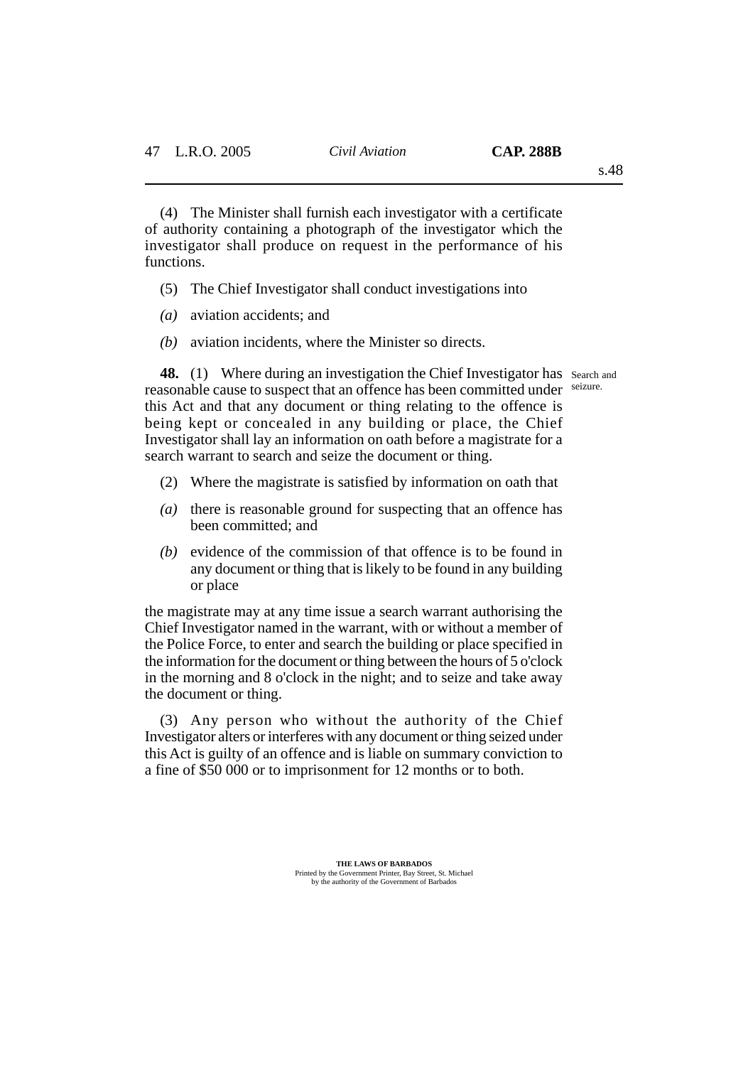(4) The Minister shall furnish each investigator with a certificate of authority containing a photograph of the investigator which the investigator shall produce on request in the performance of his functions.

(5) The Chief Investigator shall conduct investigations into

*(a)* aviation accidents; and

*(b)* aviation incidents, where the Minister so directs.

Search and seizure.

**48.** (1) Where during an investigation the Chief Investigator has reasonable cause to suspect that an offence has been committed under this Act and that any document or thing relating to the offence is being kept or concealed in any building or place, the Chief Investigator shall lay an information on oath before a magistrate for a search warrant to search and seize the document or thing.

(2) Where the magistrate is satisfied by information on oath that

*(a)* there is reasonable ground for suspecting that an offence has been committed; and

*(b)* evidence of the commission of that offence is to be found in any document or thing that is likely to be found in any building or place

the magistrate may at any time issue a search warrant authorising the Chief Investigator named in the warrant, with or without a member of the Police Force, to enter and search the building or place specified in the information for the document or thing between the hours of 5 o'clock in the morning and 8 o'clock in the night; and to seize and take away the document or thing.

(3) Any person who without the authority of the Chief Investigator alters or interferes with any document or thing seized under this Act is guilty of an offence and is liable on summary conviction to a fine of $50 000 or to imprisonment for 12 months or to both.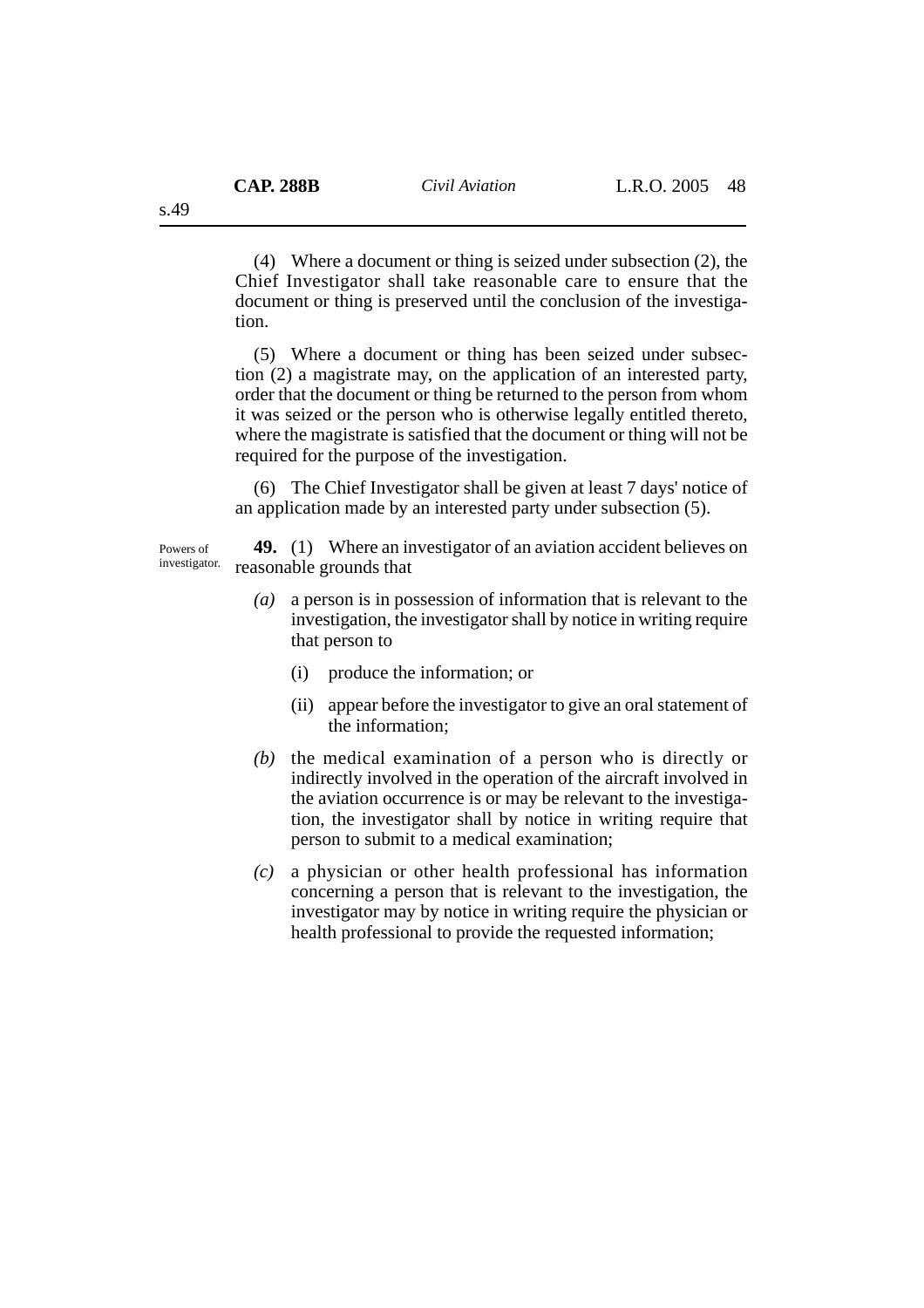(4) Where a document or thing is seized under subsection (2), the Chief Investigator shall take reasonable care to ensure that the document or thing is preserved until the conclusion of the investigation.

(5) Where a document or thing has been seized under subsection (2) a magistrate may, on the application of an interested party, order that the document or thing be returned to the person from whom it was seized or the person who is otherwise legally entitled thereto, where the magistrate is satisfied that the document or thing will not be required for the purpose of the investigation.

(6) The Chief Investigator shall be given at least 7 days' notice of an application made by an interested party under subsection (5).

Powers of investigator.

**49.** (1) Where an investigator of an aviation accident believes on reasonable grounds that

*(a)* a person is in possession of information that is relevant to the investigation, the investigator shall by notice in writing require that person to

(i) produce the information; or

(ii) appear before the investigator to give an oral statement of the information;

*(b)* the medical examination of a person who is directly or indirectly involved in the operation of the aircraft involved in the aviation occurrence is or may be relevant to the investigation, the investigator shall by notice in writing require that person to submit to a medical examination;

*(c)* a physician or other health professional has information concerning a person that is relevant to the investigation, the investigator may by notice in writing require the physician or health professional to provide the requested information;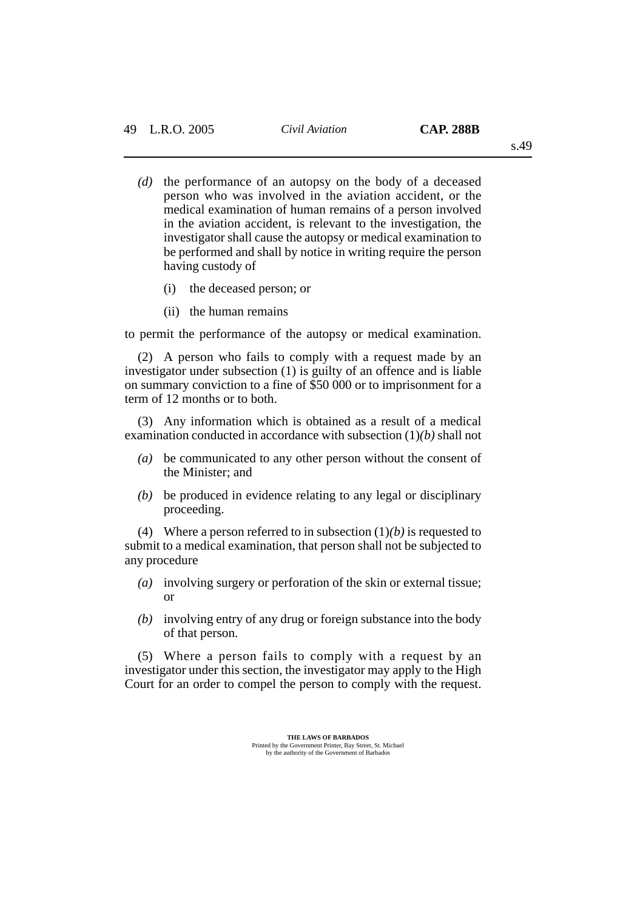*(d)* the performance of an autopsy on the body of a deceased person who was involved in the aviation accident, or the medical examination of human remains of a person involved in the aviation accident, is relevant to the investigation, the investigator shall cause the autopsy or medical examination to be performed and shall by notice in writing require the person having custody of

(i) the deceased person; or

(ii) the human remains

to permit the performance of the autopsy or medical examination.

(2) A person who fails to comply with a request made by an investigator under subsection (1) is guilty of an offence and is liable on summary conviction to a fine of $50 000 or to imprisonment for a term of 12 months or to both.

(3) Any information which is obtained as a result of a medical examination conducted in accordance with subsection (1)*(b)* shall not

*(a)* be communicated to any other person without the consent of the Minister; and

*(b)* be produced in evidence relating to any legal or disciplinary proceeding.

(4) Where a person referred to in subsection (1)*(b)* is requested to submit to a medical examination, that person shall not be subjected to any procedure

*(a)* involving surgery or perforation of the skin or external tissue; or

*(b)* involving entry of any drug or foreign substance into the body of that person.

(5) Where a person fails to comply with a request by an investigator under this section, the investigator may apply to the High Court for an order to compel the person to comply with the request.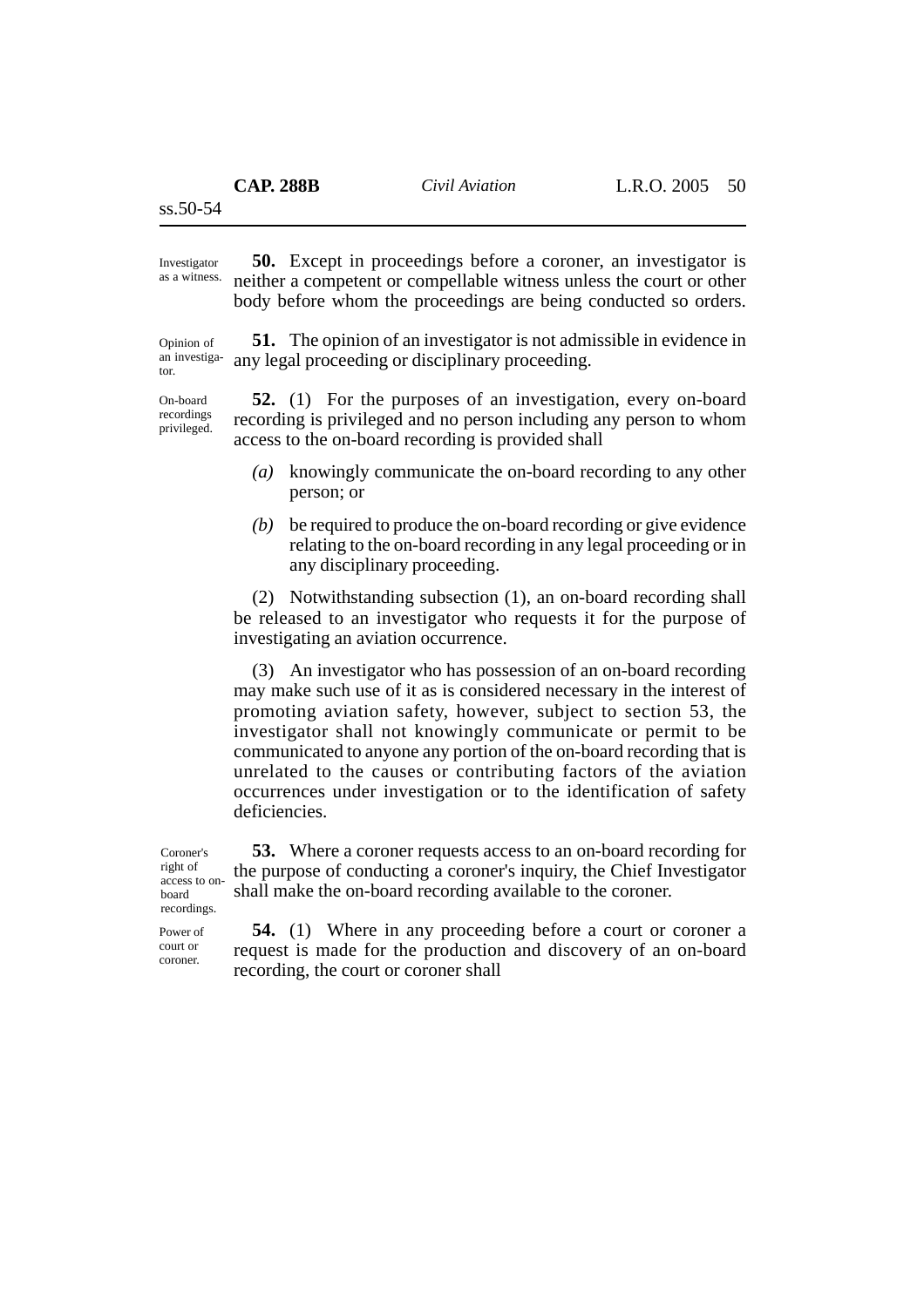Investigator as a witness.

**50.** Except in proceedings before a coroner, an investigator is neither a competent or compellable witness unless the court or other body before whom the proceedings are being conducted so orders.

Opinion of an investigator.

**51.** The opinion of an investigator is not admissible in evidence in any legal proceeding or disciplinary proceeding.

On-board recordings privileged.

**52.** (1) For the purposes of an investigation, every on-board recording is privileged and no person including any person to whom access to the on-board recording is provided shall

*(a)* knowingly communicate the on-board recording to any other person; or

*(b)* be required to produce the on-board recording or give evidence relating to the on-board recording in any legal proceeding or in any disciplinary proceeding.

(2) Notwithstanding subsection (1), an on-board recording shall be released to an investigator who requests it for the purpose of investigating an aviation occurrence.

(3) An investigator who has possession of an on-board recording may make such use of it as is considered necessary in the interest of promoting aviation safety, however, subject to section 53, the investigator shall not knowingly communicate or permit to be communicated to anyone any portion of the on-board recording that is unrelated to the causes or contributing factors of the aviation occurrences under investigation or to the identification of safety deficiencies.

Coroner's right of access to on-board recordings.

**53.** Where a coroner requests access to an on-board recording for the purpose of conducting a coroner's inquiry, the Chief Investigator shall make the on-board recording available to the coroner.

Power of court or coroner.

**54.** (1) Where in any proceeding before a court or coroner a request is made for the production and discovery of an on-board recording, the court or coroner shall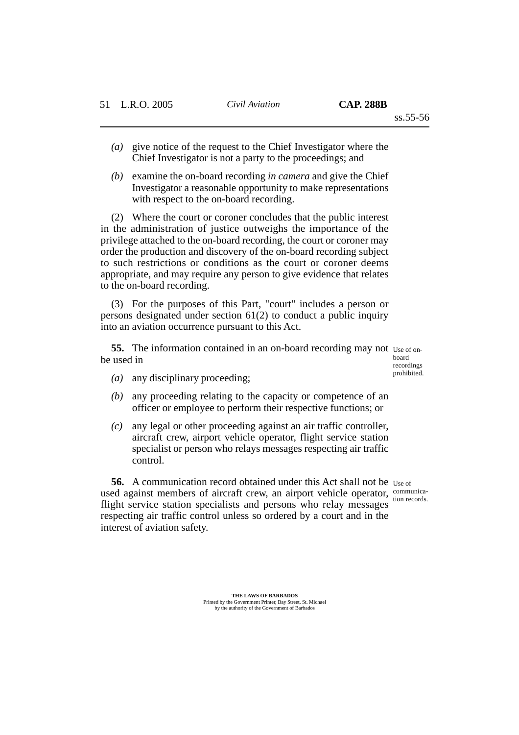*(a)* give notice of the request to the Chief Investigator where the Chief Investigator is not a party to the proceedings; and

*(b)* examine the on-board recording *in camera* and give the Chief Investigator a reasonable opportunity to make representations with respect to the on-board recording.

(2) Where the court or coroner concludes that the public interest in the administration of justice outweighs the importance of the privilege attached to the on-board recording, the court or coroner may order the production and discovery of the on-board recording subject to such restrictions or conditions as the court or coroner deems appropriate, and may require any person to give evidence that relates to the on-board recording.

(3) For the purposes of this Part, "court" includes a person or persons designated under section 61(2) to conduct a public inquiry into an aviation occurrence pursuant to this Act.

Use of on-board recordings prohibited.

**55.** The information contained in an on-board recording may not be used in

*(a)* any disciplinary proceeding;

*(b)* any proceeding relating to the capacity or competence of an officer or employee to perform their respective functions; or

*(c)* any legal or other proceeding against an air traffic controller, aircraft crew, airport vehicle operator, flight service station specialist or person who relays messages respecting air traffic control.

Use of communication records.

**56.** A communication record obtained under this Act shall not be used against members of aircraft crew, an airport vehicle operator, flight service station specialists and persons who relay messages respecting air traffic control unless so ordered by a court and in the interest of aviation safety.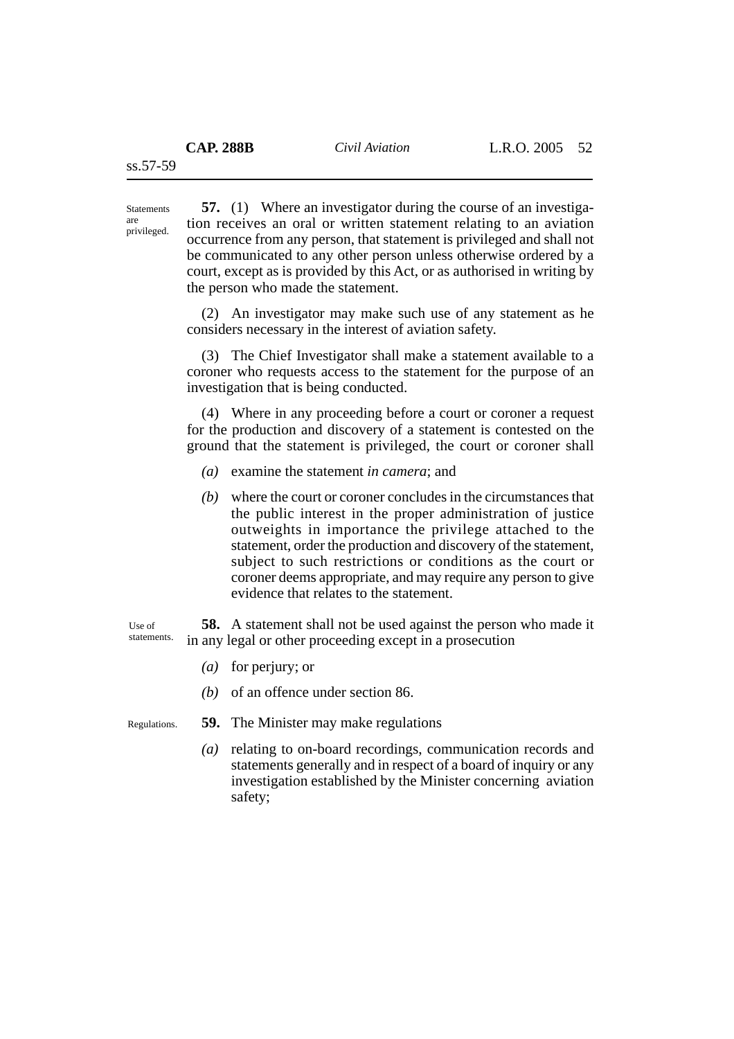Statements are privileged.

**57.** (1) Where an investigator during the course of an investigation receives an oral or written statement relating to an aviation occurrence from any person, that statement is privileged and shall not be communicated to any other person unless otherwise ordered by a court, except as is provided by this Act, or as authorised in writing by the person who made the statement.

(2) An investigator may make such use of any statement as he considers necessary in the interest of aviation safety.

(3) The Chief Investigator shall make a statement available to a coroner who requests access to the statement for the purpose of an investigation that is being conducted.

(4) Where in any proceeding before a court or coroner a request for the production and discovery of a statement is contested on the ground that the statement is privileged, the court or coroner shall

*(a)* examine the statement *in camera*; and

*(b)* where the court or coroner concludes in the circumstances that the public interest in the proper administration of justice outweights in importance the privilege attached to the statement, order the production and discovery of the statement, subject to such restrictions or conditions as the court or coroner deems appropriate, and may require any person to give evidence that relates to the statement.

Use of statements.

**58.** A statement shall not be used against the person who made it in any legal or other proceeding except in a prosecution

*(a)* for perjury; or

*(b)* of an offence under section 86.

Regulations.

**59.** The Minister may make regulations

*(a)* relating to on-board recordings, communication records and statements generally and in respect of a board of inquiry or any investigation established by the Minister concerning aviation safety;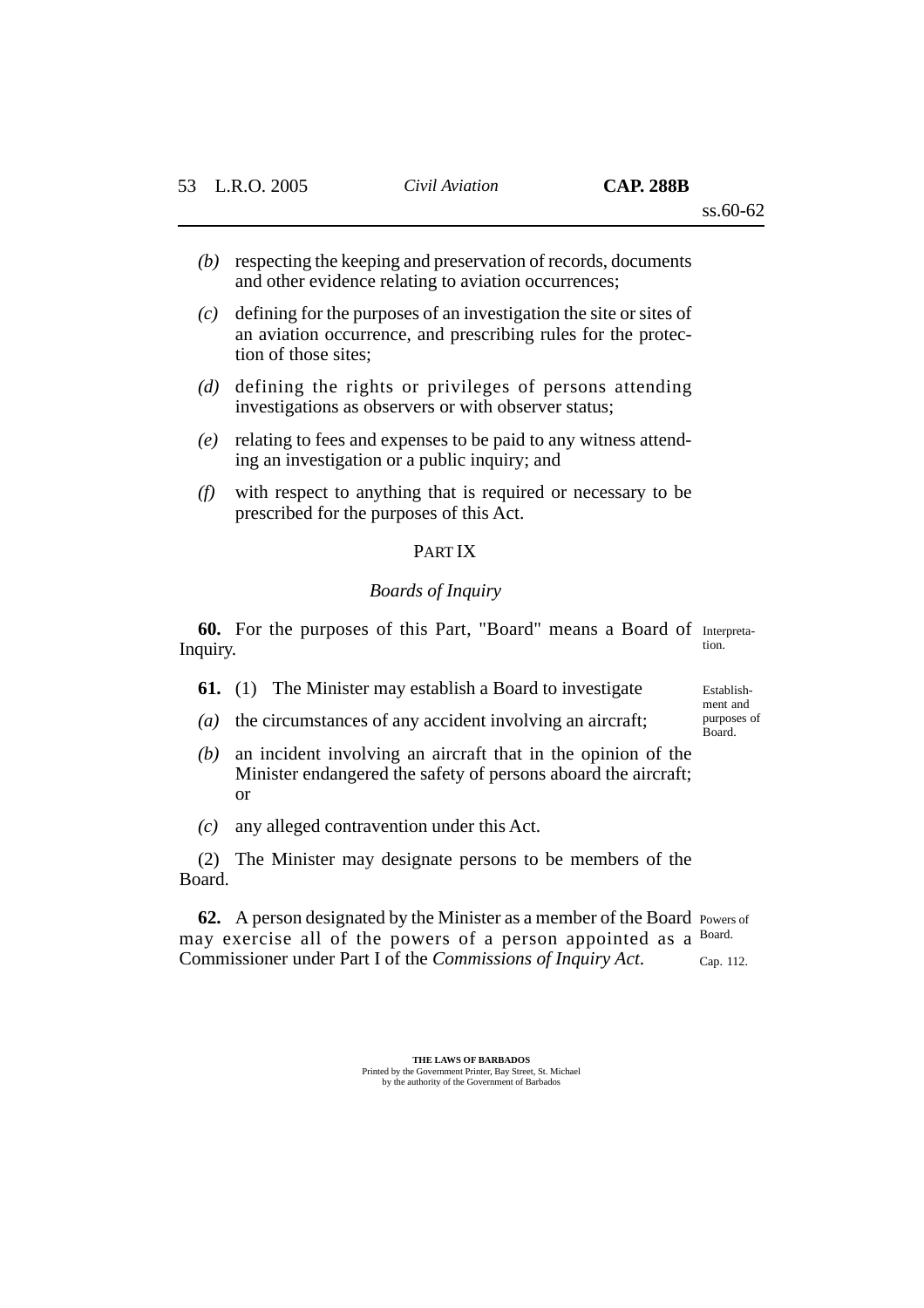*(b)* respecting the keeping and preservation of records, documents and other evidence relating to aviation occurrences;

*(c)* defining for the purposes of an investigation the site or sites of an aviation occurrence, and prescribing rules for the protection of those sites;

*(d)* defining the rights or privileges of persons attending investigations as observers or with observer status;

*(e)* relating to fees and expenses to be paid to any witness attending an investigation or a public inquiry; and

*(f)* with respect to anything that is required or necessary to be prescribed for the purposes of this Act.

## PART IX

### *Boards of Inquiry*

Interpretation.

**60.** For the purposes of this Part, "Board" means a Board of Inquiry.

Establishment and purposes of Board.

**61.** (1) The Minister may establish a Board to investigate

*(a)* the circumstances of any accident involving an aircraft;

*(b)* an incident involving an aircraft that in the opinion of the Minister endangered the safety of persons aboard the aircraft; or

*(c)* any alleged contravention under this Act.

(2) The Minister may designate persons to be members of the Board.

Powers of Board.

Cap. 112.

**62.** A person designated by the Minister as a member of the Board may exercise all of the powers of a person appointed as a Commissioner under Part I of the *Commissions of Inquiry Act*.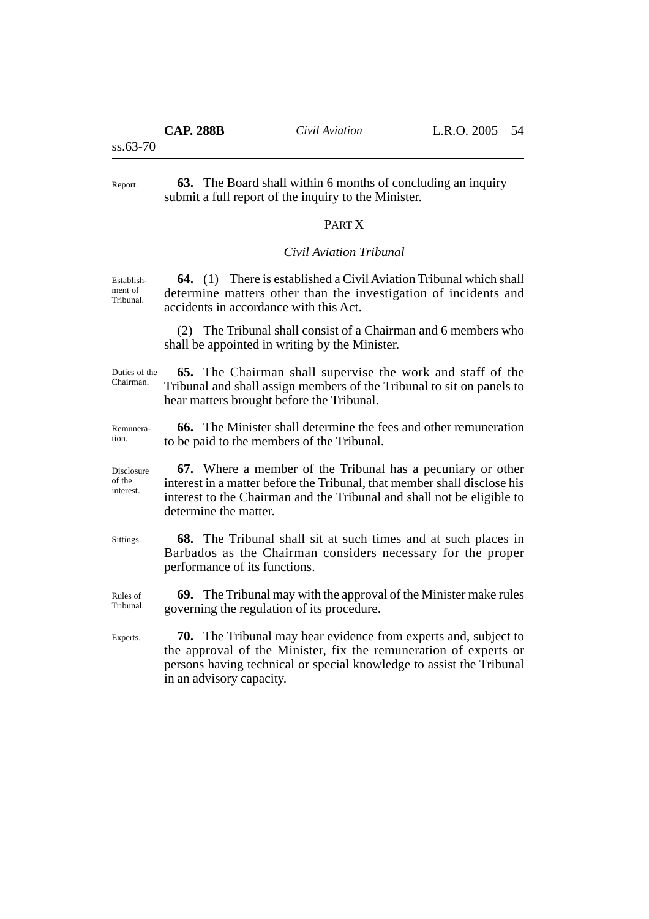Report.

**63.** The Board shall within 6 months of concluding an inquiry submit a full report of the inquiry to the Minister.

## PART X

### *Civil Aviation Tribunal*

Establishment of Tribunal.

**64.** (1) There is established a Civil Aviation Tribunal which shall determine matters other than the investigation of incidents and accidents in accordance with this Act.

(2) The Tribunal shall consist of a Chairman and 6 members who shall be appointed in writing by the Minister.

Duties of the Chairman.

**65.** The Chairman shall supervise the work and staff of the Tribunal and shall assign members of the Tribunal to sit on panels to hear matters brought before the Tribunal.

Remuneration.

**66.** The Minister shall determine the fees and other remuneration to be paid to the members of the Tribunal.

Disclosure of the interest.

**67.** Where a member of the Tribunal has a pecuniary or other interest in a matter before the Tribunal, that member shall disclose his interest to the Chairman and the Tribunal and shall not be eligible to determine the matter.

Sittings.

**68.** The Tribunal shall sit at such times and at such places in Barbados as the Chairman considers necessary for the proper performance of its functions.

Rules of Tribunal.

**69.** The Tribunal may with the approval of the Minister make rules governing the regulation of its procedure.

Experts.

**70.** The Tribunal may hear evidence from experts and, subject to the approval of the Minister, fix the remuneration of experts or persons having technical or special knowledge to assist the Tribunal in an advisory capacity.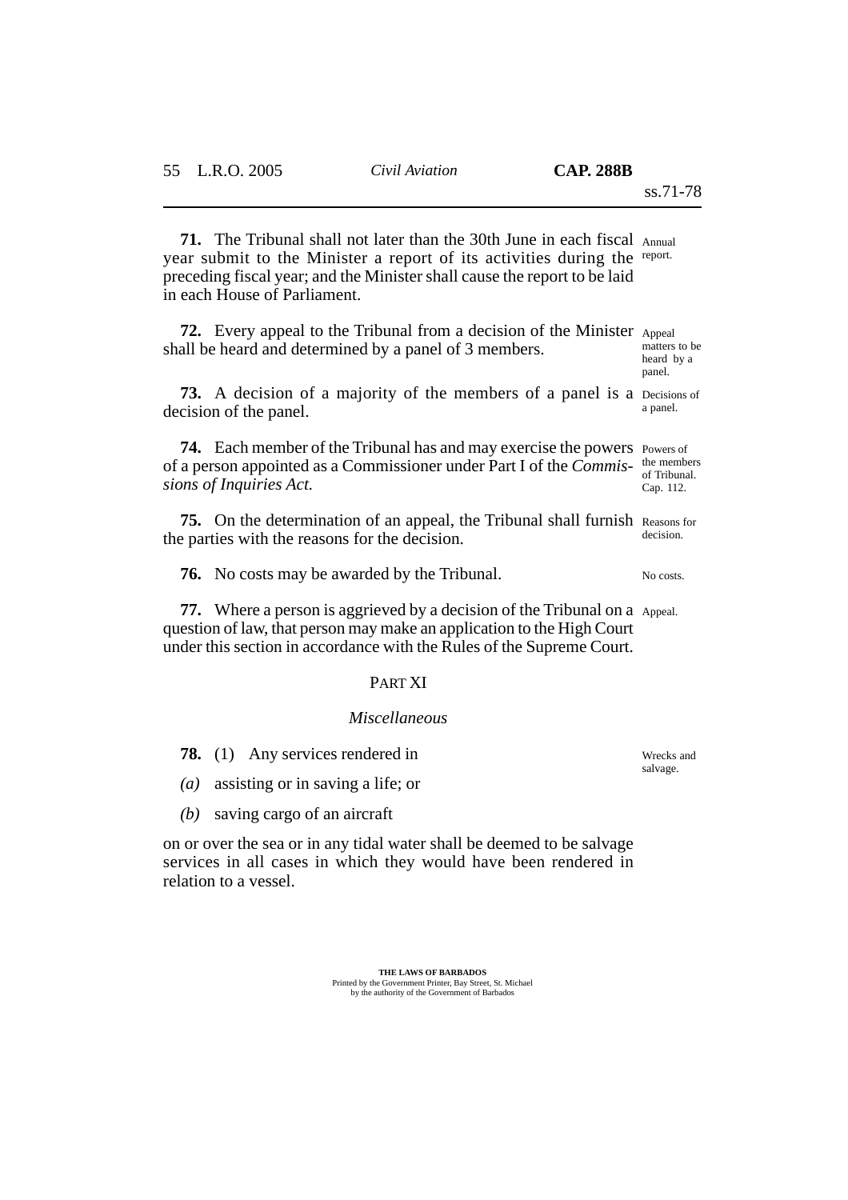**71.** The Tribunal shall not later than the 30th June in each fiscal year submit to the Minister a report of its activities during the preceding fiscal year; and the Minister shall cause the report to be laid in each House of Parliament.

Annual report.

**72.** Every appeal to the Tribunal from a decision of the Minister shall be heard and determined by a panel of 3 members.

Appeal matters to be heard by a panel.

**73.** A decision of a majority of the members of a panel is a decision of the panel.

Decisions of a panel.

**74.** Each member of the Tribunal has and may exercise the powers of a person appointed as a Commissioner under Part I of the *Commissions of Inquiries Act.*

Powers of the members of Tribunal. Cap. 112.

**75.** On the determination of an appeal, the Tribunal shall furnish the parties with the reasons for the decision.

Reasons for decision.

**76.** No costs may be awarded by the Tribunal.

No costs.

**77.** Where a person is aggrieved by a decision of the Tribunal on a question of law, that person may make an application to the High Court under this section in accordance with the Rules of the Supreme Court.

Appeal.

## PART XI

### *Miscellaneous*

**78.** (1) Any services rendered in

*(a)* assisting or in saving a life; or

*(b)* saving cargo of an aircraft

on or over the sea or in any tidal water shall be deemed to be salvage services in all cases in which they would have been rendered in relation to a vessel.

Wrecks and salvage.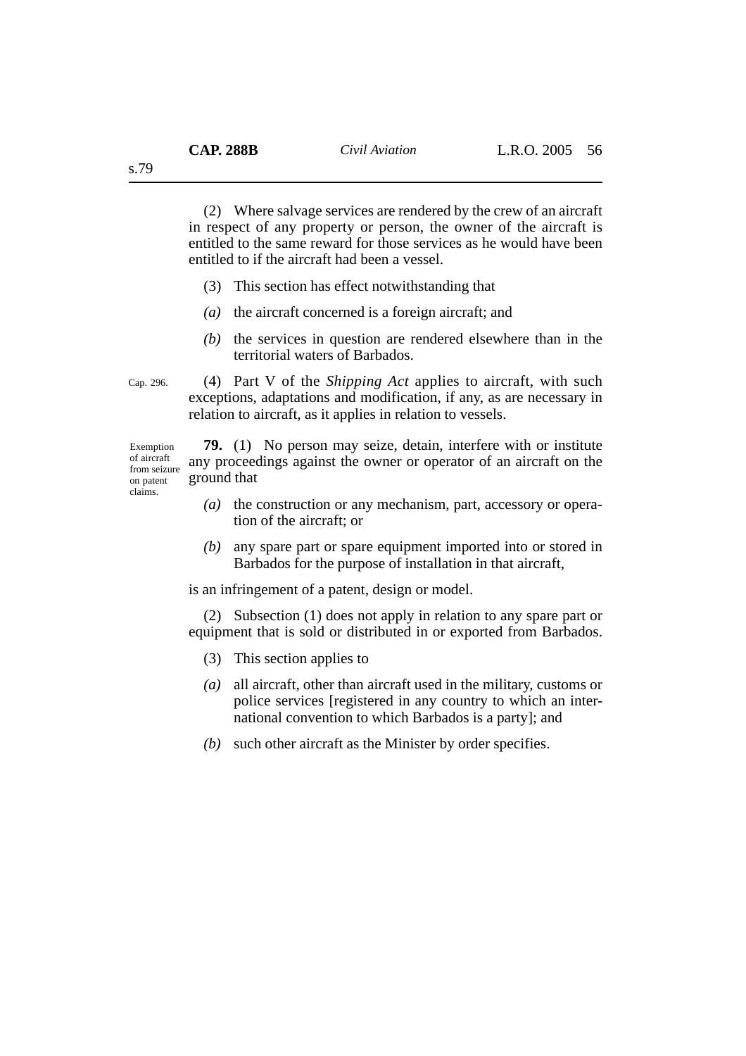(2) Where salvage services are rendered by the crew of an aircraft in respect of any property or person, the owner of the aircraft is entitled to the same reward for those services as he would have been entitled to if the aircraft had been a vessel.

(3) This section has effect notwithstanding that

*(a)* the aircraft concerned is a foreign aircraft; and

*(b)* the services in question are rendered elsewhere than in the territorial waters of Barbados.

Cap. 296.

(4) Part V of the *Shipping Act* applies to aircraft, with such exceptions, adaptations and modification, if any, as are necessary in relation to aircraft, as it applies in relation to vessels.

Exemption of aircraft from seizure on patent claims.

**79.** (1) No person may seize, detain, interfere with or institute any proceedings against the owner or operator of an aircraft on the ground that

*(a)* the construction or any mechanism, part, accessory or operation of the aircraft; or

*(b)* any spare part or spare equipment imported into or stored in Barbados for the purpose of installation in that aircraft,

is an infringement of a patent, design or model.

(2) Subsection (1) does not apply in relation to any spare part or equipment that is sold or distributed in or exported from Barbados.

(3) This section applies to

*(a)* all aircraft, other than aircraft used in the military, customs or police services [registered in any country to which an international convention to which Barbados is a party]; and

*(b)* such other aircraft as the Minister by order specifies.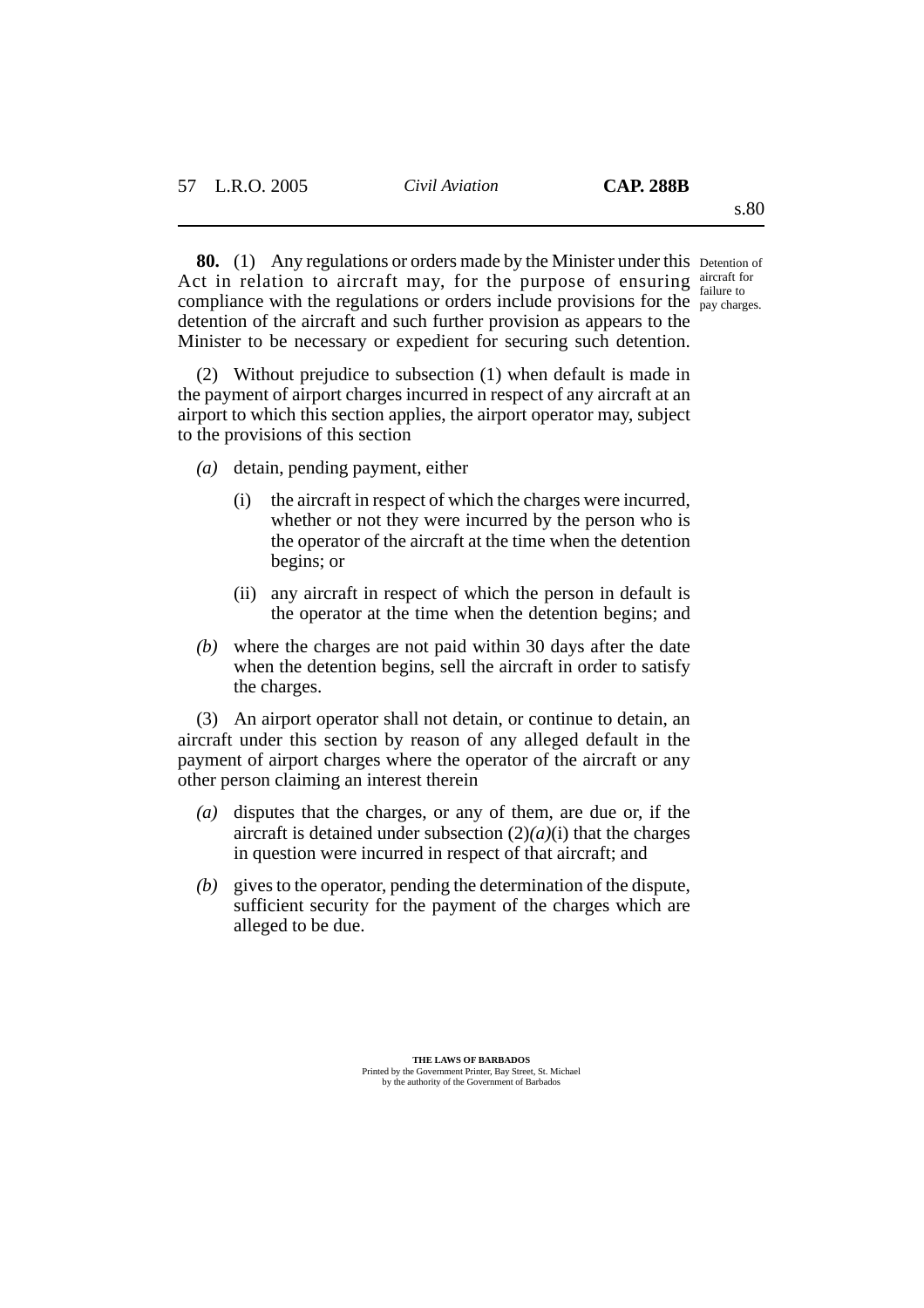**80.** (1) Any regulations or orders made by the Minister under this Act in relation to aircraft may, for the purpose of ensuring compliance with the regulations or orders include provisions for the detention of the aircraft and such further provision as appears to the Minister to be necessary or expedient for securing such detention.

Detention of aircraft for failure to pay charges.

(2) Without prejudice to subsection (1) when default is made in the payment of airport charges incurred in respect of any aircraft at an airport to which this section applies, the airport operator may, subject to the provisions of this section

*(a)* detain, pending payment, either

(i) the aircraft in respect of which the charges were incurred, whether or not they were incurred by the person who is the operator of the aircraft at the time when the detention begins; or

(ii) any aircraft in respect of which the person in default is the operator at the time when the detention begins; and

*(b)* where the charges are not paid within 30 days after the date when the detention begins, sell the aircraft in order to satisfy the charges.

(3) An airport operator shall not detain, or continue to detain, an aircraft under this section by reason of any alleged default in the payment of airport charges where the operator of the aircraft or any other person claiming an interest therein

*(a)* disputes that the charges, or any of them, are due or, if the aircraft is detained under subsection (2)*(a)*(i) that the charges in question were incurred in respect of that aircraft; and

*(b)* gives to the operator, pending the determination of the dispute, sufficient security for the payment of the charges which are alleged to be due.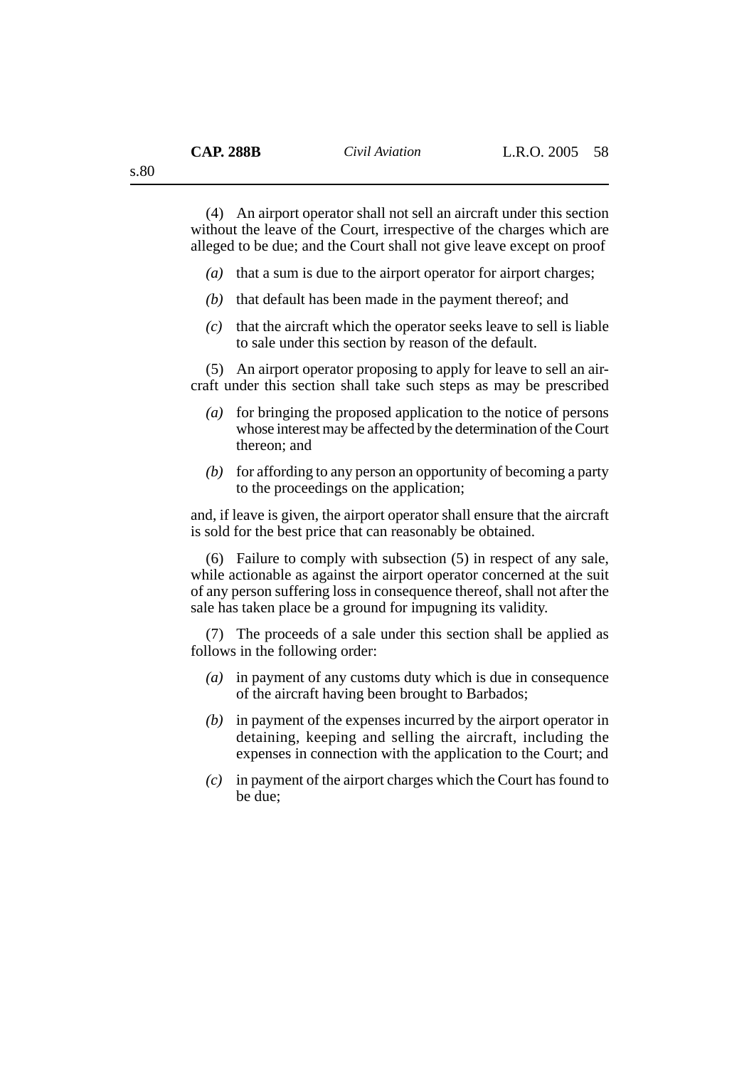(4) An airport operator shall not sell an aircraft under this section without the leave of the Court, irrespective of the charges which are alleged to be due; and the Court shall not give leave except on proof

- *(a)* that a sum is due to the airport operator for airport charges;
- *(b)* that default has been made in the payment thereof; and
- *(c)* that the aircraft which the operator seeks leave to sell is liable to sale under this section by reason of the default.

(5) An airport operator proposing to apply for leave to sell an aircraft under this section shall take such steps as may be prescribed

- *(a)* for bringing the proposed application to the notice of persons whose interest may be affected by the determination of the Court thereon; and
- *(b)* for affording to any person an opportunity of becoming a party to the proceedings on the application;

and, if leave is given, the airport operator shall ensure that the aircraft is sold for the best price that can reasonably be obtained.

(6) Failure to comply with subsection (5) in respect of any sale, while actionable as against the airport operator concerned at the suit of any person suffering loss in consequence thereof, shall not after the sale has taken place be a ground for impugning its validity.

(7) The proceeds of a sale under this section shall be applied as follows in the following order:

- *(a)* in payment of any customs duty which is due in consequence of the aircraft having been brought to Barbados;
- *(b)* in payment of the expenses incurred by the airport operator in detaining, keeping and selling the aircraft, including the expenses in connection with the application to the Court; and
- *(c)* in payment of the airport charges which the Court has found to be due;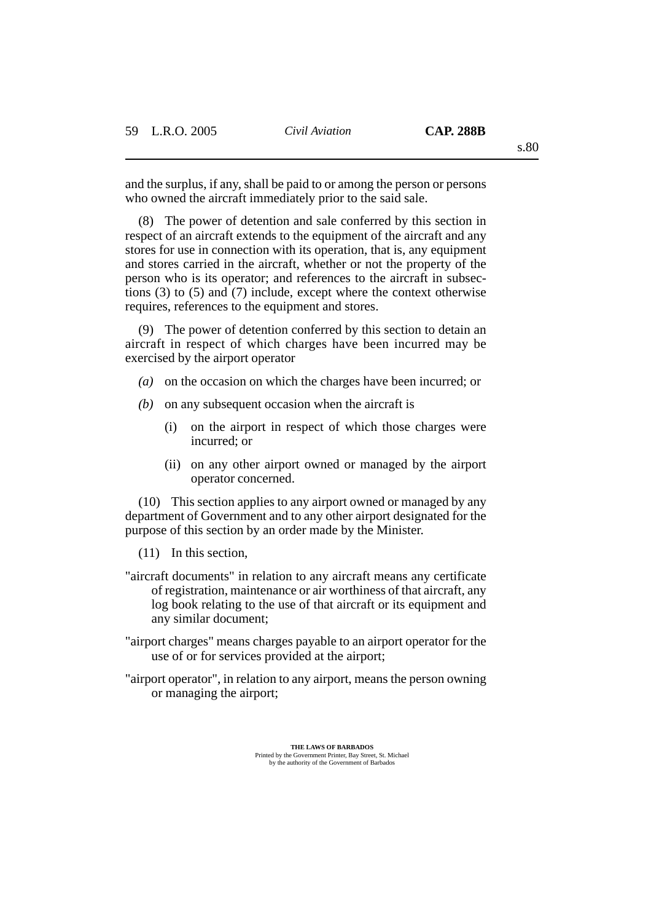and the surplus, if any, shall be paid to or among the person or persons who owned the aircraft immediately prior to the said sale.

(8) The power of detention and sale conferred by this section in respect of an aircraft extends to the equipment of the aircraft and any stores for use in connection with its operation, that is, any equipment and stores carried in the aircraft, whether or not the property of the person who is its operator; and references to the aircraft in subsections (3) to (5) and (7) include, except where the context otherwise requires, references to the equipment and stores.

(9) The power of detention conferred by this section to detain an aircraft in respect of which charges have been incurred may be exercised by the airport operator

*(a)* on the occasion on which the charges have been incurred; or

*(b)* on any subsequent occasion when the aircraft is

(i) on the airport in respect of which those charges were incurred; or

(ii) on any other airport owned or managed by the airport operator concerned.

(10) This section applies to any airport owned or managed by any department of Government and to any other airport designated for the purpose of this section by an order made by the Minister.

(11) In this section,

"aircraft documents" in relation to any aircraft means any certificate of registration, maintenance or air worthiness of that aircraft, any log book relating to the use of that aircraft or its equipment and any similar document;

"airport charges" means charges payable to an airport operator for the use of or for services provided at the airport;

"airport operator", in relation to any airport, means the person owning or managing the airport;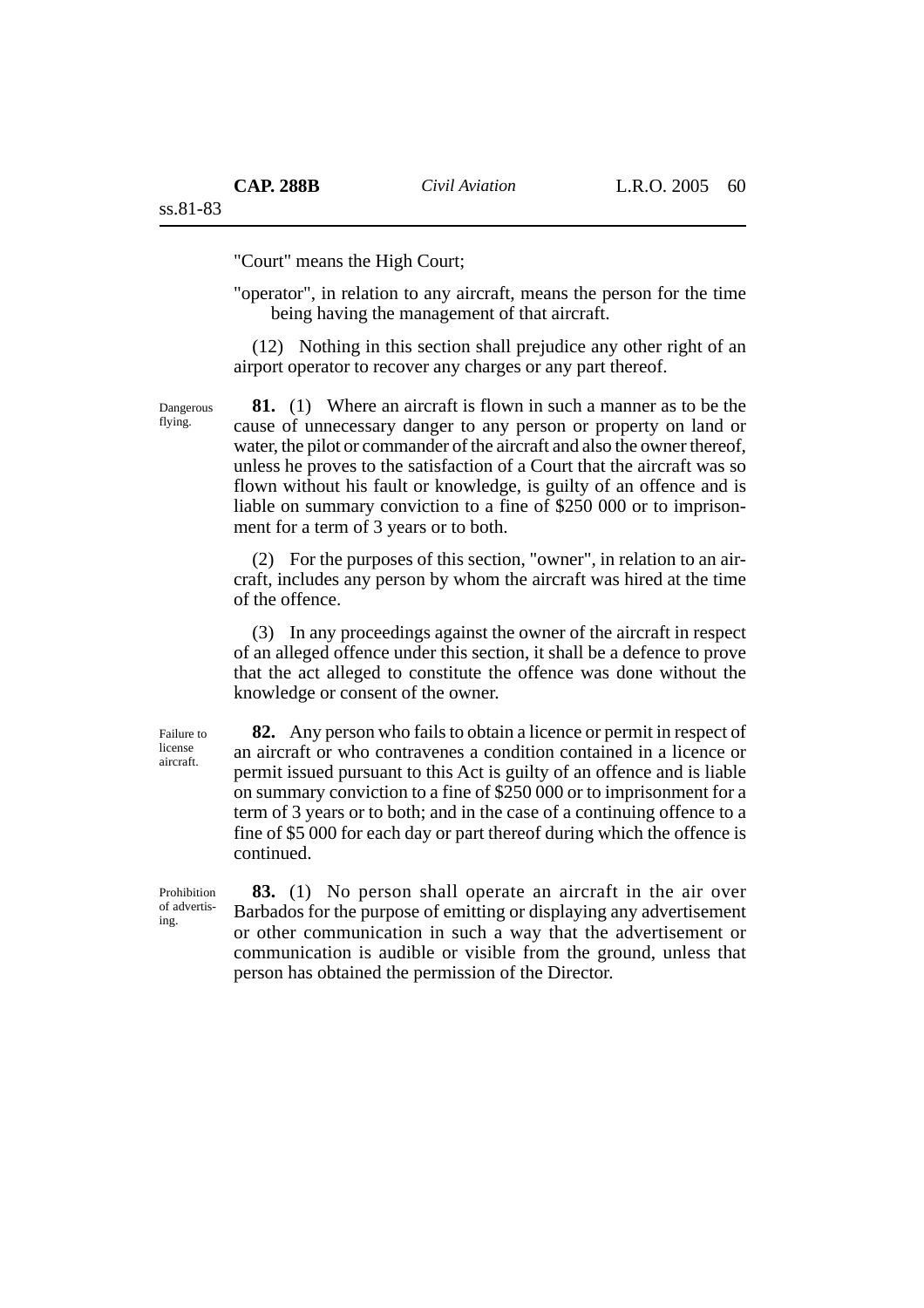"Court" means the High Court;

"operator", in relation to any aircraft, means the person for the time being having the management of that aircraft.

(12) Nothing in this section shall prejudice any other right of an airport operator to recover any charges or any part thereof.

Dangerous flying.

**81.** (1) Where an aircraft is flown in such a manner as to be the cause of unnecessary danger to any person or property on land or water, the pilot or commander of the aircraft and also the owner thereof, unless he proves to the satisfaction of a Court that the aircraft was so flown without his fault or knowledge, is guilty of an offence and is liable on summary conviction to a fine of $250 000 or to imprisonment for a term of 3 years or to both.

(2) For the purposes of this section, "owner", in relation to an aircraft, includes any person by whom the aircraft was hired at the time of the offence.

(3) In any proceedings against the owner of the aircraft in respect of an alleged offence under this section, it shall be a defence to prove that the act alleged to constitute the offence was done without the knowledge or consent of the owner.

Failure to license aircraft.

**82.** Any person who fails to obtain a licence or permit in respect of an aircraft or who contravenes a condition contained in a licence or permit issued pursuant to this Act is guilty of an offence and is liable on summary conviction to a fine of $250 000 or to imprisonment for a term of 3 years or to both; and in the case of a continuing offence to a fine of $5 000 for each day or part thereof during which the offence is continued.

Prohibition of advertising.

**83.** (1) No person shall operate an aircraft in the air over Barbados for the purpose of emitting or displaying any advertisement or other communication in such a way that the advertisement or communication is audible or visible from the ground, unless that person has obtained the permission of the Director.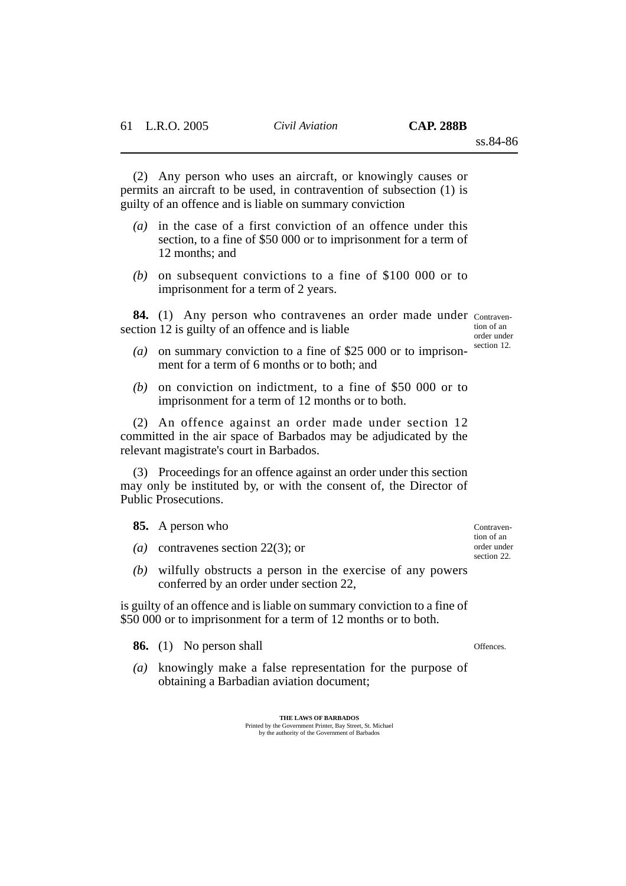(2) Any person who uses an aircraft, or knowingly causes or permits an aircraft to be used, in contravention of subsection (1) is guilty of an offence and is liable on summary conviction

- *(a)* in the case of a first conviction of an offence under this section, to a fine of $50 000 or to imprisonment for a term of 12 months; and
- *(b)* on subsequent convictions to a fine of $100 000 or to imprisonment for a term of 2 years.

Contravention of an order under section 12.

**84.** (1) Any person who contravenes an order made under section 12 is guilty of an offence and is liable

- *(a)* on summary conviction to a fine of $25 000 or to imprisonment for a term of 6 months or to both; and
- *(b)* on conviction on indictment, to a fine of $50 000 or to imprisonment for a term of 12 months or to both.

(2) An offence against an order made under section 12 committed in the air space of Barbados may be adjudicated by the relevant magistrate's court in Barbados.

(3) Proceedings for an offence against an order under this section may only be instituted by, or with the consent of, the Director of Public Prosecutions.

Contravention of an order under section 22.

**85.** A person who

- *(a)* contravenes section 22(3); or
- *(b)* wilfully obstructs a person in the exercise of any powers conferred by an order under section 22,

is guilty of an offence and is liable on summary conviction to a fine of $50 000 or to imprisonment for a term of 12 months or to both.

Offences.

**86.** (1) No person shall

- *(a)* knowingly make a false representation for the purpose of obtaining a Barbadian aviation document;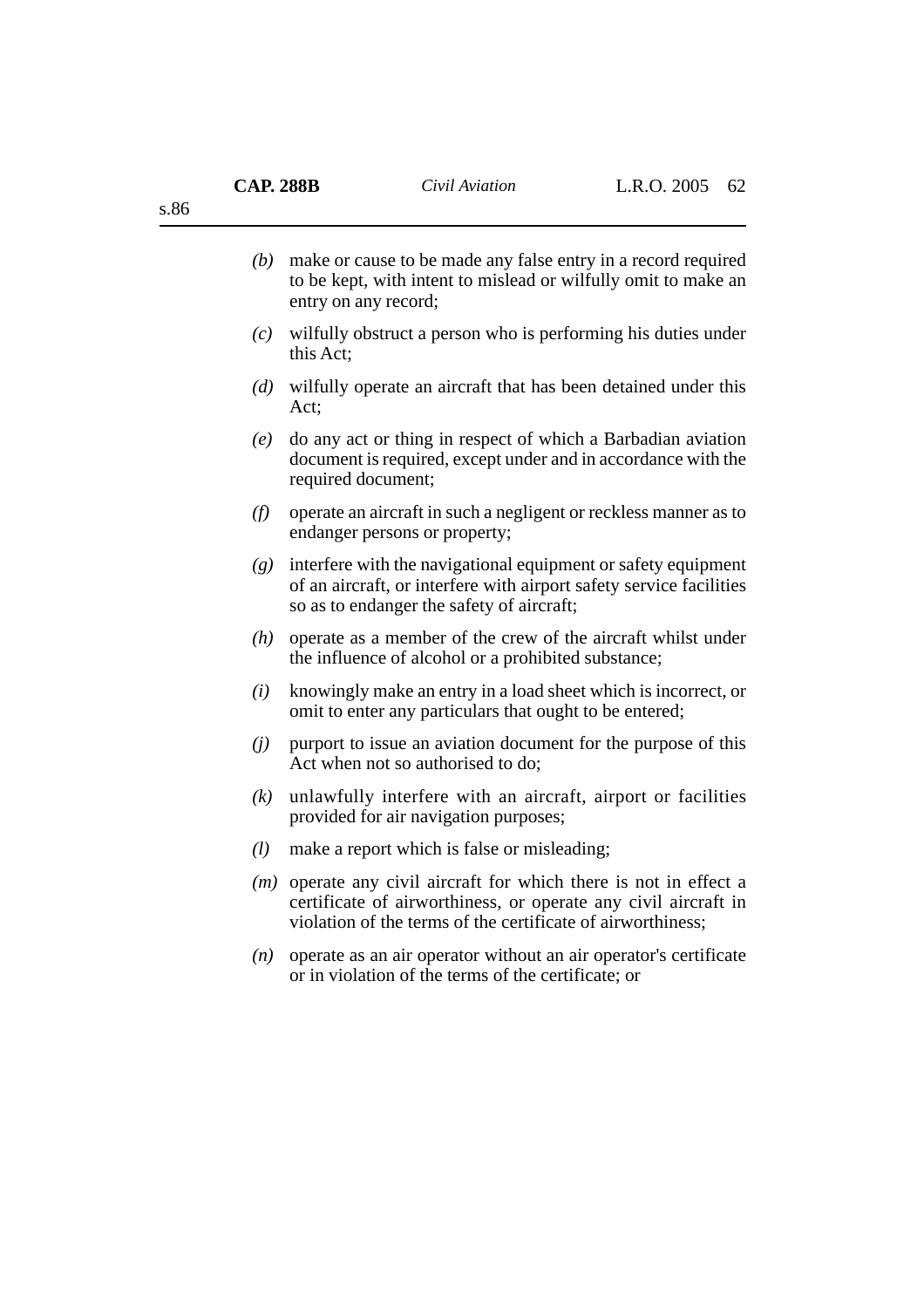*(b)* make or cause to be made any false entry in a record required to be kept, with intent to mislead or wilfully omit to make an entry on any record;

*(c)* wilfully obstruct a person who is performing his duties under this Act;

*(d)* wilfully operate an aircraft that has been detained under this Act;

*(e)* do any act or thing in respect of which a Barbadian aviation document is required, except under and in accordance with the required document;

*(f)* operate an aircraft in such a negligent or reckless manner as to endanger persons or property;

*(g)* interfere with the navigational equipment or safety equipment of an aircraft, or interfere with airport safety service facilities so as to endanger the safety of aircraft;

*(h)* operate as a member of the crew of the aircraft whilst under the influence of alcohol or a prohibited substance;

*(i)* knowingly make an entry in a load sheet which is incorrect, or omit to enter any particulars that ought to be entered;

*(j)* purport to issue an aviation document for the purpose of this Act when not so authorised to do;

*(k)* unlawfully interfere with an aircraft, airport or facilities provided for air navigation purposes;

*(l)* make a report which is false or misleading;

*(m)* operate any civil aircraft for which there is not in effect a certificate of airworthiness, or operate any civil aircraft in violation of the terms of the certificate of airworthiness;

*(n)* operate as an air operator without an air operator's certificate or in violation of the terms of the certificate; or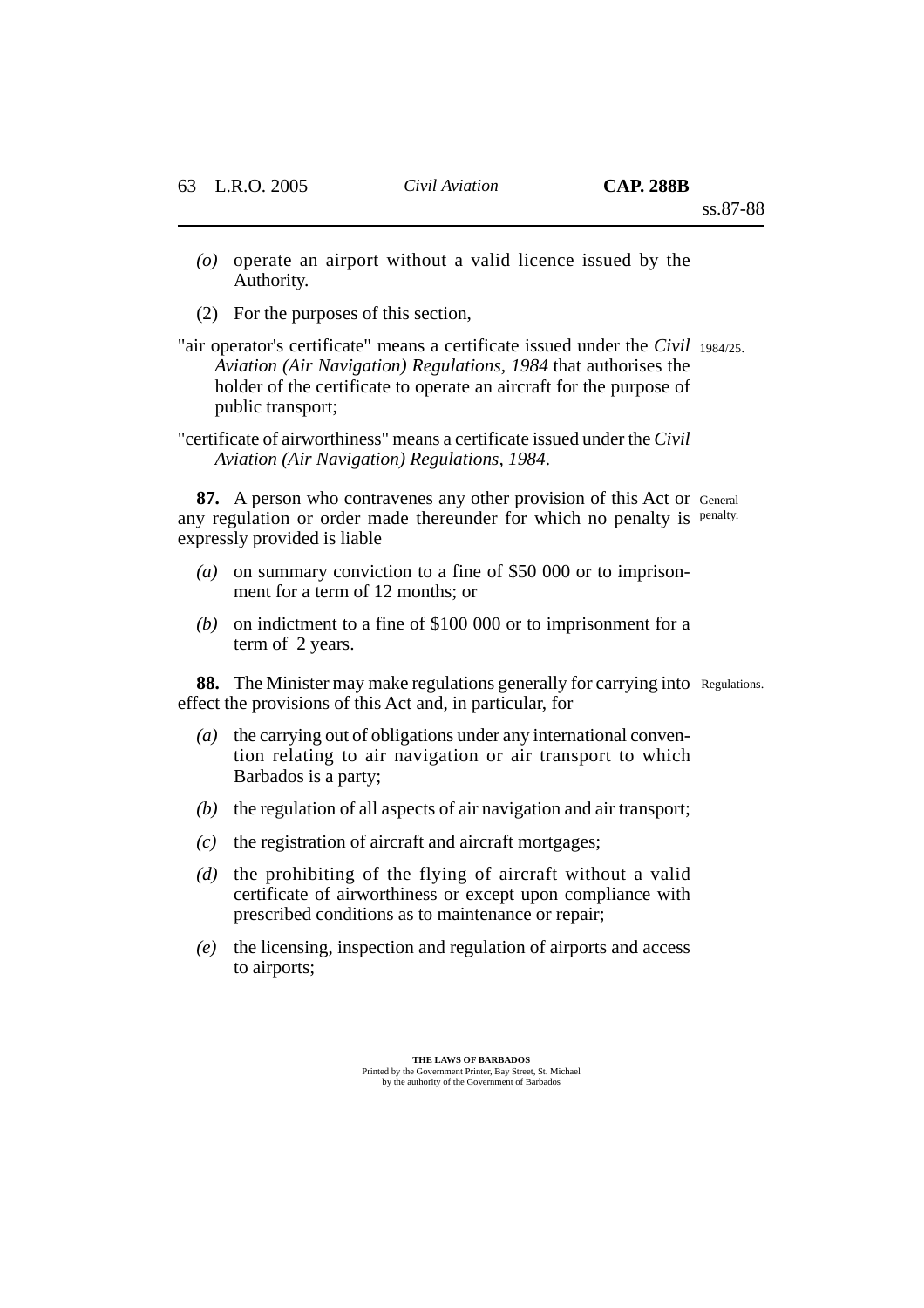*(o)* operate an airport without a valid licence issued by the Authority.

(2) For the purposes of this section,

"air operator's certificate" means a certificate issued under the *Civil Aviation (Air Navigation) Regulations, 1984* that authorises the holder of the certificate to operate an aircraft for the purpose of public transport; 1984/25.

"certificate of airworthiness" means a certificate issued under the *Civil Aviation (Air Navigation) Regulations, 1984*.

General penalty.

**87.** A person who contravenes any other provision of this Act or any regulation or order made thereunder for which no penalty is expressly provided is liable

*(a)* on summary conviction to a fine of \$50 000 or to imprisonment for a term of 12 months; or

*(b)* on indictment to a fine of \$100 000 or to imprisonment for a term of 2 years.

Regulations.

**88.** The Minister may make regulations generally for carrying into effect the provisions of this Act and, in particular, for

*(a)* the carrying out of obligations under any international convention relating to air navigation or air transport to which Barbados is a party;

*(b)* the regulation of all aspects of air navigation and air transport;

*(c)* the registration of aircraft and aircraft mortgages;

*(d)* the prohibiting of the flying of aircraft without a valid certificate of airworthiness or except upon compliance with prescribed conditions as to maintenance or repair;

*(e)* the licensing, inspection and regulation of airports and access to airports;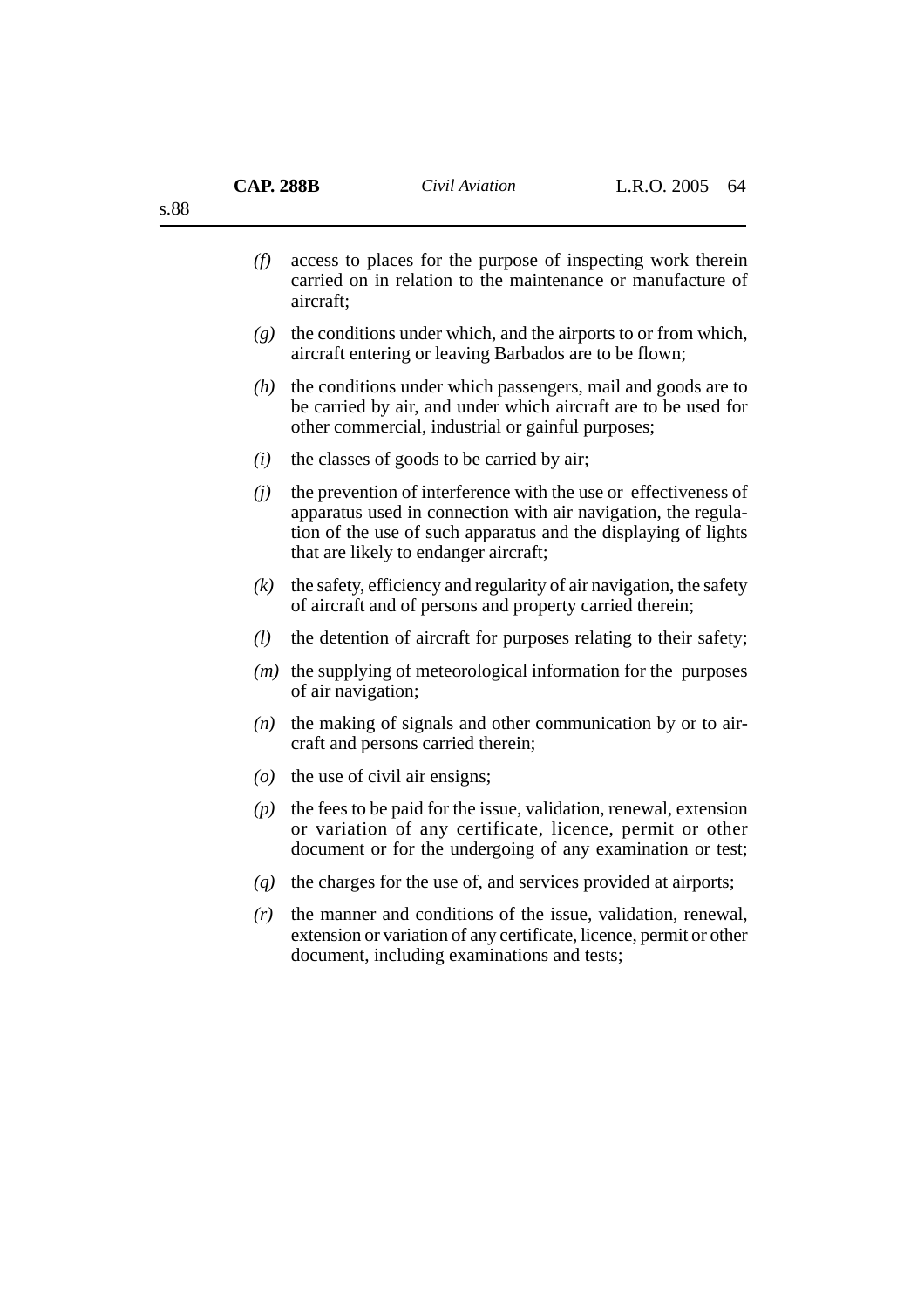*(f)* access to places for the purpose of inspecting work therein carried on in relation to the maintenance or manufacture of aircraft;

*(g)* the conditions under which, and the airports to or from which, aircraft entering or leaving Barbados are to be flown;

*(h)* the conditions under which passengers, mail and goods are to be carried by air, and under which aircraft are to be used for other commercial, industrial or gainful purposes;

*(i)* the classes of goods to be carried by air;

*(j)* the prevention of interference with the use or effectiveness of apparatus used in connection with air navigation, the regulation of the use of such apparatus and the displaying of lights that are likely to endanger aircraft;

*(k)* the safety, efficiency and regularity of air navigation, the safety of aircraft and of persons and property carried therein;

*(l)* the detention of aircraft for purposes relating to their safety;

*(m)* the supplying of meteorological information for the purposes of air navigation;

*(n)* the making of signals and other communication by or to aircraft and persons carried therein;

*(o)* the use of civil air ensigns;

*(p)* the fees to be paid for the issue, validation, renewal, extension or variation of any certificate, licence, permit or other document or for the undergoing of any examination or test;

*(q)* the charges for the use of, and services provided at airports;

*(r)* the manner and conditions of the issue, validation, renewal, extension or variation of any certificate, licence, permit or other document, including examinations and tests;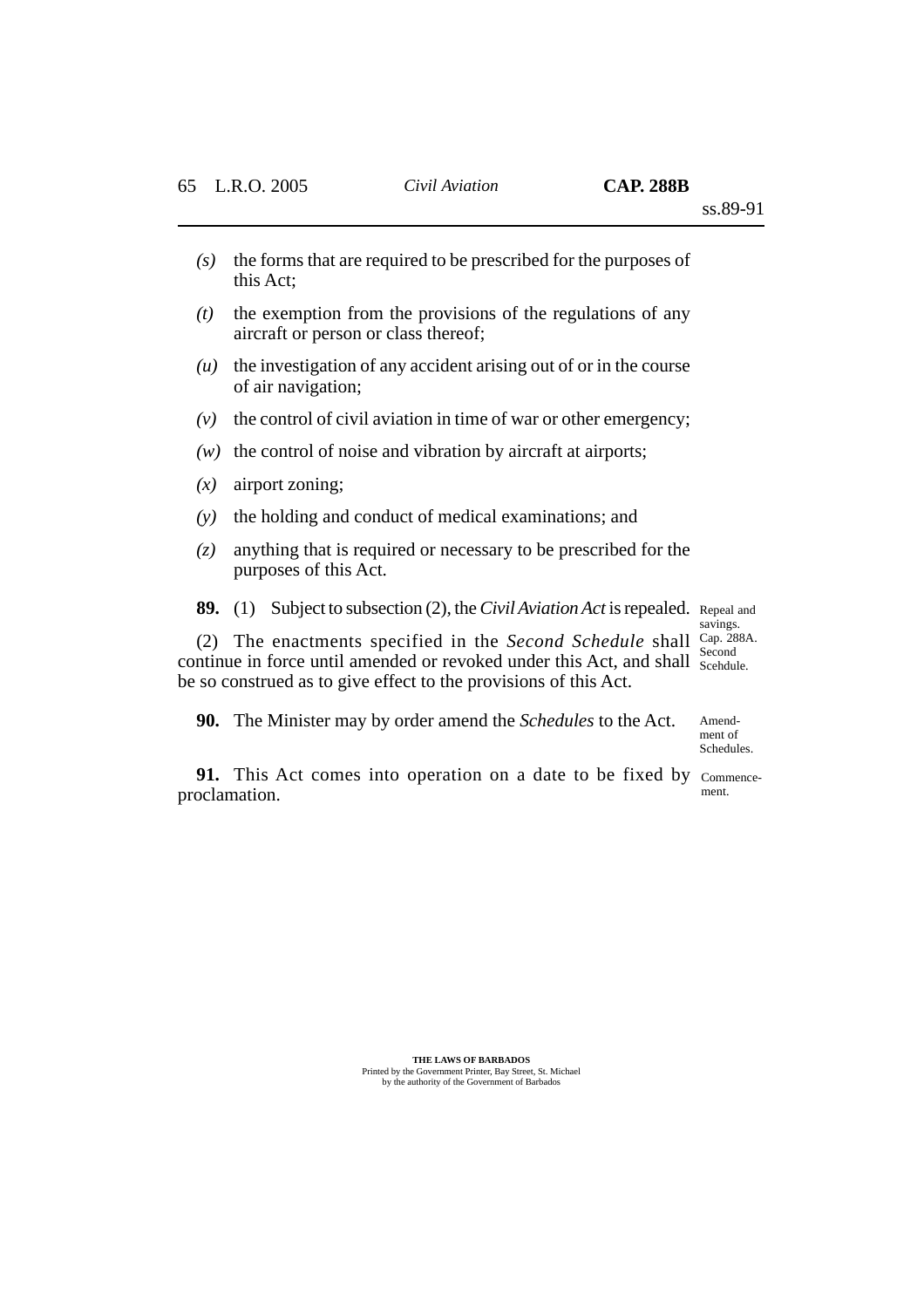*(s)* the forms that are required to be prescribed for the purposes of this Act;

*(t)* the exemption from the provisions of the regulations of any aircraft or person or class thereof;

*(u)* the investigation of any accident arising out of or in the course of air navigation;

*(v)* the control of civil aviation in time of war or other emergency;

*(w)* the control of noise and vibration by aircraft at airports;

*(x)* airport zoning;

*(y)* the holding and conduct of medical examinations; and

*(z)* anything that is required or necessary to be prescribed for the purposes of this Act.

Repeal and savings. Cap. 288A. Second Scehdule.

**89.** (1) Subject to subsection (2), the *Civil Aviation Act* is repealed.

(2) The enactments specified in the *Second Schedule* shall continue in force until amended or revoked under this Act, and shall be so construed as to give effect to the provisions of this Act.

Amendment of Schedules.

**90.** The Minister may by order amend the *Schedules* to the Act.

Commencement.

**91.** This Act comes into operation on a date to be fixed by proclamation.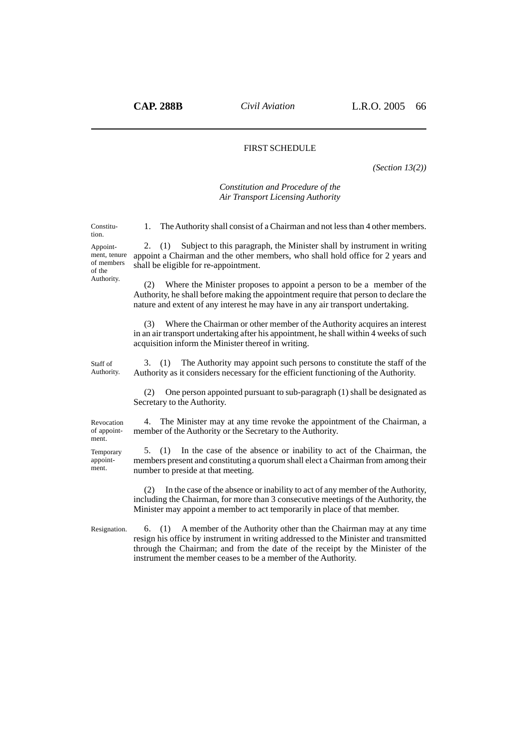## FIRST SCHEDULE

*(Section 13(2))*

*Constitution and Procedure of the Air Transport Licensing Authority*

Constitution.

1. The Authority shall consist of a Chairman and not less than 4 other members.

Appointment, tenure of members of the Authority.

2. (1) Subject to this paragraph, the Minister shall by instrument in writing appoint a Chairman and the other members, who shall hold office for 2 years and shall be eligible for re-appointment.

(2) Where the Minister proposes to appoint a person to be a member of the Authority, he shall before making the appointment require that person to declare the nature and extent of any interest he may have in any air transport undertaking.

(3) Where the Chairman or other member of the Authority acquires an interest in an air transport undertaking after his appointment, he shall within 4 weeks of such acquisition inform the Minister thereof in writing.

Staff of Authority.

3. (1) The Authority may appoint such persons to constitute the staff of the Authority as it considers necessary for the efficient functioning of the Authority.

(2) One person appointed pursuant to sub-paragraph (1) shall be designated as Secretary to the Authority.

Revocation of appointment.

4. The Minister may at any time revoke the appointment of the Chairman, a member of the Authority or the Secretary to the Authority.

Temporary appointment.

5. (1) In the case of the absence or inability to act of the Chairman, the members present and constituting a quorum shall elect a Chairman from among their number to preside at that meeting.

(2) In the case of the absence or inability to act of any member of the Authority, including the Chairman, for more than 3 consecutive meetings of the Authority, the Minister may appoint a member to act temporarily in place of that member.

Resignation.

6. (1) A member of the Authority other than the Chairman may at any time resign his office by instrument in writing addressed to the Minister and transmitted through the Chairman; and from the date of the receipt by the Minister of the instrument the member ceases to be a member of the Authority.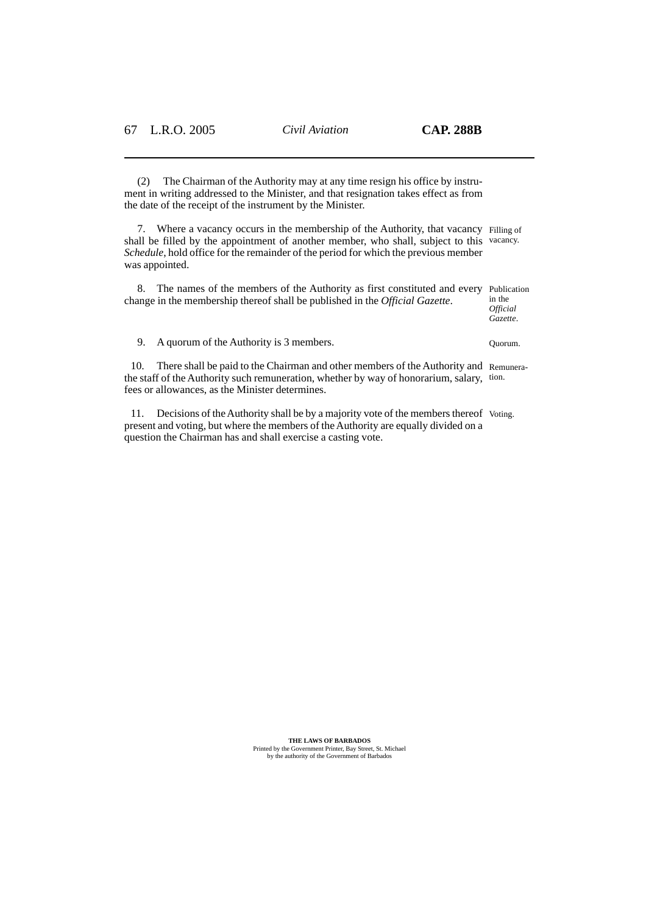(2) The Chairman of the Authority may at any time resign his office by instrument in writing addressed to the Minister, and that resignation takes effect as from the date of the receipt of the instrument by the Minister.

7. Where a vacancy occurs in the membership of the Authority, that vacancy shall be filled by the appointment of another member, who shall, subject to this *Schedule*, hold office for the remainder of the period for which the previous member was appointed.

Filling of vacancy.

8. The names of the members of the Authority as first constituted and every change in the membership thereof shall be published in the *Official Gazette*.

Publication in the *Official Gazette*.

9. A quorum of the Authority is 3 members.

Quorum.

10. There shall be paid to the Chairman and other members of the Authority and the staff of the Authority such remuneration, whether by way of honorarium, salary, fees or allowances, as the Minister determines.

Remuneration.

11. Decisions of the Authority shall be by a majority vote of the members thereof present and voting, but where the members of the Authority are equally divided on a question the Chairman has and shall exercise a casting vote.

Voting.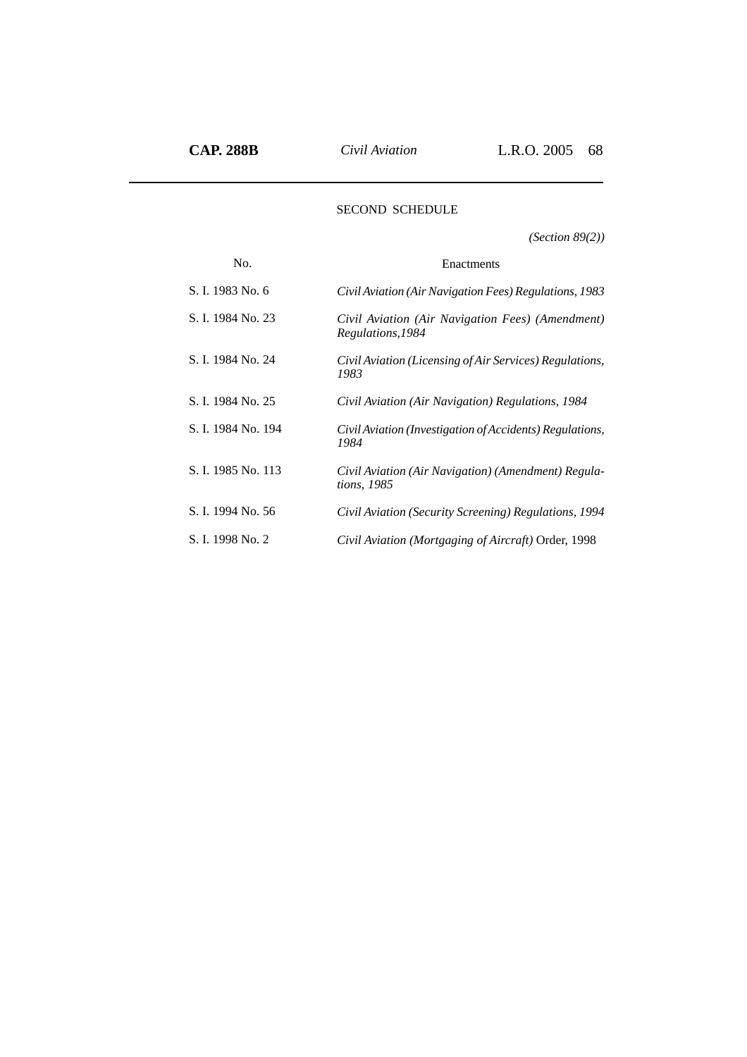SECOND SCHEDULE

*(Section 89(2))*

| No. | Enactments |
|---|---|
| S. I. 1983 No. 6 | *Civil Aviation (Air Navigation Fees) Regulations, 1983* |
| S. I. 1984 No. 23 | *Civil Aviation (Air Navigation Fees) (Amendment) Regulations,1984* |
| S. I. 1984 No. 24 | *Civil Aviation (Licensing of Air Services) Regulations, 1983* |
| S. I. 1984 No. 25 | *Civil Aviation (Air Navigation) Regulations, 1984* |
| S. I. 1984 No. 194 | *Civil Aviation (Investigation of Accidents) Regulations, 1984* |
| S. I. 1985 No. 113 | *Civil Aviation (Air Navigation) (Amendment) Regulations, 1985* |
| S. I. 1994 No. 56 | *Civil Aviation (Security Screening) Regulations, 1994* |
| S. I. 1998 No. 2 | *Civil Aviation (Mortgaging of Aircraft)* Order, 1998 |